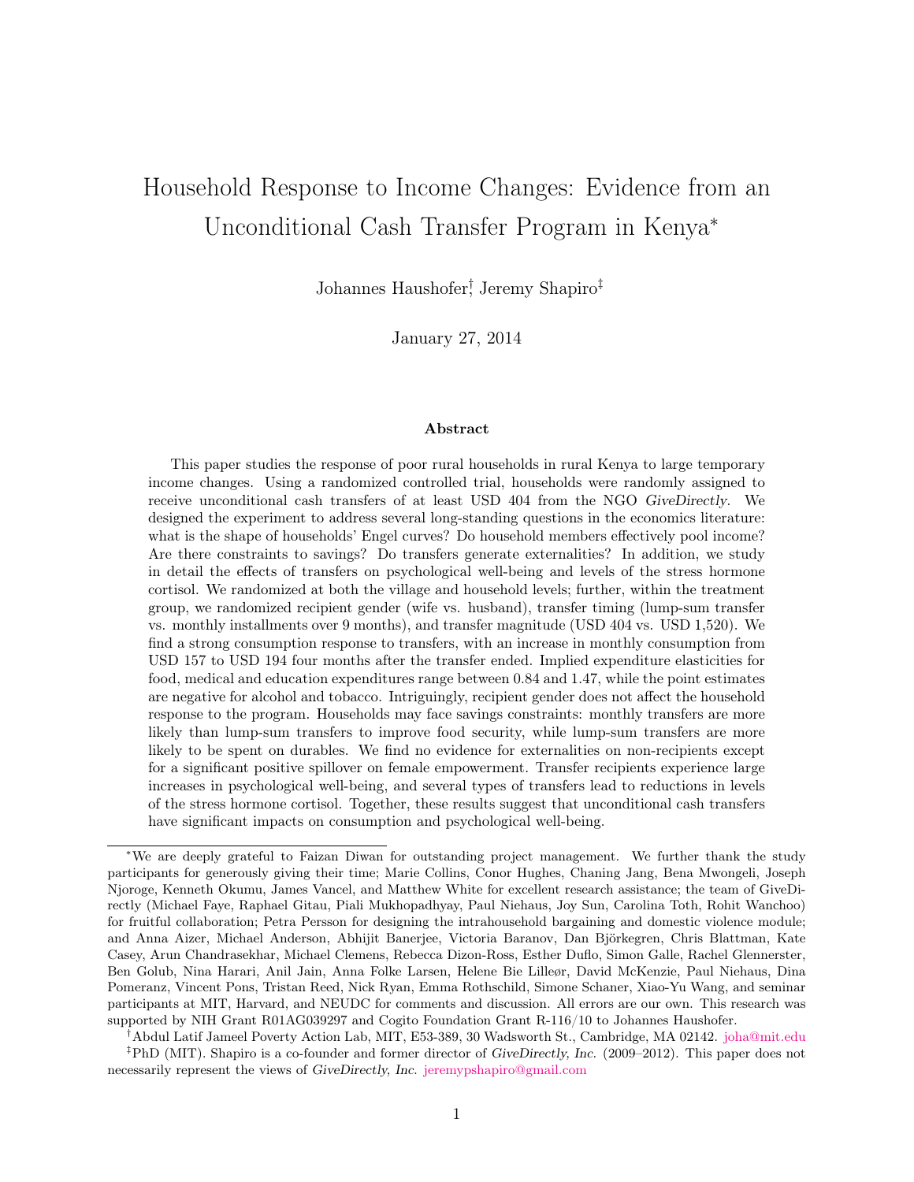# Household Response to Income Changes: Evidence from an Unconditional Cash Transfer Program in Kenya*

Johannes Haushofer†, Jeremy Shapiro‡

January 27, 2014

## Abstract

This paper studies the response of poor rural households in rural Kenya to large temporary income changes. Using a randomized controlled trial, households were randomly assigned to receive unconditional cash transfers of at least USD 404 from the NGO *GiveDirectly*. We designed the experiment to address several long-standing questions in the economics literature: what is the shape of households' Engel curves? Do household members effectively pool income? Are there constraints to savings? Do transfers generate externalities? In addition, we study in detail the effects of transfers on psychological well-being and levels of the stress hormone cortisol. We randomized at both the village and household levels; further, within the treatment group, we randomized recipient gender (wife vs. husband), transfer timing (lump-sum transfer vs. monthly installments over 9 months), and transfer magnitude (USD 404 vs. USD 1,520). We find a strong consumption response to transfers, with an increase in monthly consumption from USD 157 to USD 194 four months after the transfer ended. Implied expenditure elasticities for food, medical and education expenditures range between 0.84 and 1.47, while the point estimates are negative for alcohol and tobacco. Intriguingly, recipient gender does not affect the household response to the program. Households may face savings constraints: monthly transfers are more likely than lump-sum transfers to improve food security, while lump-sum transfers are more likely to be spent on durables. We find no evidence for externalities on non-recipients except for a significant positive spillover on female empowerment. Transfer recipients experience large increases in psychological well-being, and several types of transfers lead to reductions in levels of the stress hormone cortisol. Together, these results suggest that unconditional cash transfers have significant impacts on consumption and psychological well-being.

---

*We are deeply grateful to Faizan Diwan for outstanding project management. We further thank the study participants for generously giving their time; Marie Collins, Conor Hughes, Chaning Jang, Bena Mwongeli, Joseph Njoroge, Kenneth Okumu, James Vancel, and Matthew White for excellent research assistance; the team of GiveDirectly (Michael Faye, Raphael Gitau, Piali Mukhopadhyay, Paul Niehaus, Joy Sun, Carolina Toth, Rohit Wanchoo) for fruitful collaboration; Petra Persson for designing the intrahousehold bargaining and domestic violence module; and Anna Aizer, Michael Anderson, Abhijit Banerjee, Victoria Baranov, Dan Björkegren, Chris Blattman, Kate Casey, Arun Chandrasekhar, Michael Clemens, Rebecca Dizon-Ross, Esther Duflo, Simon Galle, Rachel Glennerster, Ben Golub, Nina Harari, Anil Jain, Anna Folke Larsen, Helene Bie Lilleør, David McKenzie, Paul Niehaus, Dina Pomeranz, Vincent Pons, Tristan Reed, Nick Ryan, Emma Rothschild, Simone Schaner, Xiao-Yu Wang, and seminar participants at MIT, Harvard, and NEUDC for comments and discussion. All errors are our own. This research was supported by NIH Grant R01AG039297 and Cogito Foundation Grant R-116/10 to Johannes Haushofer.

†Abdul Latif Jameel Poverty Action Lab, MIT, E53-389, 30 Wadsworth St., Cambridge, MA 02142. joha@mit.edu

‡PhD (MIT). Shapiro is a co-founder and former director of *GiveDirectly, Inc.* (2009–2012). This paper does not necessarily represent the views of *GiveDirectly, Inc.* jeremypshapiro@gmail.com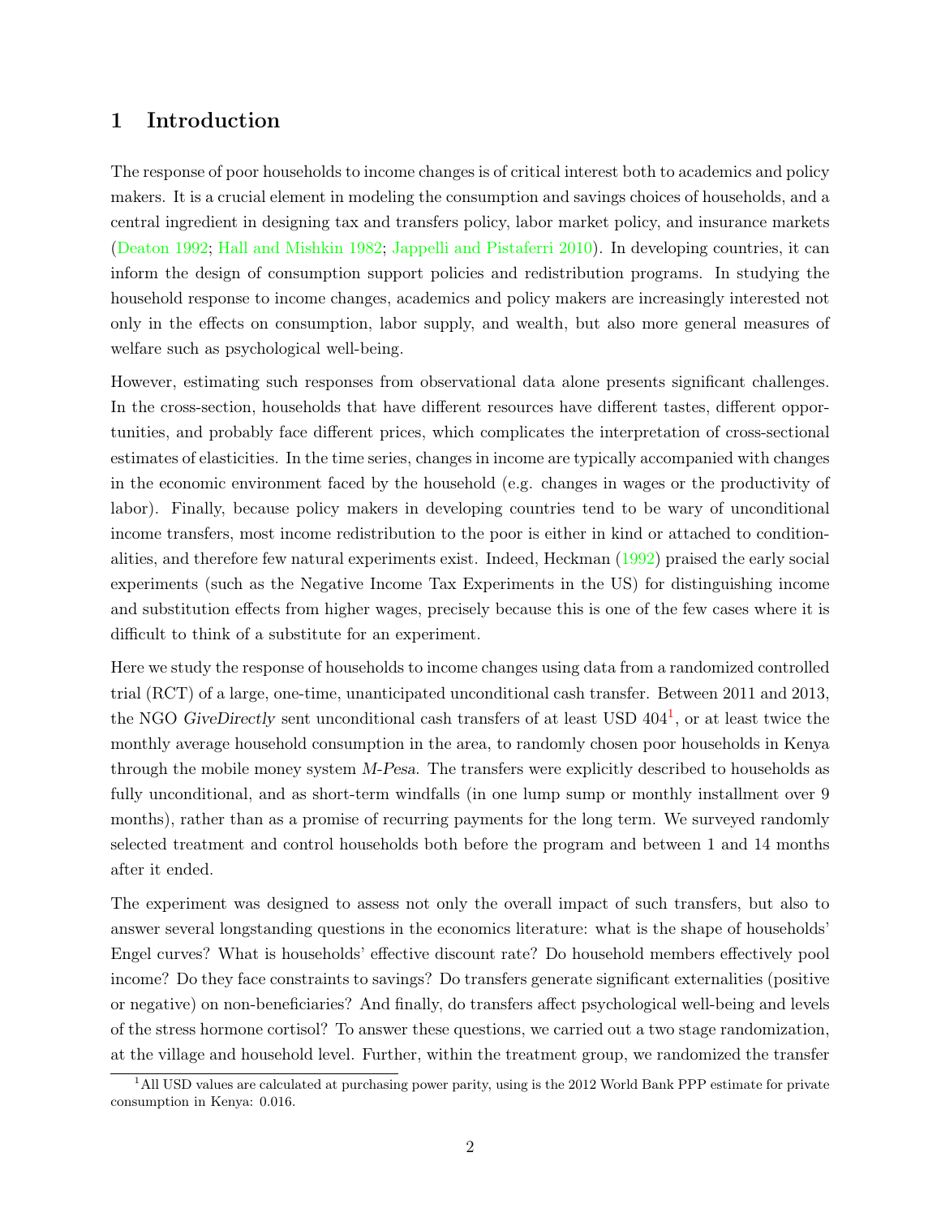# 1 Introduction

The response of poor households to income changes is of critical interest both to academics and policy makers. It is a crucial element in modeling the consumption and savings choices of households, and a central ingredient in designing tax and transfers policy, labor market policy, and insurance markets (Deaton 1992; Hall and Mishkin 1982; Jappelli and Pistaferri 2010). In developing countries, it can inform the design of consumption support policies and redistribution programs. In studying the household response to income changes, academics and policy makers are increasingly interested not only in the effects on consumption, labor supply, and wealth, but also more general measures of welfare such as psychological well-being.

However, estimating such responses from observational data alone presents significant challenges. In the cross-section, households that have different resources have different tastes, different opportunities, and probably face different prices, which complicates the interpretation of cross-sectional estimates of elasticities. In the time series, changes in income are typically accompanied with changes in the economic environment faced by the household (e.g. changes in wages or the productivity of labor). Finally, because policy makers in developing countries tend to be wary of unconditional income transfers, most income redistribution to the poor is either in kind or attached to conditionalities, and therefore few natural experiments exist. Indeed, Heckman (1992) praised the early social experiments (such as the Negative Income Tax Experiments in the US) for distinguishing income and substitution effects from higher wages, precisely because this is one of the few cases where it is difficult to think of a substitute for an experiment.

Here we study the response of households to income changes using data from a randomized controlled trial (RCT) of a large, one-time, unanticipated unconditional cash transfer. Between 2011 and 2013, the NGO *GiveDirectly* sent unconditional cash transfers of at least USD 404[1], or at least twice the monthly average household consumption in the area, to randomly chosen poor households in Kenya through the mobile money system *M-Pesa*. The transfers were explicitly described to households as fully unconditional, and as short-term windfalls (in one lump sump or monthly installment over 9 months), rather than as a promise of recurring payments for the long term. We surveyed randomly selected treatment and control households both before the program and between 1 and 14 months after it ended.

The experiment was designed to assess not only the overall impact of such transfers, but also to answer several longstanding questions in the economics literature: what is the shape of households' Engel curves? What is households' effective discount rate? Do household members effectively pool income? Do they face constraints to savings? Do transfers generate significant externalities (positive or negative) on non-beneficiaries? And finally, do transfers affect psychological well-being and levels of the stress hormone cortisol? To answer these questions, we carried out a two stage randomization, at the village and household level. Further, within the treatment group, we randomized the transfer

[1] All USD values are calculated at purchasing power parity, using is the 2012 World Bank PPP estimate for private consumption in Kenya: 0.016.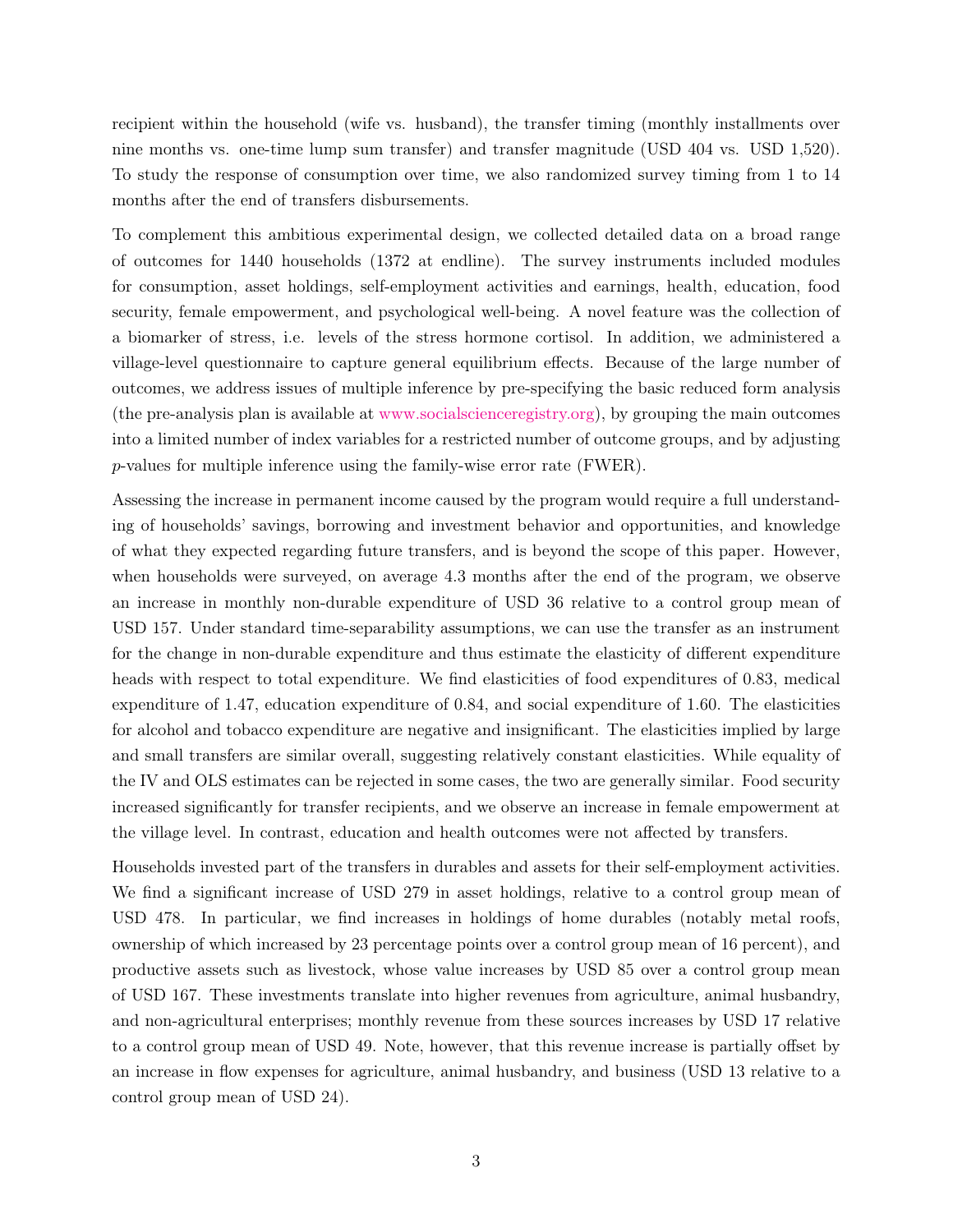recipient within the household (wife vs. husband), the transfer timing (monthly installments over nine months vs. one-time lump sum transfer) and transfer magnitude (USD 404 vs. USD 1,520). To study the response of consumption over time, we also randomized survey timing from 1 to 14 months after the end of transfers disbursements.

To complement this ambitious experimental design, we collected detailed data on a broad range of outcomes for 1440 households (1372 at endline). The survey instruments included modules for consumption, asset holdings, self-employment activities and earnings, health, education, food security, female empowerment, and psychological well-being. A novel feature was the collection of a biomarker of stress, i.e. levels of the stress hormone cortisol. In addition, we administered a village-level questionnaire to capture general equilibrium effects. Because of the large number of outcomes, we address issues of multiple inference by pre-specifying the basic reduced form analysis (the pre-analysis plan is available at www.socialscienceregistry.org), by grouping the main outcomes into a limited number of index variables for a restricted number of outcome groups, and by adjusting $p$-values for multiple inference using the family-wise error rate (FWER).

Assessing the increase in permanent income caused by the program would require a full understanding of households' savings, borrowing and investment behavior and opportunities, and knowledge of what they expected regarding future transfers, and is beyond the scope of this paper. However, when households were surveyed, on average 4.3 months after the end of the program, we observe an increase in monthly non-durable expenditure of USD 36 relative to a control group mean of USD 157. Under standard time-separability assumptions, we can use the transfer as an instrument for the change in non-durable expenditure and thus estimate the elasticity of different expenditure heads with respect to total expenditure. We find elasticities of food expenditures of 0.83, medical expenditure of 1.47, education expenditure of 0.84, and social expenditure of 1.60. The elasticities for alcohol and tobacco expenditure are negative and insignificant. The elasticities implied by large and small transfers are similar overall, suggesting relatively constant elasticities. While equality of the IV and OLS estimates can be rejected in some cases, the two are generally similar. Food security increased significantly for transfer recipients, and we observe an increase in female empowerment at the village level. In contrast, education and health outcomes were not affected by transfers.

Households invested part of the transfers in durables and assets for their self-employment activities. We find a significant increase of USD 279 in asset holdings, relative to a control group mean of USD 478. In particular, we find increases in holdings of home durables (notably metal roofs, ownership of which increased by 23 percentage points over a control group mean of 16 percent), and productive assets such as livestock, whose value increases by USD 85 over a control group mean of USD 167. These investments translate into higher revenues from agriculture, animal husbandry, and non-agricultural enterprises; monthly revenue from these sources increases by USD 17 relative to a control group mean of USD 49. Note, however, that this revenue increase is partially offset by an increase in flow expenses for agriculture, animal husbandry, and business (USD 13 relative to a control group mean of USD 24).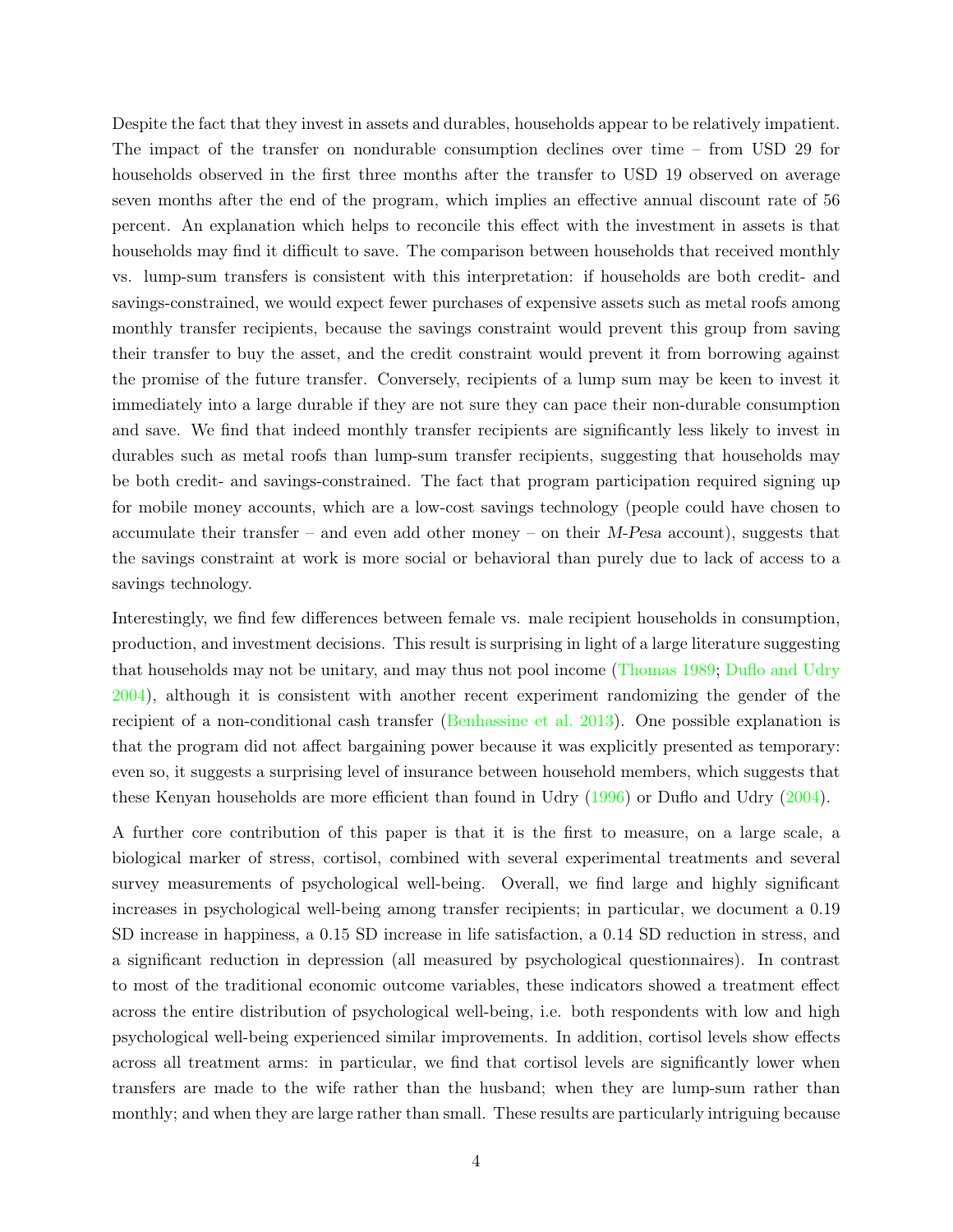Despite the fact that they invest in assets and durables, households appear to be relatively impatient. The impact of the transfer on nondurable consumption declines over time – from USD 29 for households observed in the first three months after the transfer to USD 19 observed on average seven months after the end of the program, which implies an effective annual discount rate of 56 percent. An explanation which helps to reconcile this effect with the investment in assets is that households may find it difficult to save. The comparison between households that received monthly vs. lump-sum transfers is consistent with this interpretation: if households are both credit- and savings-constrained, we would expect fewer purchases of expensive assets such as metal roofs among monthly transfer recipients, because the savings constraint would prevent this group from saving their transfer to buy the asset, and the credit constraint would prevent it from borrowing against the promise of the future transfer. Conversely, recipients of a lump sum may be keen to invest it immediately into a large durable if they are not sure they can pace their non-durable consumption and save. We find that indeed monthly transfer recipients are significantly less likely to invest in durables such as metal roofs than lump-sum transfer recipients, suggesting that households may be both credit- and savings-constrained. The fact that program participation required signing up for mobile money accounts, which are a low-cost savings technology (people could have chosen to accumulate their transfer – and even add other money – on their *M-Pesa* account), suggests that the savings constraint at work is more social or behavioral than purely due to lack of access to a savings technology.

Interestingly, we find few differences between female vs. male recipient households in consumption, production, and investment decisions. This result is surprising in light of a large literature suggesting that households may not be unitary, and may thus not pool income (Thomas 1989; Duflo and Udry 2004), although it is consistent with another recent experiment randomizing the gender of the recipient of a non-conditional cash transfer (Benhassine et al. 2013). One possible explanation is that the program did not affect bargaining power because it was explicitly presented as temporary: even so, it suggests a surprising level of insurance between household members, which suggests that these Kenyan households are more efficient than found in Udry (1996) or Duflo and Udry (2004).

A further core contribution of this paper is that it is the first to measure, on a large scale, a biological marker of stress, cortisol, combined with several experimental treatments and several survey measurements of psychological well-being. Overall, we find large and highly significant increases in psychological well-being among transfer recipients; in particular, we document a 0.19 SD increase in happiness, a 0.15 SD increase in life satisfaction, a 0.14 SD reduction in stress, and a significant reduction in depression (all measured by psychological questionnaires). In contrast to most of the traditional economic outcome variables, these indicators showed a treatment effect across the entire distribution of psychological well-being, i.e. both respondents with low and high psychological well-being experienced similar improvements. In addition, cortisol levels show effects across all treatment arms: in particular, we find that cortisol levels are significantly lower when transfers are made to the wife rather than the husband; when they are lump-sum rather than monthly; and when they are large rather than small. These results are particularly intriguing because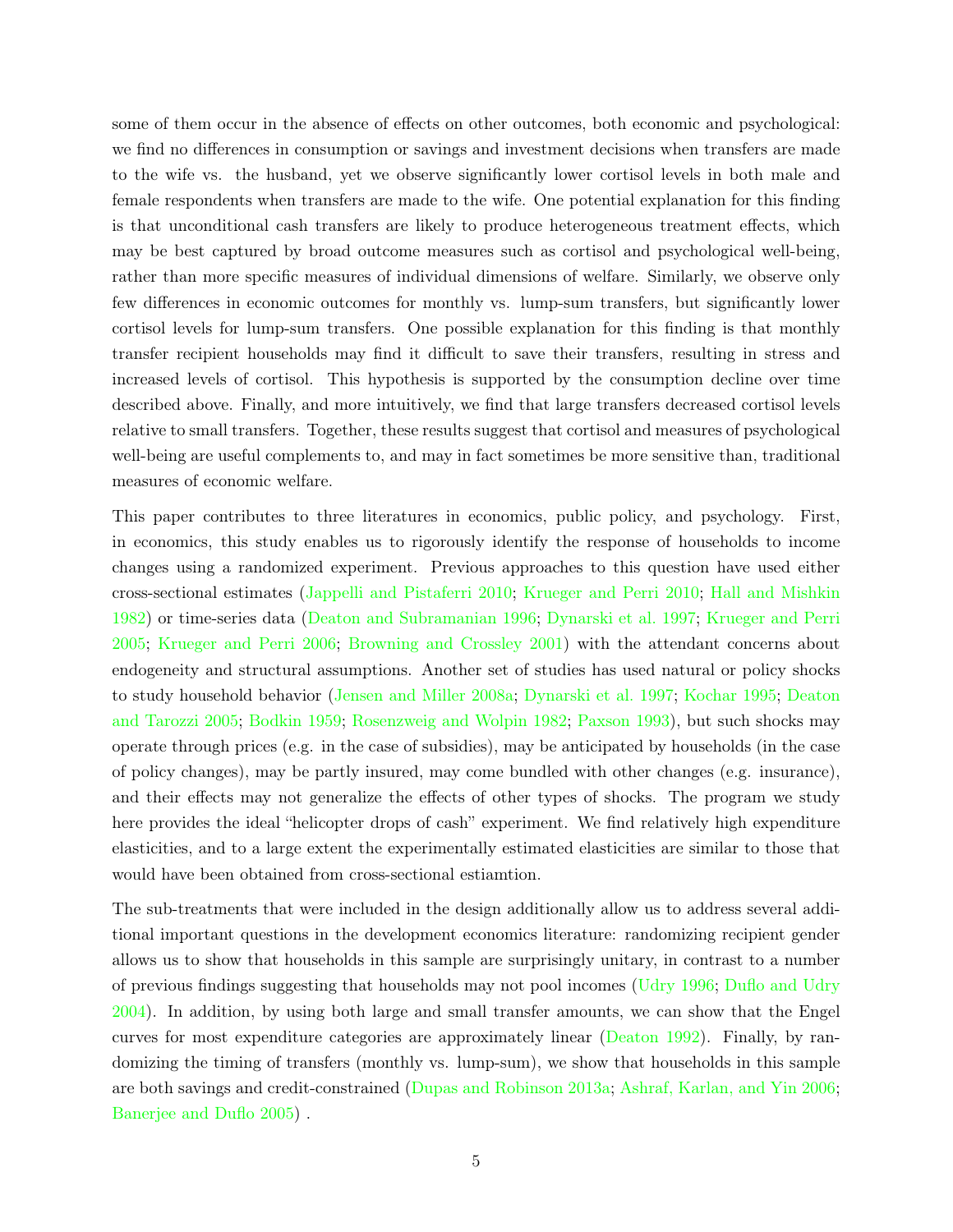some of them occur in the absence of effects on other outcomes, both economic and psychological: we find no differences in consumption or savings and investment decisions when transfers are made to the wife vs. the husband, yet we observe significantly lower cortisol levels in both male and female respondents when transfers are made to the wife. One potential explanation for this finding is that unconditional cash transfers are likely to produce heterogeneous treatment effects, which may be best captured by broad outcome measures such as cortisol and psychological well-being, rather than more specific measures of individual dimensions of welfare. Similarly, we observe only few differences in economic outcomes for monthly vs. lump-sum transfers, but significantly lower cortisol levels for lump-sum transfers. One possible explanation for this finding is that monthly transfer recipient households may find it difficult to save their transfers, resulting in stress and increased levels of cortisol. This hypothesis is supported by the consumption decline over time described above. Finally, and more intuitively, we find that large transfers decreased cortisol levels relative to small transfers. Together, these results suggest that cortisol and measures of psychological well-being are useful complements to, and may in fact sometimes be more sensitive than, traditional measures of economic welfare.

This paper contributes to three literatures in economics, public policy, and psychology. First, in economics, this study enables us to rigorously identify the response of households to income changes using a randomized experiment. Previous approaches to this question have used either cross-sectional estimates (Jappelli and Pistaferri 2010; Krueger and Perri 2010; Hall and Mishkin 1982) or time-series data (Deaton and Subramanian 1996; Dynarski et al. 1997; Krueger and Perri 2005; Krueger and Perri 2006; Browning and Crossley 2001) with the attendant concerns about endogeneity and structural assumptions. Another set of studies has used natural or policy shocks to study household behavior (Jensen and Miller 2008a; Dynarski et al. 1997; Kochar 1995; Deaton and Tarozzi 2005; Bodkin 1959; Rosenzweig and Wolpin 1982; Paxson 1993), but such shocks may operate through prices (e.g. in the case of subsidies), may be anticipated by households (in the case of policy changes), may be partly insured, may come bundled with other changes (e.g. insurance), and their effects may not generalize the effects of other types of shocks. The program we study here provides the ideal "helicopter drops of cash" experiment. We find relatively high expenditure elasticities, and to a large extent the experimentally estimated elasticities are similar to those that would have been obtained from cross-sectional estiamtion.

The sub-treatments that were included in the design additionally allow us to address several additional important questions in the development economics literature: randomizing recipient gender allows us to show that households in this sample are surprisingly unitary, in contrast to a number of previous findings suggesting that households may not pool incomes (Udry 1996; Duflo and Udry 2004). In addition, by using both large and small transfer amounts, we can show that the Engel curves for most expenditure categories are approximately linear (Deaton 1992). Finally, by randomizing the timing of transfers (monthly vs. lump-sum), we show that households in this sample are both savings and credit-constrained (Dupas and Robinson 2013a; Ashraf, Karlan, and Yin 2006; Banerjee and Duflo 2005) .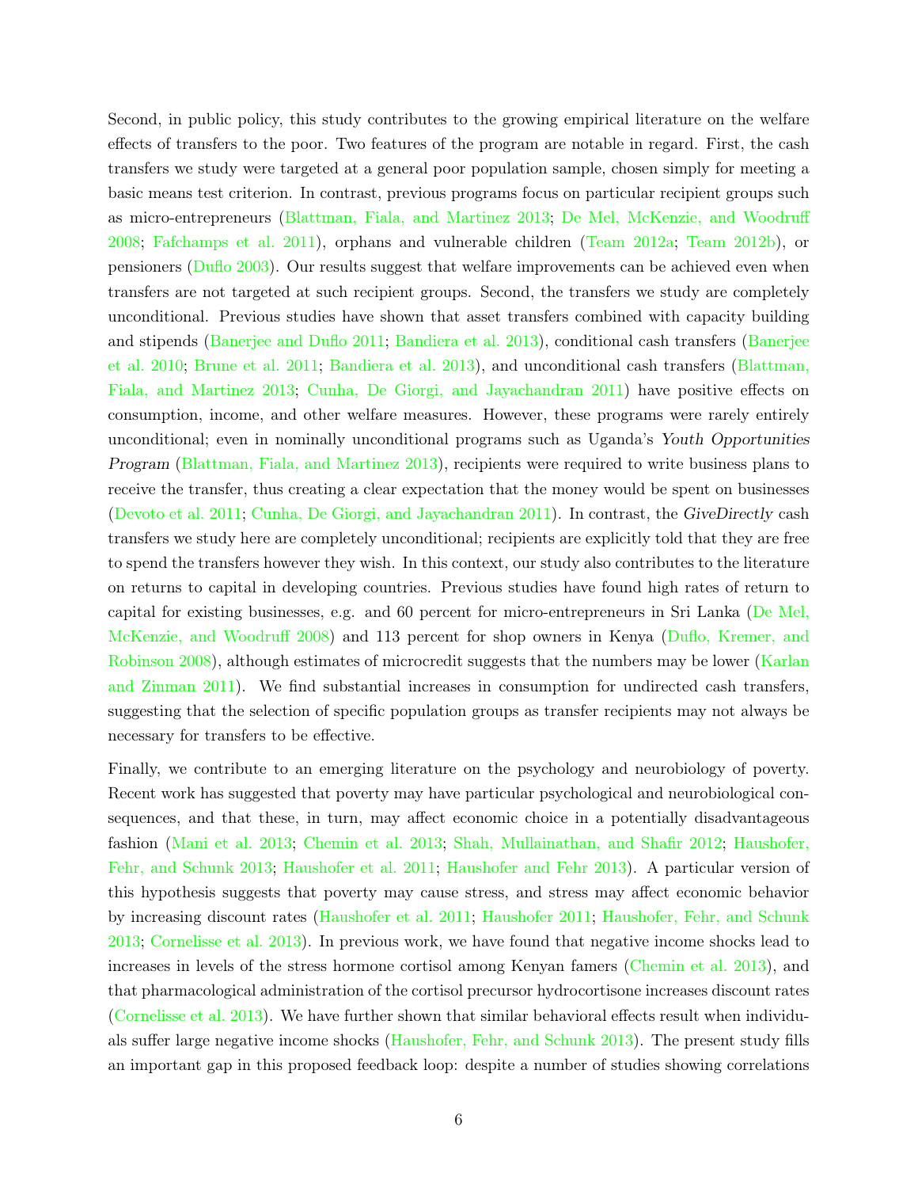Second, in public policy, this study contributes to the growing empirical literature on the welfare effects of transfers to the poor. Two features of the program are notable in regard. First, the cash transfers we study were targeted at a general poor population sample, chosen simply for meeting a basic means test criterion. In contrast, previous programs focus on particular recipient groups such as micro-entrepreneurs (Blattman, Fiala, and Martinez 2013; De Mel, McKenzie, and Woodruff 2008; Fafchamps et al. 2011), orphans and vulnerable children (Team 2012a; Team 2012b), or pensioners (Duflo 2003). Our results suggest that welfare improvements can be achieved even when transfers are not targeted at such recipient groups. Second, the transfers we study are completely unconditional. Previous studies have shown that asset transfers combined with capacity building and stipends (Banerjee and Duflo 2011; Bandiera et al. 2013), conditional cash transfers (Banerjee et al. 2010; Brune et al. 2011; Bandiera et al. 2013), and unconditional cash transfers (Blattman, Fiala, and Martinez 2013; Cunha, De Giorgi, and Jayachandran 2011) have positive effects on consumption, income, and other welfare measures. However, these programs were rarely entirely unconditional; even in nominally unconditional programs such as Uganda's *Youth Opportunities Program* (Blattman, Fiala, and Martinez 2013), recipients were required to write business plans to receive the transfer, thus creating a clear expectation that the money would be spent on businesses (Devoto et al. 2011; Cunha, De Giorgi, and Jayachandran 2011). In contrast, the *GiveDirectly* cash transfers we study here are completely unconditional; recipients are explicitly told that they are free to spend the transfers however they wish. In this context, our study also contributes to the literature on returns to capital in developing countries. Previous studies have found high rates of return to capital for existing businesses, e.g. and 60 percent for micro-entrepreneurs in Sri Lanka (De Mel, McKenzie, and Woodruff 2008) and 113 percent for shop owners in Kenya (Duflo, Kremer, and Robinson 2008), although estimates of microcredit suggests that the numbers may be lower (Karlan and Zinman 2011). We find substantial increases in consumption for undirected cash transfers, suggesting that the selection of specific population groups as transfer recipients may not always be necessary for transfers to be effective.

Finally, we contribute to an emerging literature on the psychology and neurobiology of poverty. Recent work has suggested that poverty may have particular psychological and neurobiological consequences, and that these, in turn, may affect economic choice in a potentially disadvantageous fashion (Mani et al. 2013; Chemin et al. 2013; Shah, Mullainathan, and Shafir 2012; Haushofer, Fehr, and Schunk 2013; Haushofer et al. 2011; Haushofer and Fehr 2013). A particular version of this hypothesis suggests that poverty may cause stress, and stress may affect economic behavior by increasing discount rates (Haushofer et al. 2011; Haushofer 2011; Haushofer, Fehr, and Schunk 2013; Cornelisse et al. 2013). In previous work, we have found that negative income shocks lead to increases in levels of the stress hormone cortisol among Kenyan famers (Chemin et al. 2013), and that pharmacological administration of the cortisol precursor hydrocortisone increases discount rates (Cornelisse et al. 2013). We have further shown that similar behavioral effects result when individuals suffer large negative income shocks (Haushofer, Fehr, and Schunk 2013). The present study fills an important gap in this proposed feedback loop: despite a number of studies showing correlations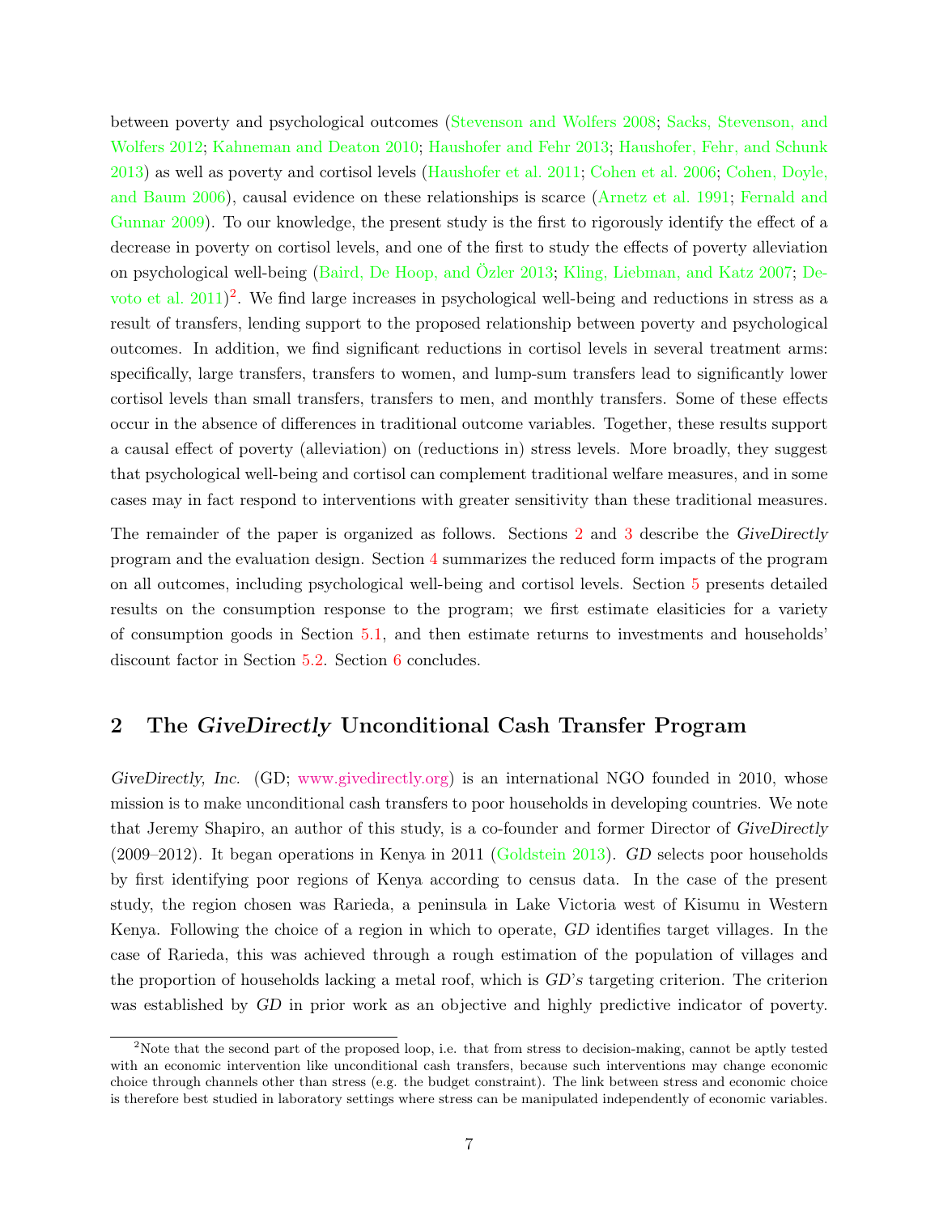between poverty and psychological outcomes (Stevenson and Wolfers 2008; Sacks, Stevenson, and Wolfers 2012; Kahneman and Deaton 2010; Haushofer and Fehr 2013; Haushofer, Fehr, and Schunk 2013) as well as poverty and cortisol levels (Haushofer et al. 2011; Cohen et al. 2006; Cohen, Doyle, and Baum 2006), causal evidence on these relationships is scarce (Arnetz et al. 1991; Fernald and Gunnar 2009). To our knowledge, the present study is the first to rigorously identify the effect of a decrease in poverty on cortisol levels, and one of the first to study the effects of poverty alleviation on psychological well-being (Baird, De Hoop, and Özler 2013; Kling, Liebman, and Katz 2007; Devoto et al. 2011)[2]. We find large increases in psychological well-being and reductions in stress as a result of transfers, lending support to the proposed relationship between poverty and psychological outcomes. In addition, we find significant reductions in cortisol levels in several treatment arms: specifically, large transfers, transfers to women, and lump-sum transfers lead to significantly lower cortisol levels than small transfers, transfers to men, and monthly transfers. Some of these effects occur in the absence of differences in traditional outcome variables. Together, these results support a causal effect of poverty (alleviation) on (reductions in) stress levels. More broadly, they suggest that psychological well-being and cortisol can complement traditional welfare measures, and in some cases may in fact respond to interventions with greater sensitivity than these traditional measures.

The remainder of the paper is organized as follows. Sections 2 and 3 describe the *GiveDirectly* program and the evaluation design. Section 4 summarizes the reduced form impacts of the program on all outcomes, including psychological well-being and cortisol levels. Section 5 presents detailed results on the consumption response to the program; we first estimate elasiticies for a variety of consumption goods in Section 5.1, and then estimate returns to investments and households' discount factor in Section 5.2. Section 6 concludes.

## 2 The *GiveDirectly* Unconditional Cash Transfer Program

*GiveDirectly, Inc.* (GD; www.givedirectly.org) is an international NGO founded in 2010, whose mission is to make unconditional cash transfers to poor households in developing countries. We note that Jeremy Shapiro, an author of this study, is a co-founder and former Director of *GiveDirectly* (2009–2012). It began operations in Kenya in 2011 (Goldstein 2013). *GD* selects poor households by first identifying poor regions of Kenya according to census data. In the case of the present study, the region chosen was Rarieda, a peninsula in Lake Victoria west of Kisumu in Western Kenya. Following the choice of a region in which to operate, *GD* identifies target villages. In the case of Rarieda, this was achieved through a rough estimation of the population of villages and the proportion of households lacking a metal roof, which is *GD*'s targeting criterion. The criterion was established by *GD* in prior work as an objective and highly predictive indicator of poverty.

[2] Note that the second part of the proposed loop, i.e. that from stress to decision-making, cannot be aptly tested with an economic intervention like unconditional cash transfers, because such interventions may change economic choice through channels other than stress (e.g. the budget constraint). The link between stress and economic choice is therefore best studied in laboratory settings where stress can be manipulated independently of economic variables.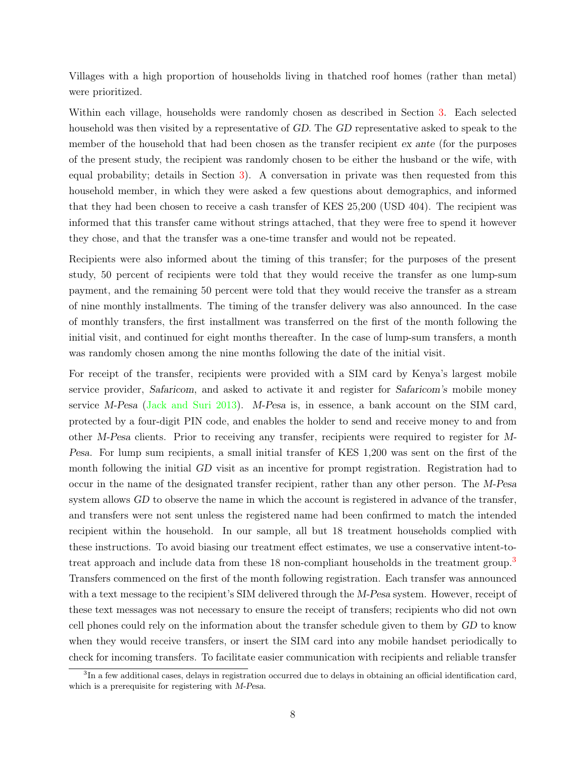Villages with a high proportion of households living in thatched roof homes (rather than metal) were prioritized.

Within each village, households were randomly chosen as described in Section 3. Each selected household was then visited by a representative of *GD*. The *GD* representative asked to speak to the member of the household that had been chosen as the transfer recipient *ex ante* (for the purposes of the present study, the recipient was randomly chosen to be either the husband or the wife, with equal probability; details in Section 3). A conversation in private was then requested from this household member, in which they were asked a few questions about demographics, and informed that they had been chosen to receive a cash transfer of KES 25,200 (USD 404). The recipient was informed that this transfer came without strings attached, that they were free to spend it however they chose, and that the transfer was a one-time transfer and would not be repeated.

Recipients were also informed about the timing of this transfer; for the purposes of the present study, 50 percent of recipients were told that they would receive the transfer as one lump-sum payment, and the remaining 50 percent were told that they would receive the transfer as a stream of nine monthly installments. The timing of the transfer delivery was also announced. In the case of monthly transfers, the first installment was transferred on the first of the month following the initial visit, and continued for eight months thereafter. In the case of lump-sum transfers, a month was randomly chosen among the nine months following the date of the initial visit.

For receipt of the transfer, recipients were provided with a SIM card by Kenya's largest mobile service provider, *Safaricom*, and asked to activate it and register for *Safaricom's* mobile money service *M-Pesa* (Jack and Suri 2013). *M-Pesa* is, in essence, a bank account on the SIM card, protected by a four-digit PIN code, and enables the holder to send and receive money to and from other *M-Pesa* clients. Prior to receiving any transfer, recipients were required to register for *M-Pesa*. For lump sum recipients, a small initial transfer of KES 1,200 was sent on the first of the month following the initial *GD* visit as an incentive for prompt registration. Registration had to occur in the name of the designated transfer recipient, rather than any other person. The *M-Pesa* system allows *GD* to observe the name in which the account is registered in advance of the transfer, and transfers were not sent unless the registered name had been confirmed to match the intended recipient within the household. In our sample, all but 18 treatment households complied with these instructions. To avoid biasing our treatment effect estimates, we use a conservative intent-to-treat approach and include data from these 18 non-compliant households in the treatment group.[3] Transfers commenced on the first of the month following registration. Each transfer was announced with a text message to the recipient's SIM delivered through the *M-Pesa* system. However, receipt of these text messages was not necessary to ensure the receipt of transfers; recipients who did not own cell phones could rely on the information about the transfer schedule given to them by *GD* to know when they would receive transfers, or insert the SIM card into any mobile handset periodically to check for incoming transfers. To facilitate easier communication with recipients and reliable transfer

[3] In a few additional cases, delays in registration occurred due to delays in obtaining an official identification card, which is a prerequisite for registering with *M-Pesa*.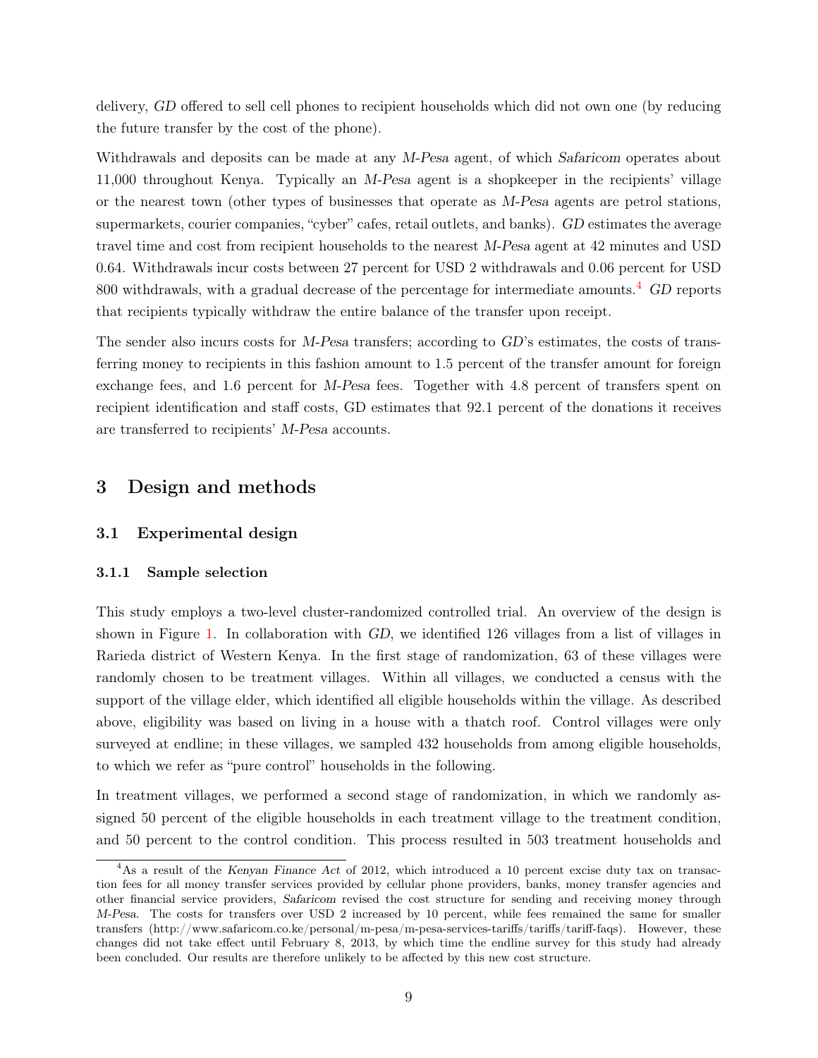delivery, *GD* offered to sell cell phones to recipient households which did not own one (by reducing the future transfer by the cost of the phone).

Withdrawals and deposits can be made at any *M-Pesa* agent, of which *Safaricom* operates about 11,000 throughout Kenya. Typically an *M-Pesa* agent is a shopkeeper in the recipients' village or the nearest town (other types of businesses that operate as *M-Pesa* agents are petrol stations, supermarkets, courier companies, "cyber" cafes, retail outlets, and banks). *GD* estimates the average travel time and cost from recipient households to the nearest *M-Pesa* agent at 42 minutes and USD 0.64. Withdrawals incur costs between 27 percent for USD 2 withdrawals and 0.06 percent for USD 800 withdrawals, with a gradual decrease of the percentage for intermediate amounts.[4] *GD* reports that recipients typically withdraw the entire balance of the transfer upon receipt.

The sender also incurs costs for *M-Pesa* transfers; according to *GD*'s estimates, the costs of transferring money to recipients in this fashion amount to 1.5 percent of the transfer amount for foreign exchange fees, and 1.6 percent for *M-Pesa* fees. Together with 4.8 percent of transfers spent on recipient identification and staff costs, GD estimates that 92.1 percent of the donations it receives are transferred to recipients' *M-Pesa* accounts.

# 3 Design and methods

## 3.1 Experimental design

### 3.1.1 Sample selection

This study employs a two-level cluster-randomized controlled trial. An overview of the design is shown in Figure 1. In collaboration with *GD*, we identified 126 villages from a list of villages in Rarieda district of Western Kenya. In the first stage of randomization, 63 of these villages were randomly chosen to be treatment villages. Within all villages, we conducted a census with the support of the village elder, which identified all eligible households within the village. As described above, eligibility was based on living in a house with a thatch roof. Control villages were only surveyed at endline; in these villages, we sampled 432 households from among eligible households, to which we refer as "pure control" households in the following.

In treatment villages, we performed a second stage of randomization, in which we randomly assigned 50 percent of the eligible households in each treatment village to the treatment condition, and 50 percent to the control condition. This process resulted in 503 treatment households and

[4] As a result of the *Kenyan Finance Act* of 2012, which introduced a 10 percent excise duty tax on transaction fees for all money transfer services provided by cellular phone providers, banks, money transfer agencies and other financial service providers, *Safaricom* revised the cost structure for sending and receiving money through *M-Pesa*. The costs for transfers over USD 2 increased by 10 percent, while fees remained the same for smaller transfers (http://www.safaricom.co.ke/personal/m-pesa/m-pesa-services-tariffs/tariffs/tariff-faqs). However, these changes did not take effect until February 8, 2013, by which time the endline survey for this study had already been concluded. Our results are therefore unlikely to be affected by this new cost structure.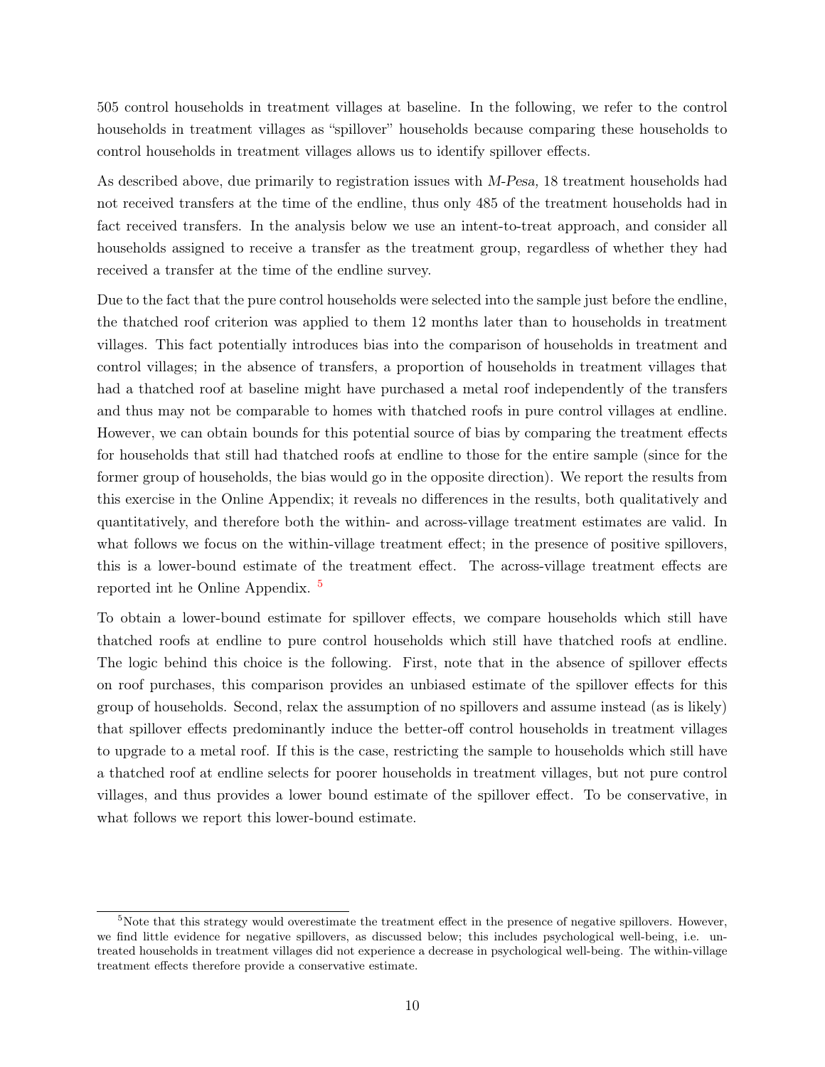505 control households in treatment villages at baseline. In the following, we refer to the control households in treatment villages as "spillover" households because comparing these households to control households in treatment villages allows us to identify spillover effects.

As described above, due primarily to registration issues with *M-Pesa,* 18 treatment households had not received transfers at the time of the endline, thus only 485 of the treatment households had in fact received transfers. In the analysis below we use an intent-to-treat approach, and consider all households assigned to receive a transfer as the treatment group, regardless of whether they had received a transfer at the time of the endline survey.

Due to the fact that the pure control households were selected into the sample just before the endline, the thatched roof criterion was applied to them 12 months later than to households in treatment villages. This fact potentially introduces bias into the comparison of households in treatment and control villages; in the absence of transfers, a proportion of households in treatment villages that had a thatched roof at baseline might have purchased a metal roof independently of the transfers and thus may not be comparable to homes with thatched roofs in pure control villages at endline. However, we can obtain bounds for this potential source of bias by comparing the treatment effects for households that still had thatched roofs at endline to those for the entire sample (since for the former group of households, the bias would go in the opposite direction). We report the results from this exercise in the Online Appendix; it reveals no differences in the results, both qualitatively and quantitatively, and therefore both the within- and across-village treatment estimates are valid. In what follows we focus on the within-village treatment effect; in the presence of positive spillovers, this is a lower-bound estimate of the treatment effect. The across-village treatment effects are reported int he Online Appendix. [5]

To obtain a lower-bound estimate for spillover effects, we compare households which still have thatched roofs at endline to pure control households which still have thatched roofs at endline. The logic behind this choice is the following. First, note that in the absence of spillover effects on roof purchases, this comparison provides an unbiased estimate of the spillover effects for this group of households. Second, relax the assumption of no spillovers and assume instead (as is likely) that spillover effects predominantly induce the better-off control households in treatment villages to upgrade to a metal roof. If this is the case, restricting the sample to households which still have a thatched roof at endline selects for poorer households in treatment villages, but not pure control villages, and thus provides a lower bound estimate of the spillover effect. To be conservative, in what follows we report this lower-bound estimate.

[5] Note that this strategy would overestimate the treatment effect in the presence of negative spillovers. However, we find little evidence for negative spillovers, as discussed below; this includes psychological well-being, i.e. untreated households in treatment villages did not experience a decrease in psychological well-being. The within-village treatment effects therefore provide a conservative estimate.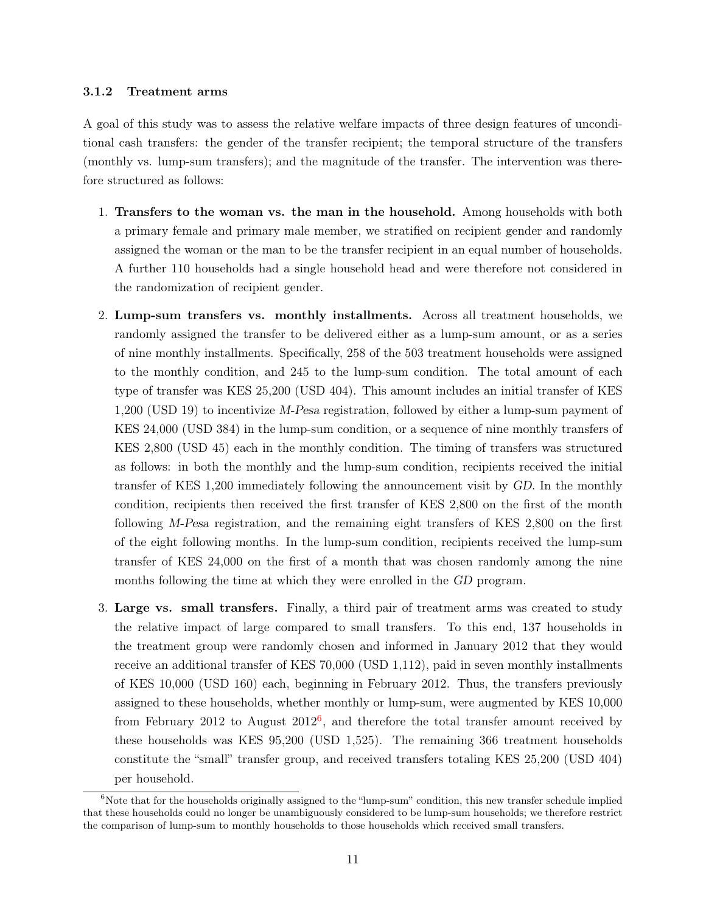### 3.1.2 Treatment arms

A goal of this study was to assess the relative welfare impacts of three design features of unconditional cash transfers: the gender of the transfer recipient; the temporal structure of the transfers (monthly vs. lump-sum transfers); and the magnitude of the transfer. The intervention was therefore structured as follows:

1. **Transfers to the woman vs. the man in the household.** Among households with both a primary female and primary male member, we stratified on recipient gender and randomly assigned the woman or the man to be the transfer recipient in an equal number of households. A further 110 households had a single household head and were therefore not considered in the randomization of recipient gender.

2. **Lump-sum transfers vs. monthly installments.** Across all treatment households, we randomly assigned the transfer to be delivered either as a lump-sum amount, or as a series of nine monthly installments. Specifically, 258 of the 503 treatment households were assigned to the monthly condition, and 245 to the lump-sum condition. The total amount of each type of transfer was KES 25,200 (USD 404). This amount includes an initial transfer of KES 1,200 (USD 19) to incentivize *M-Pesa* registration, followed by either a lump-sum payment of KES 24,000 (USD 384) in the lump-sum condition, or a sequence of nine monthly transfers of KES 2,800 (USD 45) each in the monthly condition. The timing of transfers was structured as follows: in both the monthly and the lump-sum condition, recipients received the initial transfer of KES 1,200 immediately following the announcement visit by *GD*. In the monthly condition, recipients then received the first transfer of KES 2,800 on the first of the month following *M-Pesa* registration, and the remaining eight transfers of KES 2,800 on the first of the eight following months. In the lump-sum condition, recipients received the lump-sum transfer of KES 24,000 on the first of a month that was chosen randomly among the nine months following the time at which they were enrolled in the *GD* program.

3. **Large vs. small transfers.** Finally, a third pair of treatment arms was created to study the relative impact of large compared to small transfers. To this end, 137 households in the treatment group were randomly chosen and informed in January 2012 that they would receive an additional transfer of KES 70,000 (USD 1,112), paid in seven monthly installments of KES 10,000 (USD 160) each, beginning in February 2012. Thus, the transfers previously assigned to these households, whether monthly or lump-sum, were augmented by KES 10,000 from February 2012 to August 2012[6], and therefore the total transfer amount received by these households was KES 95,200 (USD 1,525). The remaining 366 treatment households constitute the "small" transfer group, and received transfers totaling KES 25,200 (USD 404) per household.

[6] Note that for the households originally assigned to the "lump-sum" condition, this new transfer schedule implied that these households could no longer be unambiguously considered to be lump-sum households; we therefore restrict the comparison of lump-sum to monthly households to those households which received small transfers.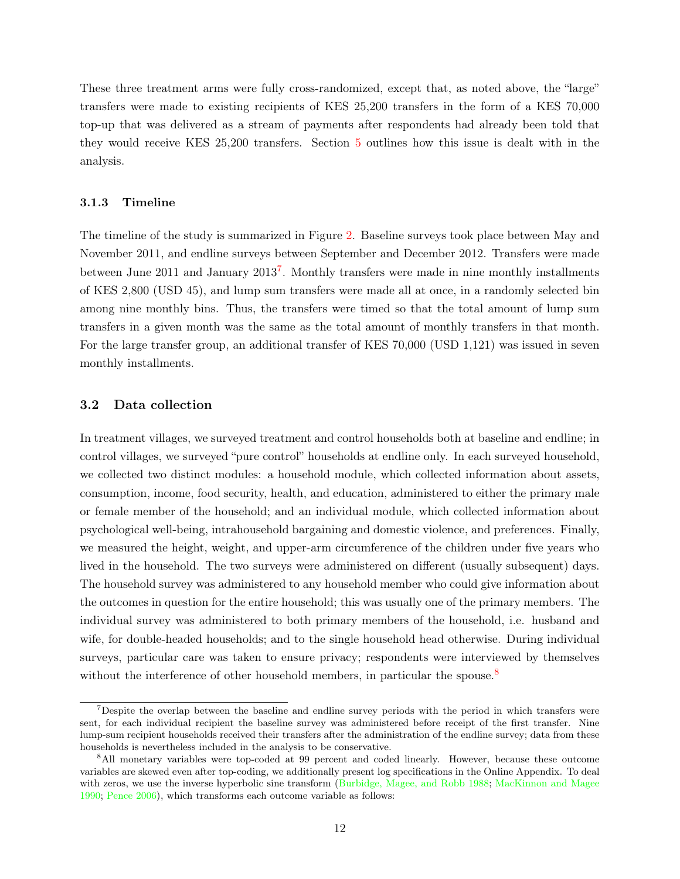These three treatment arms were fully cross-randomized, except that, as noted above, the "large" transfers were made to existing recipients of KES 25,200 transfers in the form of a KES 70,000 top-up that was delivered as a stream of payments after respondents had already been told that they would receive KES 25,200 transfers. Section 5 outlines how this issue is dealt with in the analysis.

### 3.1.3 Timeline

The timeline of the study is summarized in Figure 2. Baseline surveys took place between May and November 2011, and endline surveys between September and December 2012. Transfers were made between June 2011 and January 2013[7]. Monthly transfers were made in nine monthly installments of KES 2,800 (USD 45), and lump sum transfers were made all at once, in a randomly selected bin among nine monthly bins. Thus, the transfers were timed so that the total amount of lump sum transfers in a given month was the same as the total amount of monthly transfers in that month. For the large transfer group, an additional transfer of KES 70,000 (USD 1,121) was issued in seven monthly installments.

## 3.2 Data collection

In treatment villages, we surveyed treatment and control households both at baseline and endline; in control villages, we surveyed "pure control" households at endline only. In each surveyed household, we collected two distinct modules: a household module, which collected information about assets, consumption, income, food security, health, and education, administered to either the primary male or female member of the household; and an individual module, which collected information about psychological well-being, intrahousehold bargaining and domestic violence, and preferences. Finally, we measured the height, weight, and upper-arm circumference of the children under five years who lived in the household. The two surveys were administered on different (usually subsequent) days. The household survey was administered to any household member who could give information about the outcomes in question for the entire household; this was usually one of the primary members. The individual survey was administered to both primary members of the household, i.e. husband and wife, for double-headed households; and to the single household head otherwise. During individual surveys, particular care was taken to ensure privacy; respondents were interviewed by themselves without the interference of other household members, in particular the spouse.[8]

[7] Despite the overlap between the baseline and endline survey periods with the period in which transfers were sent, for each individual recipient the baseline survey was administered before receipt of the first transfer. Nine lump-sum recipient households received their transfers after the administration of the endline survey; data from these households is nevertheless included in the analysis to be conservative.

[8] All monetary variables were top-coded at 99 percent and coded linearly. However, because these outcome variables are skewed even after top-coding, we additionally present log specifications in the Online Appendix. To deal with zeros, we use the inverse hyperbolic sine transform (Burbidge, Magee, and Robb 1988; MacKinnon and Magee 1990; Pence 2006), which transforms each outcome variable as follows: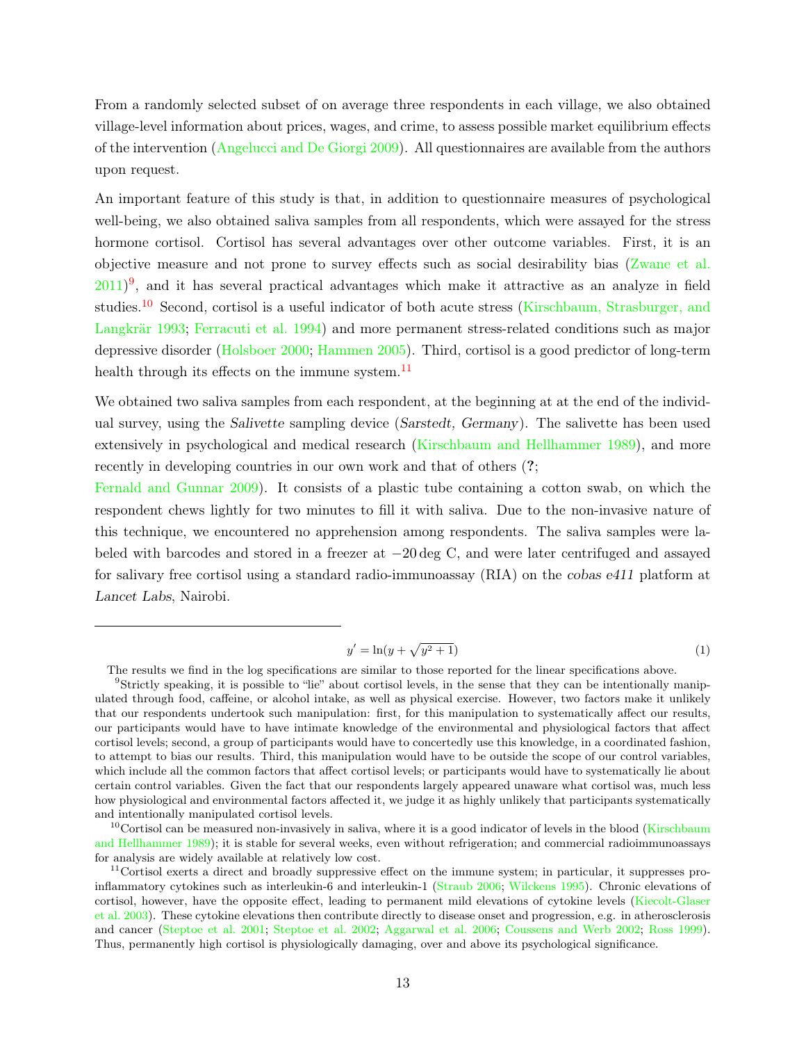From a randomly selected subset of on average three respondents in each village, we also obtained village-level information about prices, wages, and crime, to assess possible market equilibrium effects of the intervention (Angelucci and De Giorgi 2009). All questionnaires are available from the authors upon request.

An important feature of this study is that, in addition to questionnaire measures of psychological well-being, we also obtained saliva samples from all respondents, which were assayed for the stress hormone cortisol. Cortisol has several advantages over other outcome variables. First, it is an objective measure and not prone to survey effects such as social desirability bias (Zwane et al. 2011)[9], and it has several practical advantages which make it attractive as an analyze in field studies.[10] Second, cortisol is a useful indicator of both acute stress (Kirschbaum, Strasburger, and Langkrär 1993; Ferracuti et al. 1994) and more permanent stress-related conditions such as major depressive disorder (Holsboer 2000; Hammen 2005). Third, cortisol is a good predictor of long-term health through its effects on the immune system.[11]

We obtained two saliva samples from each respondent, at the beginning at at the end of the individual survey, using the *Salivette* sampling device (*Sarstedt, Germany*). The salivette has been used extensively in psychological and medical research (Kirschbaum and Hellhammer 1989), and more recently in developing countries in our own work and that of others (**?**; Fernald and Gunnar 2009). It consists of a plastic tube containing a cotton swab, on which the respondent chews lightly for two minutes to fill it with saliva. Due to the non-invasive nature of this technique, we encountered no apprehension among respondents. The saliva samples were labeled with barcodes and stored in a freezer at $-20\,\text{deg}$ C, and were later centrifuged and assayed for salivary free cortisol using a standard radio-immunoassay (RIA) on the *cobas e411* platform at *Lancet Labs*, Nairobi.

---

$$y' = \ln(y + \sqrt{y^2 + 1}) \tag{1}$$

The results we find in the log specifications are similar to those reported for the linear specifications above.

[9] Strictly speaking, it is possible to "lie" about cortisol levels, in the sense that they can be intentionally manipulated through food, caffeine, or alcohol intake, as well as physical exercise. However, two factors make it unlikely that our respondents undertook such manipulation: first, for this manipulation to systematically affect our results, our participants would have to have intimate knowledge of the environmental and physiological factors that affect cortisol levels; second, a group of participants would have to concertedly use this knowledge, in a coordinated fashion, to attempt to bias our results. Third, this manipulation would have to be outside the scope of our control variables, which include all the common factors that affect cortisol levels; or participants would have to systematically lie about certain control variables. Given the fact that our respondents largely appeared unaware what cortisol was, much less how physiological and environmental factors affected it, we judge it as highly unlikely that participants systematically and intentionally manipulated cortisol levels.

[10] Cortisol can be measured non-invasively in saliva, where it is a good indicator of levels in the blood (Kirschbaum and Hellhammer 1989); it is stable for several weeks, even without refrigeration; and commercial radioimmunoassays for analysis are widely available at relatively low cost.

[11] Cortisol exerts a direct and broadly suppressive effect on the immune system; in particular, it suppresses pro-inflammatory cytokines such as interleukin-6 and interleukin-1 (Straub 2006; Wilckens 1995). Chronic elevations of cortisol, however, have the opposite effect, leading to permanent mild elevations of cytokine levels (Kiecolt-Glaser et al. 2003). These cytokine elevations then contribute directly to disease onset and progression, e.g. in atherosclerosis and cancer (Steptoe et al. 2001; Steptoe et al. 2002; Aggarwal et al. 2006; Coussens and Werb 2002; Ross 1999). Thus, permanently high cortisol is physiologically damaging, over and above its psychological significance.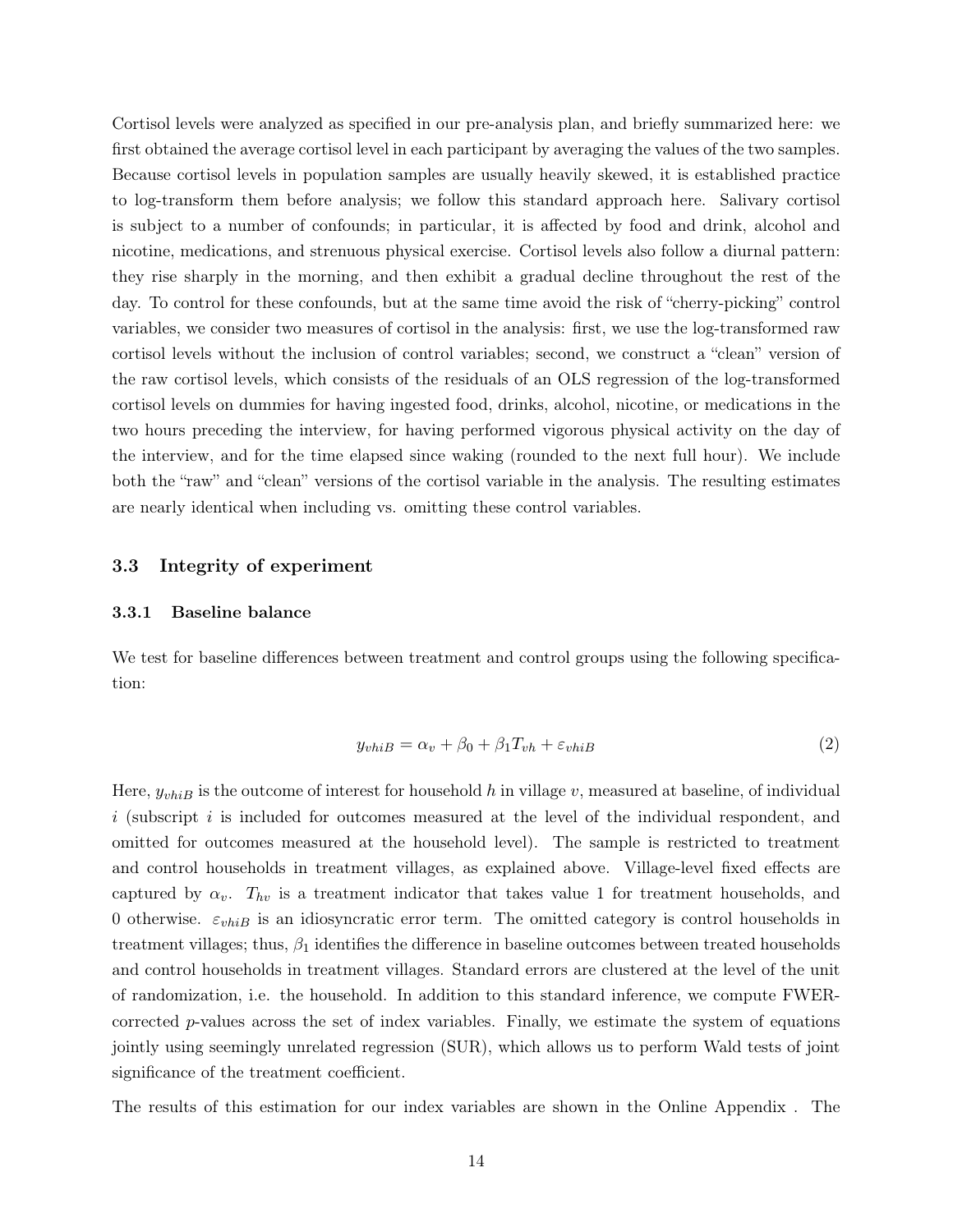Cortisol levels were analyzed as specified in our pre-analysis plan, and briefly summarized here: we first obtained the average cortisol level in each participant by averaging the values of the two samples. Because cortisol levels in population samples are usually heavily skewed, it is established practice to log-transform them before analysis; we follow this standard approach here. Salivary cortisol is subject to a number of confounds; in particular, it is affected by food and drink, alcohol and nicotine, medications, and strenuous physical exercise. Cortisol levels also follow a diurnal pattern: they rise sharply in the morning, and then exhibit a gradual decline throughout the rest of the day. To control for these confounds, but at the same time avoid the risk of "cherry-picking" control variables, we consider two measures of cortisol in the analysis: first, we use the log-transformed raw cortisol levels without the inclusion of control variables; second, we construct a "clean" version of the raw cortisol levels, which consists of the residuals of an OLS regression of the log-transformed cortisol levels on dummies for having ingested food, drinks, alcohol, nicotine, or medications in the two hours preceding the interview, for having performed vigorous physical activity on the day of the interview, and for the time elapsed since waking (rounded to the next full hour). We include both the "raw" and "clean" versions of the cortisol variable in the analysis. The resulting estimates are nearly identical when including vs. omitting these control variables.

## 3.3 Integrity of experiment

### 3.3.1 Baseline balance

We test for baseline differences between treatment and control groups using the following specification:

$$y_{vhiB} = \alpha_v + \beta_0 + \beta_1 T_{vh} + \varepsilon_{vhiB} \tag{2}$$

Here, $y_{vhiB}$ is the outcome of interest for household $h$ in village $v$, measured at baseline, of individual $i$ (subscript $i$ is included for outcomes measured at the level of the individual respondent, and omitted for outcomes measured at the household level). The sample is restricted to treatment and control households in treatment villages, as explained above. Village-level fixed effects are captured by $\alpha_v$. $T_{hv}$ is a treatment indicator that takes value 1 for treatment households, and 0 otherwise. $\varepsilon_{vhiB}$ is an idiosyncratic error term. The omitted category is control households in treatment villages; thus, $\beta_1$ identifies the difference in baseline outcomes between treated households and control households in treatment villages. Standard errors are clustered at the level of the unit of randomization, i.e. the household. In addition to this standard inference, we compute FWER-corrected $p$-values across the set of index variables. Finally, we estimate the system of equations jointly using seemingly unrelated regression (SUR), which allows us to perform Wald tests of joint significance of the treatment coefficient.

The results of this estimation for our index variables are shown in the Online Appendix . The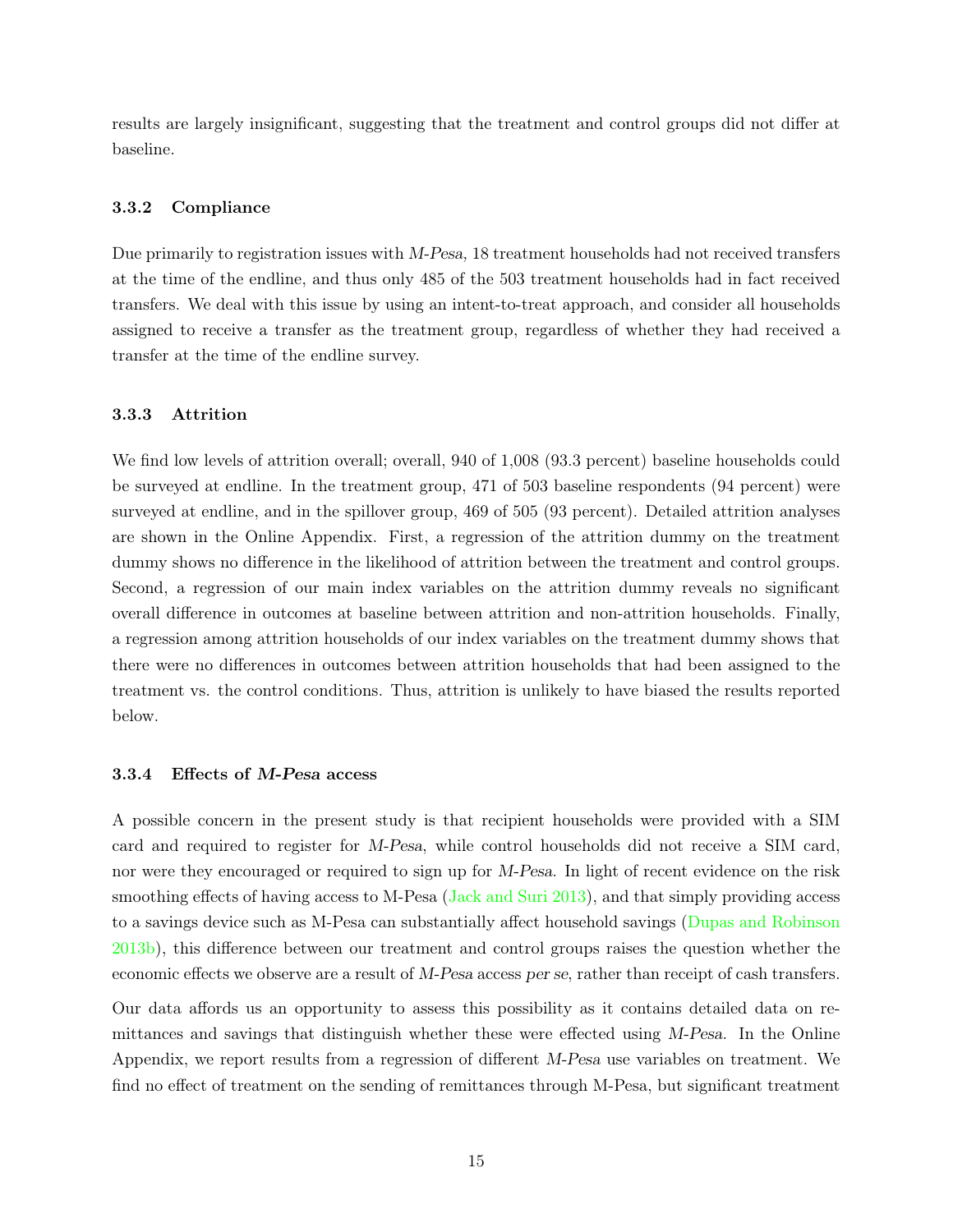results are largely insignificant, suggesting that the treatment and control groups did not differ at baseline.

### 3.3.2 Compliance

Due primarily to registration issues with *M-Pesa*, 18 treatment households had not received transfers at the time of the endline, and thus only 485 of the 503 treatment households had in fact received transfers. We deal with this issue by using an intent-to-treat approach, and consider all households assigned to receive a transfer as the treatment group, regardless of whether they had received a transfer at the time of the endline survey.

### 3.3.3 Attrition

We find low levels of attrition overall; overall, 940 of 1,008 (93.3 percent) baseline households could be surveyed at endline. In the treatment group, 471 of 503 baseline respondents (94 percent) were surveyed at endline, and in the spillover group, 469 of 505 (93 percent). Detailed attrition analyses are shown in the Online Appendix. First, a regression of the attrition dummy on the treatment dummy shows no difference in the likelihood of attrition between the treatment and control groups. Second, a regression of our main index variables on the attrition dummy reveals no significant overall difference in outcomes at baseline between attrition and non-attrition households. Finally, a regression among attrition households of our index variables on the treatment dummy shows that there were no differences in outcomes between attrition households that had been assigned to the treatment vs. the control conditions. Thus, attrition is unlikely to have biased the results reported below.

### 3.3.4 Effects of *M-Pesa* access

A possible concern in the present study is that recipient households were provided with a SIM card and required to register for *M-Pesa*, while control households did not receive a SIM card, nor were they encouraged or required to sign up for *M-Pesa*. In light of recent evidence on the risk smoothing effects of having access to M-Pesa (Jack and Suri 2013), and that simply providing access to a savings device such as M-Pesa can substantially affect household savings (Dupas and Robinson 2013b), this difference between our treatment and control groups raises the question whether the economic effects we observe are a result of *M-Pesa* access *per se*, rather than receipt of cash transfers.

Our data affords us an opportunity to assess this possibility as it contains detailed data on remittances and savings that distinguish whether these were effected using *M-Pesa*. In the Online Appendix, we report results from a regression of different *M-Pesa* use variables on treatment. We find no effect of treatment on the sending of remittances through M-Pesa, but significant treatment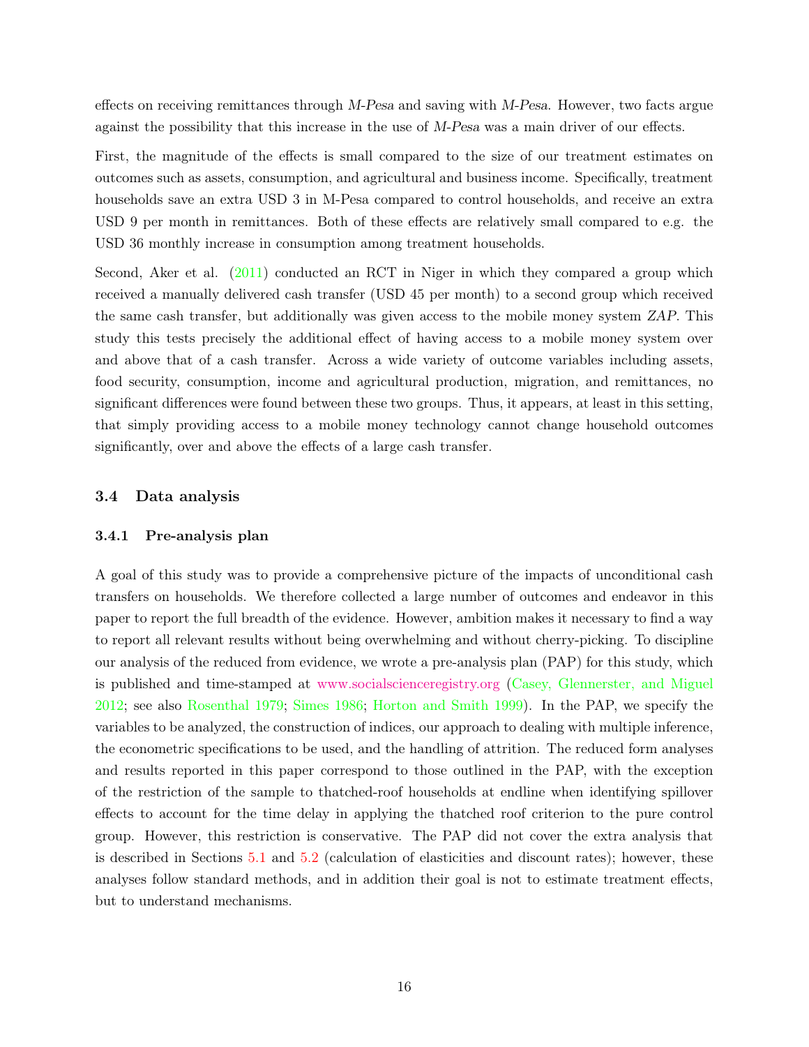effects on receiving remittances through *M-Pesa* and saving with *M-Pesa*. However, two facts argue against the possibility that this increase in the use of *M-Pesa* was a main driver of our effects.

First, the magnitude of the effects is small compared to the size of our treatment estimates on outcomes such as assets, consumption, and agricultural and business income. Specifically, treatment households save an extra USD 3 in M-Pesa compared to control households, and receive an extra USD 9 per month in remittances. Both of these effects are relatively small compared to e.g. the USD 36 monthly increase in consumption among treatment households.

Second, Aker et al. (2011) conducted an RCT in Niger in which they compared a group which received a manually delivered cash transfer (USD 45 per month) to a second group which received the same cash transfer, but additionally was given access to the mobile money system *ZAP*. This study this tests precisely the additional effect of having access to a mobile money system over and above that of a cash transfer. Across a wide variety of outcome variables including assets, food security, consumption, income and agricultural production, migration, and remittances, no significant differences were found between these two groups. Thus, it appears, at least in this setting, that simply providing access to a mobile money technology cannot change household outcomes significantly, over and above the effects of a large cash transfer.

### 3.4 Data analysis

#### 3.4.1 Pre-analysis plan

A goal of this study was to provide a comprehensive picture of the impacts of unconditional cash transfers on households. We therefore collected a large number of outcomes and endeavor in this paper to report the full breadth of the evidence. However, ambition makes it necessary to find a way to report all relevant results without being overwhelming and without cherry-picking. To discipline our analysis of the reduced from evidence, we wrote a pre-analysis plan (PAP) for this study, which is published and time-stamped at www.socialscienceregistry.org (Casey, Glennerster, and Miguel 2012; see also Rosenthal 1979; Simes 1986; Horton and Smith 1999). In the PAP, we specify the variables to be analyzed, the construction of indices, our approach to dealing with multiple inference, the econometric specifications to be used, and the handling of attrition. The reduced form analyses and results reported in this paper correspond to those outlined in the PAP, with the exception of the restriction of the sample to thatched-roof households at endline when identifying spillover effects to account for the time delay in applying the thatched roof criterion to the pure control group. However, this restriction is conservative. The PAP did not cover the extra analysis that is described in Sections 5.1 and 5.2 (calculation of elasticities and discount rates); however, these analyses follow standard methods, and in addition their goal is not to estimate treatment effects, but to understand mechanisms.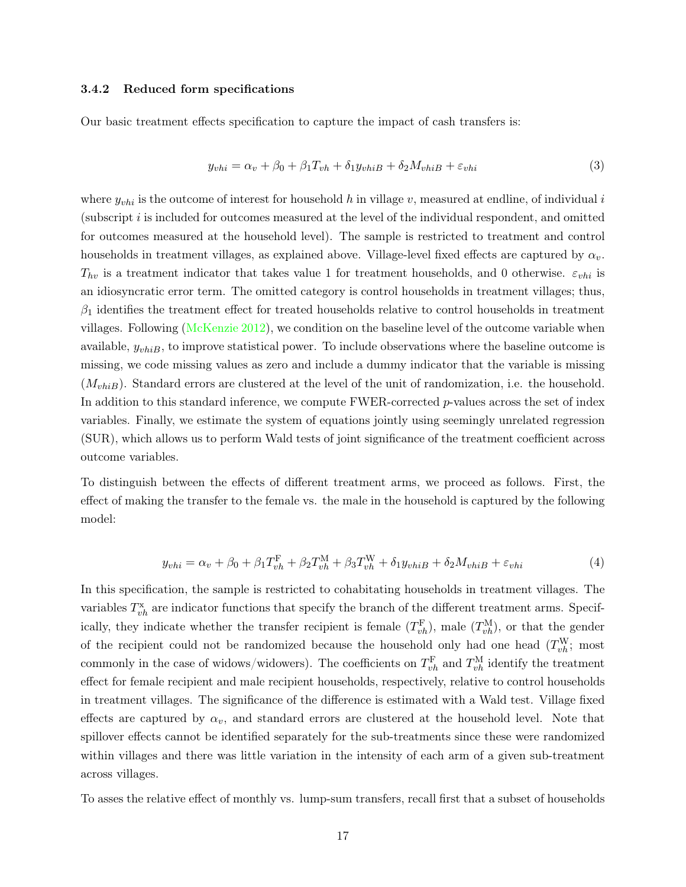### 3.4.2 Reduced form specifications

Our basic treatment effects specification to capture the impact of cash transfers is:

$$y_{vhi} = \alpha_v + \beta_0 + \beta_1 T_{vh} + \delta_1 y_{vhiB} + \delta_2 M_{vhiB} + \varepsilon_{vhi} \tag{3}$$

where $y_{vhi}$ is the outcome of interest for household $h$ in village $v$, measured at endline, of individual $i$ (subscript $i$ is included for outcomes measured at the level of the individual respondent, and omitted for outcomes measured at the household level). The sample is restricted to treatment and control households in treatment villages, as explained above. Village-level fixed effects are captured by $\alpha_v$. $T_{hv}$ is a treatment indicator that takes value 1 for treatment households, and 0 otherwise. $\varepsilon_{vhi}$ is an idiosyncratic error term. The omitted category is control households in treatment villages; thus, $\beta_1$ identifies the treatment effect for treated households relative to control households in treatment villages. Following (McKenzie 2012), we condition on the baseline level of the outcome variable when available, $y_{vhiB}$, to improve statistical power. To include observations where the baseline outcome is missing, we code missing values as zero and include a dummy indicator that the variable is missing ($M_{vhiB}$). Standard errors are clustered at the level of the unit of randomization, i.e. the household. In addition to this standard inference, we compute FWER-corrected $p$-values across the set of index variables. Finally, we estimate the system of equations jointly using seemingly unrelated regression (SUR), which allows us to perform Wald tests of joint significance of the treatment coefficient across outcome variables.

To distinguish between the effects of different treatment arms, we proceed as follows. First, the effect of making the transfer to the female vs. the male in the household is captured by the following model:

$$y_{vhi} = \alpha_v + \beta_0 + \beta_1 T^{\mathrm{F}}_{vh} + \beta_2 T^{\mathrm{M}}_{vh} + \beta_3 T^{\mathrm{W}}_{vh} + \delta_1 y_{vhiB} + \delta_2 M_{vhiB} + \varepsilon_{vhi} \tag{4}$$

In this specification, the sample is restricted to cohabitating households in treatment villages. The variables $T^{\mathrm{x}}_{vh}$ are indicator functions that specify the branch of the different treatment arms. Specifically, they indicate whether the transfer recipient is female ($T^{\mathrm{F}}_{vh}$), male ($T^{\mathrm{M}}_{vh}$), or that the gender of the recipient could not be randomized because the household only had one head ($T^{\mathrm{W}}_{vh}$; most commonly in the case of widows/widowers). The coefficients on $T^{\mathrm{F}}_{vh}$ and $T^{\mathrm{M}}_{vh}$ identify the treatment effect for female recipient and male recipient households, respectively, relative to control households in treatment villages. The significance of the difference is estimated with a Wald test. Village fixed effects are captured by $\alpha_v$, and standard errors are clustered at the household level. Note that spillover effects cannot be identified separately for the sub-treatments since these were randomized within villages and there was little variation in the intensity of each arm of a given sub-treatment across villages.

To asses the relative effect of monthly vs. lump-sum transfers, recall first that a subset of households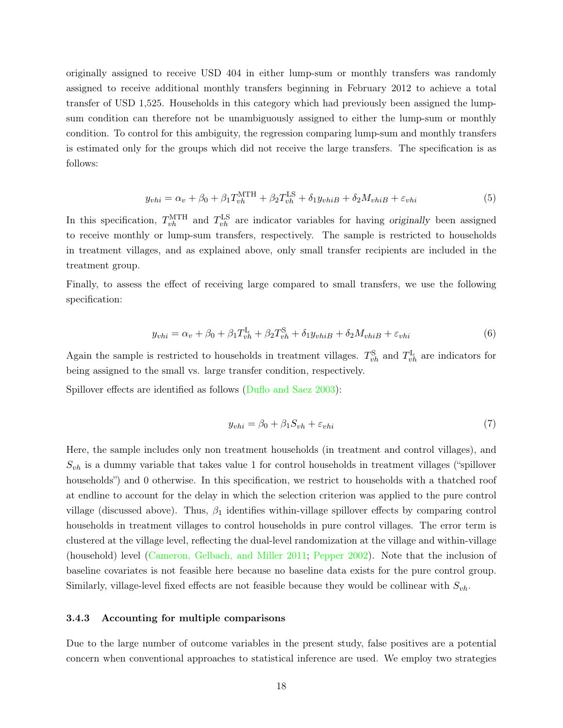originally assigned to receive USD 404 in either lump-sum or monthly transfers was randomly assigned to receive additional monthly transfers beginning in February 2012 to achieve a total transfer of USD 1,525. Households in this category which had previously been assigned the lump-sum condition can therefore not be unambiguously assigned to either the lump-sum or monthly condition. To control for this ambiguity, the regression comparing lump-sum and monthly transfers is estimated only for the groups which did not receive the large transfers. The specification is as follows:

$$y_{vhi} = \alpha_v + \beta_0 + \beta_1 T_{vh}^{\text{MTH}} + \beta_2 T_{vh}^{\text{LS}} + \delta_1 y_{vhiB} + \delta_2 M_{vhiB} + \varepsilon_{vhi} \tag{5}$$

In this specification, $T_{vh}^{\text{MTH}}$ and $T_{vh}^{\text{LS}}$ are indicator variables for having *originally* been assigned to receive monthly or lump-sum transfers, respectively. The sample is restricted to households in treatment villages, and as explained above, only small transfer recipients are included in the treatment group.

Finally, to assess the effect of receiving large compared to small transfers, we use the following specification:

$$y_{vhi} = \alpha_v + \beta_0 + \beta_1 T_{vh}^{\text{L}} + \beta_2 T_{vh}^{\text{S}} + \delta_1 y_{vhiB} + \delta_2 M_{vhiB} + \varepsilon_{vhi} \tag{6}$$

Again the sample is restricted to households in treatment villages. $T_{vh}^{\text{S}}$ and $T_{vh}^{\text{L}}$ are indicators for being assigned to the small vs. large transfer condition, respectively.

Spillover effects are identified as follows (Duflo and Saez 2003):

$$y_{vhi} = \beta_0 + \beta_1 S_{vh} + \varepsilon_{vhi} \tag{7}$$

Here, the sample includes only non treatment households (in treatment and control villages), and $S_{vh}$ is a dummy variable that takes value 1 for control households in treatment villages ("spillover households") and 0 otherwise. In this specification, we restrict to households with a thatched roof at endline to account for the delay in which the selection criterion was applied to the pure control village (discussed above). Thus, $\beta_1$ identifies within-village spillover effects by comparing control households in treatment villages to control households in pure control villages. The error term is clustered at the village level, reflecting the dual-level randomization at the village and within-village (household) level (Cameron, Gelbach, and Miller 2011; Pepper 2002). Note that the inclusion of baseline covariates is not feasible here because no baseline data exists for the pure control group. Similarly, village-level fixed effects are not feasible because they would be collinear with $S_{vh}$.

### 3.4.3 Accounting for multiple comparisons

Due to the large number of outcome variables in the present study, false positives are a potential concern when conventional approaches to statistical inference are used. We employ two strategies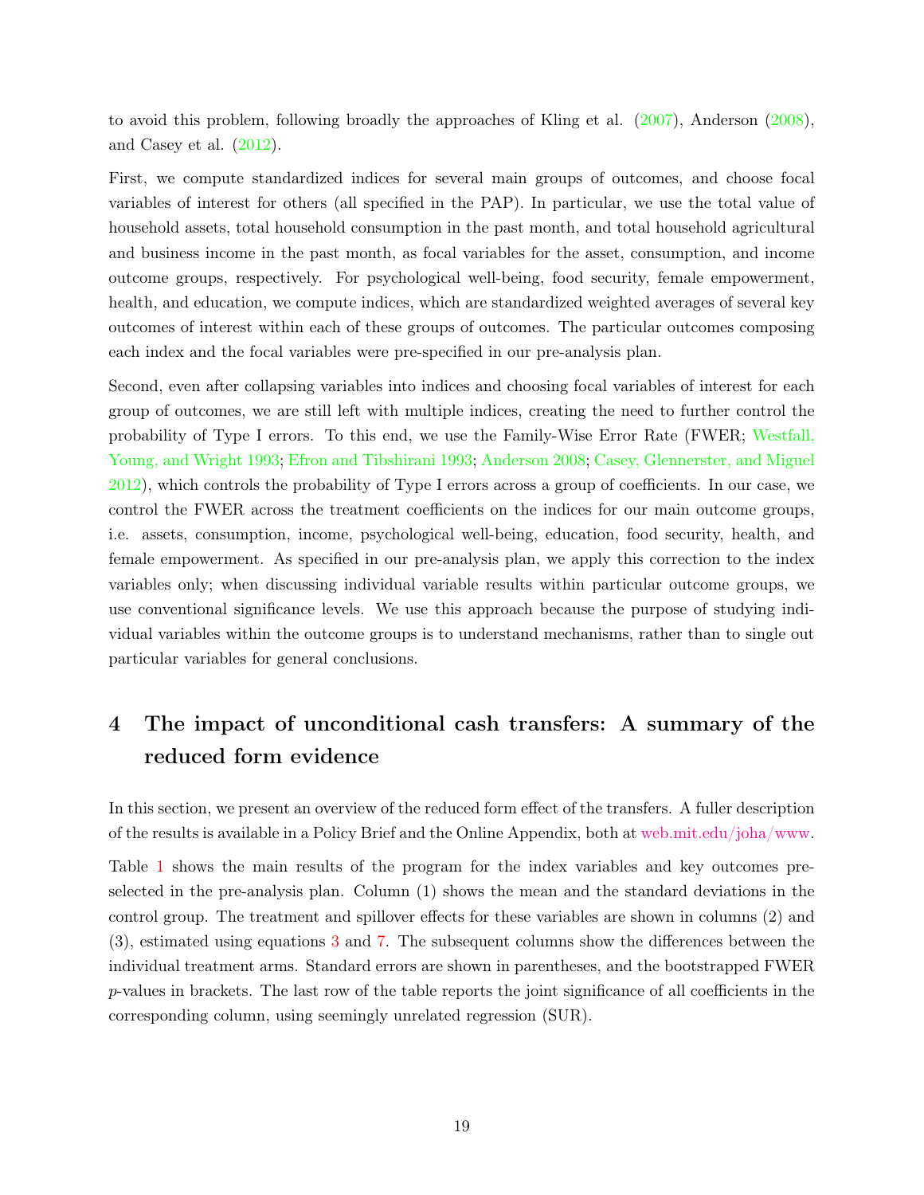to avoid this problem, following broadly the approaches of Kling et al. (2007), Anderson (2008), and Casey et al. (2012).

First, we compute standardized indices for several main groups of outcomes, and choose focal variables of interest for others (all specified in the PAP). In particular, we use the total value of household assets, total household consumption in the past month, and total household agricultural and business income in the past month, as focal variables for the asset, consumption, and income outcome groups, respectively. For psychological well-being, food security, female empowerment, health, and education, we compute indices, which are standardized weighted averages of several key outcomes of interest within each of these groups of outcomes. The particular outcomes composing each index and the focal variables were pre-specified in our pre-analysis plan.

Second, even after collapsing variables into indices and choosing focal variables of interest for each group of outcomes, we are still left with multiple indices, creating the need to further control the probability of Type I errors. To this end, we use the Family-Wise Error Rate (FWER; Westfall, Young, and Wright 1993; Efron and Tibshirani 1993; Anderson 2008; Casey, Glennerster, and Miguel 2012), which controls the probability of Type I errors across a group of coefficients. In our case, we control the FWER across the treatment coefficients on the indices for our main outcome groups, i.e. assets, consumption, income, psychological well-being, education, food security, health, and female empowerment. As specified in our pre-analysis plan, we apply this correction to the index variables only; when discussing individual variable results within particular outcome groups, we use conventional significance levels. We use this approach because the purpose of studying individual variables within the outcome groups is to understand mechanisms, rather than to single out particular variables for general conclusions.

# 4 The impact of unconditional cash transfers: A summary of the reduced form evidence

In this section, we present an overview of the reduced form effect of the transfers. A fuller description of the results is available in a Policy Brief and the Online Appendix, both at web.mit.edu/joha/www.

Table 1 shows the main results of the program for the index variables and key outcomes pre-selected in the pre-analysis plan. Column (1) shows the mean and the standard deviations in the control group. The treatment and spillover effects for these variables are shown in columns (2) and (3), estimated using equations 3 and 7. The subsequent columns show the differences between the individual treatment arms. Standard errors are shown in parentheses, and the bootstrapped FWER $p$-values in brackets. The last row of the table reports the joint significance of all coefficients in the corresponding column, using seemingly unrelated regression (SUR).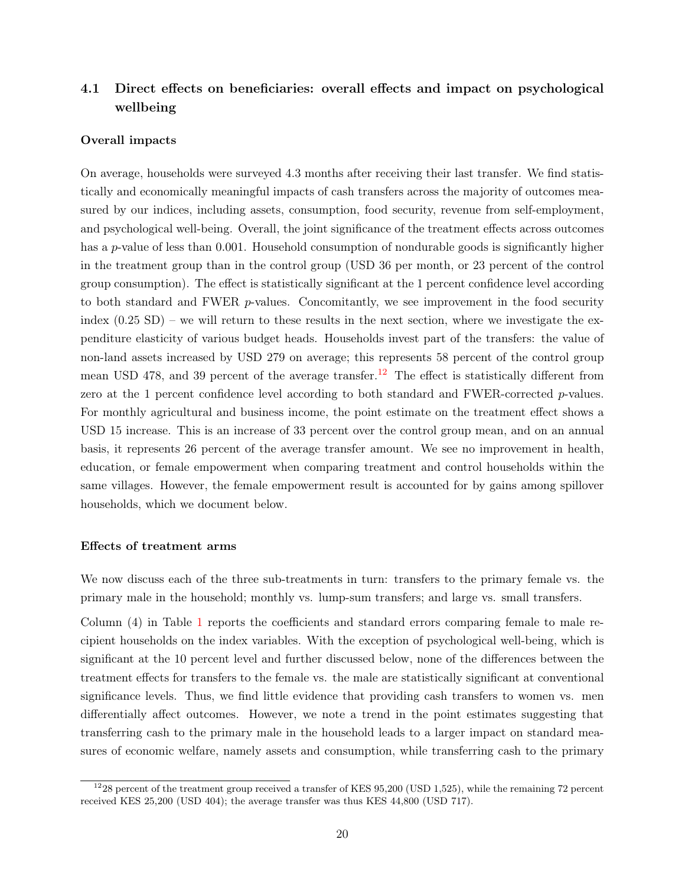### 4.1 Direct effects on beneficiaries: overall effects and impact on psychological wellbeing

**Overall impacts**

On average, households were surveyed 4.3 months after receiving their last transfer. We find statistically and economically meaningful impacts of cash transfers across the majority of outcomes measured by our indices, including assets, consumption, food security, revenue from self-employment, and psychological well-being. Overall, the joint significance of the treatment effects across outcomes has a $p$-value of less than 0.001. Household consumption of nondurable goods is significantly higher in the treatment group than in the control group (USD 36 per month, or 23 percent of the control group consumption). The effect is statistically significant at the 1 percent confidence level according to both standard and FWER $p$-values. Concomitantly, we see improvement in the food security index (0.25 SD) – we will return to these results in the next section, where we investigate the expenditure elasticity of various budget heads. Households invest part of the transfers: the value of non-land assets increased by USD 279 on average; this represents 58 percent of the control group mean USD 478, and 39 percent of the average transfer.[12] The effect is statistically different from zero at the 1 percent confidence level according to both standard and FWER-corrected $p$-values. For monthly agricultural and business income, the point estimate on the treatment effect shows a USD 15 increase. This is an increase of 33 percent over the control group mean, and on an annual basis, it represents 26 percent of the average transfer amount. We see no improvement in health, education, or female empowerment when comparing treatment and control households within the same villages. However, the female empowerment result is accounted for by gains among spillover households, which we document below.

**Effects of treatment arms**

We now discuss each of the three sub-treatments in turn: transfers to the primary female vs. the primary male in the household; monthly vs. lump-sum transfers; and large vs. small transfers.

Column (4) in Table 1 reports the coefficients and standard errors comparing female to male recipient households on the index variables. With the exception of psychological well-being, which is significant at the 10 percent level and further discussed below, none of the differences between the treatment effects for transfers to the female vs. the male are statistically significant at conventional significance levels. Thus, we find little evidence that providing cash transfers to women vs. men differentially affect outcomes. However, we note a trend in the point estimates suggesting that transferring cash to the primary male in the household leads to a larger impact on standard measures of economic welfare, namely assets and consumption, while transferring cash to the primary

[12] 28 percent of the treatment group received a transfer of KES 95,200 (USD 1,525), while the remaining 72 percent received KES 25,200 (USD 404); the average transfer was thus KES 44,800 (USD 717).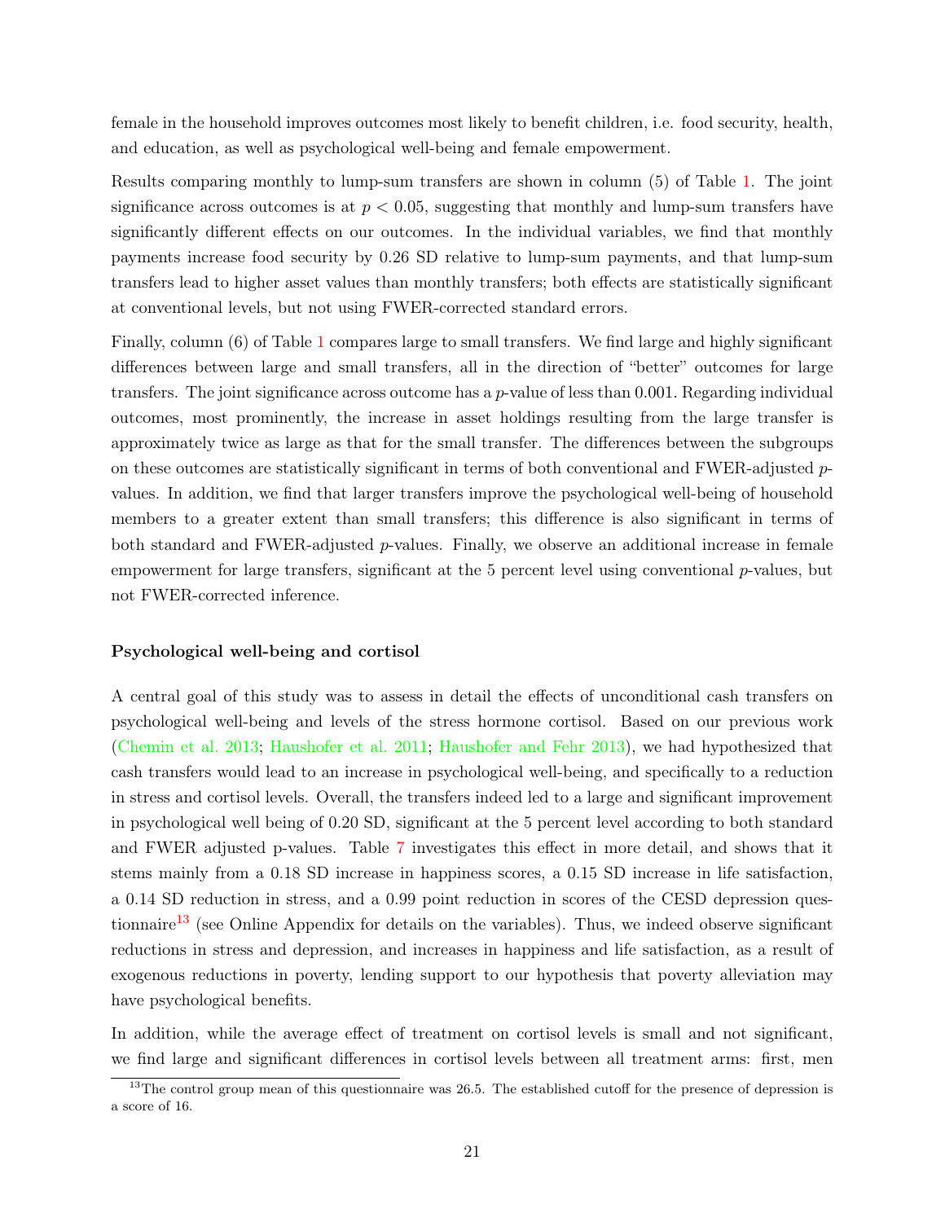female in the household improves outcomes most likely to benefit children, i.e. food security, health, and education, as well as psychological well-being and female empowerment.

Results comparing monthly to lump-sum transfers are shown in column (5) of Table 1. The joint significance across outcomes is at $p < 0.05$, suggesting that monthly and lump-sum transfers have significantly different effects on our outcomes. In the individual variables, we find that monthly payments increase food security by 0.26 SD relative to lump-sum payments, and that lump-sum transfers lead to higher asset values than monthly transfers; both effects are statistically significant at conventional levels, but not using FWER-corrected standard errors.

Finally, column (6) of Table 1 compares large to small transfers. We find large and highly significant differences between large and small transfers, all in the direction of "better" outcomes for large transfers. The joint significance across outcome has a $p$-value of less than 0.001. Regarding individual outcomes, most prominently, the increase in asset holdings resulting from the large transfer is approximately twice as large as that for the small transfer. The differences between the subgroups on these outcomes are statistically significant in terms of both conventional and FWER-adjusted $p$-values. In addition, we find that larger transfers improve the psychological well-being of household members to a greater extent than small transfers; this difference is also significant in terms of both standard and FWER-adjusted $p$-values. Finally, we observe an additional increase in female empowerment for large transfers, significant at the 5 percent level using conventional $p$-values, but not FWER-corrected inference.

**Psychological well-being and cortisol**

A central goal of this study was to assess in detail the effects of unconditional cash transfers on psychological well-being and levels of the stress hormone cortisol. Based on our previous work (Chemin et al. 2013; Haushofer et al. 2011; Haushofer and Fehr 2013), we had hypothesized that cash transfers would lead to an increase in psychological well-being, and specifically to a reduction in stress and cortisol levels. Overall, the transfers indeed led to a large and significant improvement in psychological well being of 0.20 SD, significant at the 5 percent level according to both standard and FWER adjusted p-values. Table 7 investigates this effect in more detail, and shows that it stems mainly from a 0.18 SD increase in happiness scores, a 0.15 SD increase in life satisfaction, a 0.14 SD reduction in stress, and a 0.99 point reduction in scores of the CESD depression questionnaire[13] (see Online Appendix for details on the variables). Thus, we indeed observe significant reductions in stress and depression, and increases in happiness and life satisfaction, as a result of exogenous reductions in poverty, lending support to our hypothesis that poverty alleviation may have psychological benefits.

In addition, while the average effect of treatment on cortisol levels is small and not significant, we find large and significant differences in cortisol levels between all treatment arms: first, men

[13] The control group mean of this questionnaire was 26.5. The established cutoff for the presence of depression is a score of 16.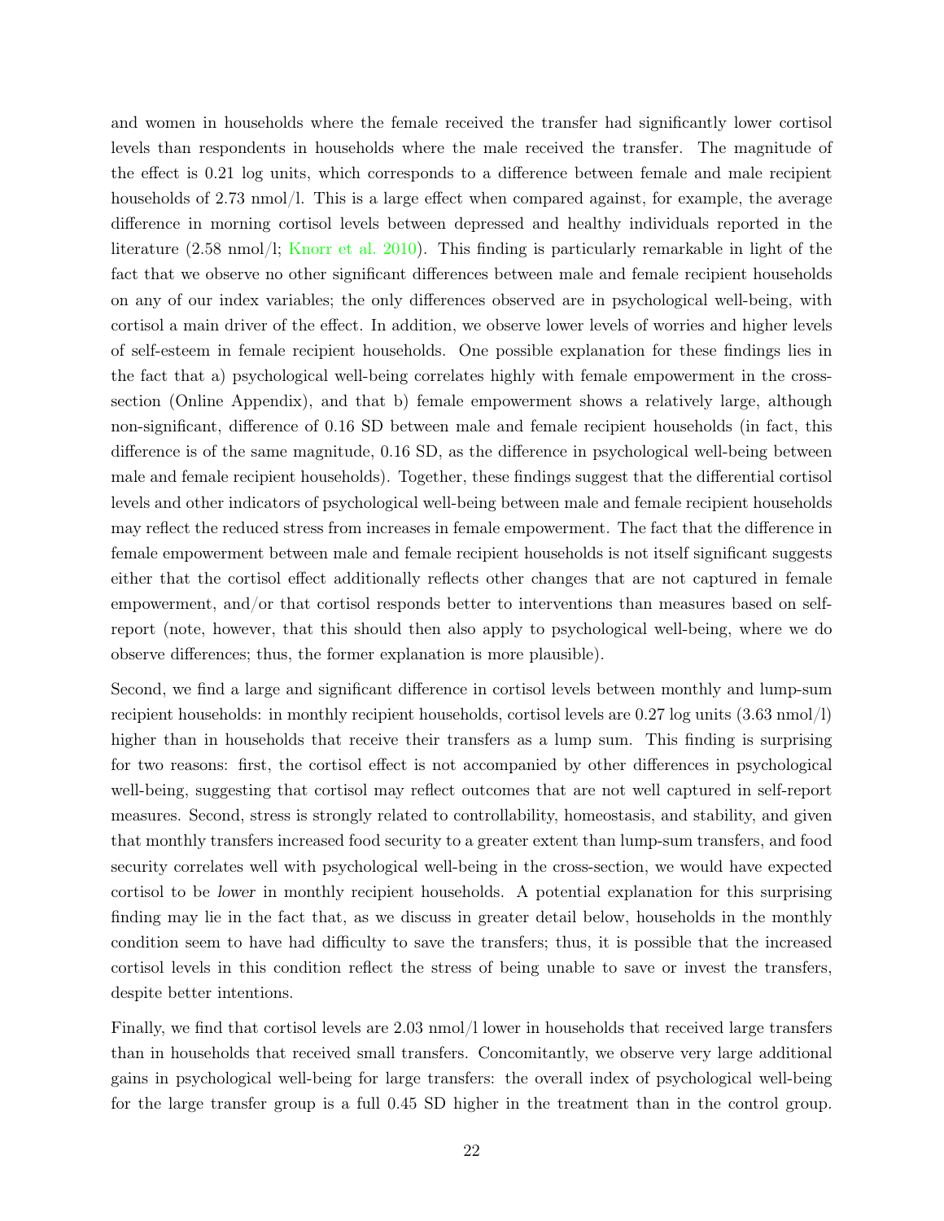and women in households where the female received the transfer had significantly lower cortisol levels than respondents in households where the male received the transfer. The magnitude of the effect is 0.21 log units, which corresponds to a difference between female and male recipient households of 2.73 nmol/l. This is a large effect when compared against, for example, the average difference in morning cortisol levels between depressed and healthy individuals reported in the literature (2.58 nmol/l; Knorr et al. 2010). This finding is particularly remarkable in light of the fact that we observe no other significant differences between male and female recipient households on any of our index variables; the only differences observed are in psychological well-being, with cortisol a main driver of the effect. In addition, we observe lower levels of worries and higher levels of self-esteem in female recipient households. One possible explanation for these findings lies in the fact that a) psychological well-being correlates highly with female empowerment in the cross-section (Online Appendix), and that b) female empowerment shows a relatively large, although non-significant, difference of 0.16 SD between male and female recipient households (in fact, this difference is of the same magnitude, 0.16 SD, as the difference in psychological well-being between male and female recipient households). Together, these findings suggest that the differential cortisol levels and other indicators of psychological well-being between male and female recipient households may reflect the reduced stress from increases in female empowerment. The fact that the difference in female empowerment between male and female recipient households is not itself significant suggests either that the cortisol effect additionally reflects other changes that are not captured in female empowerment, and/or that cortisol responds better to interventions than measures based on self-report (note, however, that this should then also apply to psychological well-being, where we do observe differences; thus, the former explanation is more plausible).

Second, we find a large and significant difference in cortisol levels between monthly and lump-sum recipient households: in monthly recipient households, cortisol levels are 0.27 log units (3.63 nmol/l) higher than in households that receive their transfers as a lump sum. This finding is surprising for two reasons: first, the cortisol effect is not accompanied by other differences in psychological well-being, suggesting that cortisol may reflect outcomes that are not well captured in self-report measures. Second, stress is strongly related to controllability, homeostasis, and stability, and given that monthly transfers increased food security to a greater extent than lump-sum transfers, and food security correlates well with psychological well-being in the cross-section, we would have expected cortisol to be *lower* in monthly recipient households. A potential explanation for this surprising finding may lie in the fact that, as we discuss in greater detail below, households in the monthly condition seem to have had difficulty to save the transfers; thus, it is possible that the increased cortisol levels in this condition reflect the stress of being unable to save or invest the transfers, despite better intentions.

Finally, we find that cortisol levels are 2.03 nmol/l lower in households that received large transfers than in households that received small transfers. Concomitantly, we observe very large additional gains in psychological well-being for large transfers: the overall index of psychological well-being for the large transfer group is a full 0.45 SD higher in the treatment than in the control group.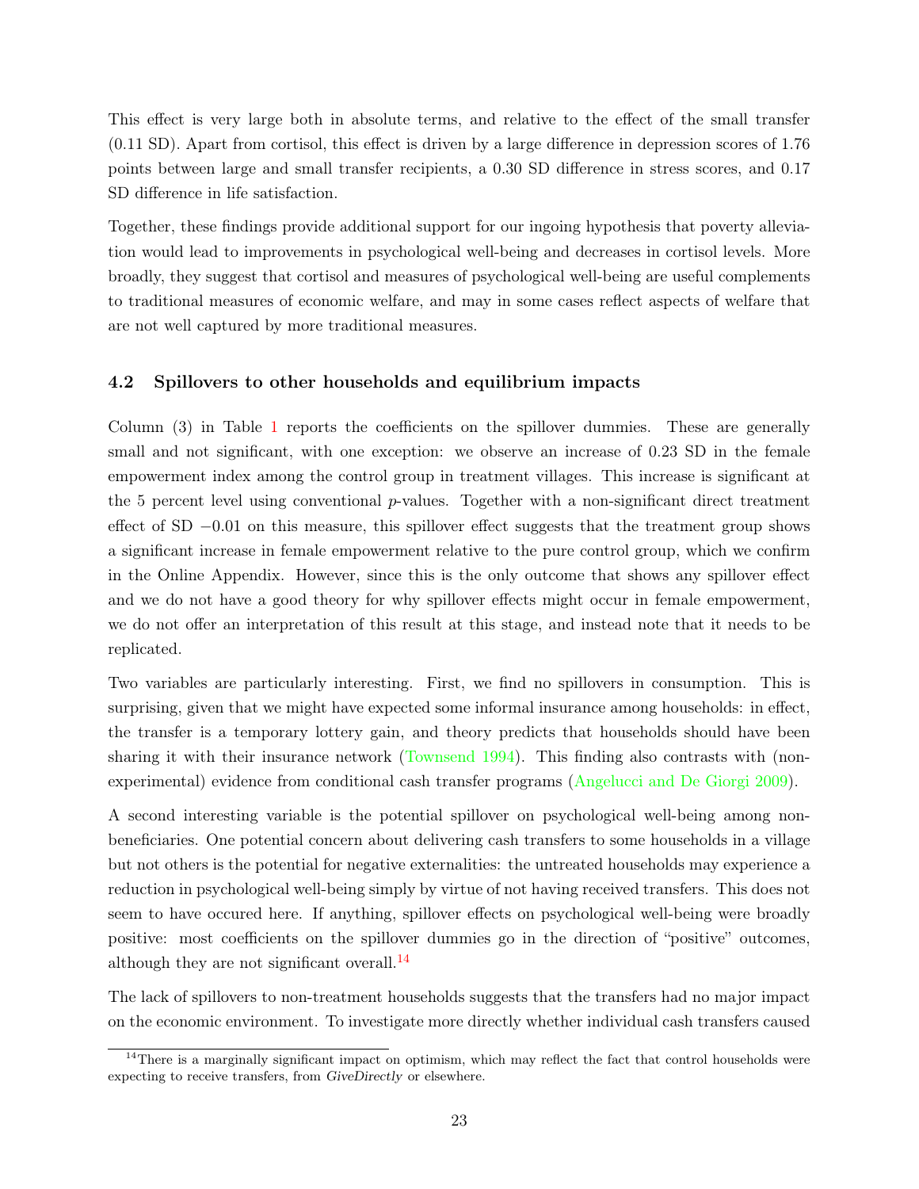This effect is very large both in absolute terms, and relative to the effect of the small transfer (0.11 SD). Apart from cortisol, this effect is driven by a large difference in depression scores of 1.76 points between large and small transfer recipients, a 0.30 SD difference in stress scores, and 0.17 SD difference in life satisfaction.

Together, these findings provide additional support for our ingoing hypothesis that poverty alleviation would lead to improvements in psychological well-being and decreases in cortisol levels. More broadly, they suggest that cortisol and measures of psychological well-being are useful complements to traditional measures of economic welfare, and may in some cases reflect aspects of welfare that are not well captured by more traditional measures.

### 4.2 Spillovers to other households and equilibrium impacts

Column (3) in Table 1 reports the coefficients on the spillover dummies. These are generally small and not significant, with one exception: we observe an increase of 0.23 SD in the female empowerment index among the control group in treatment villages. This increase is significant at the 5 percent level using conventional $p$-values. Together with a non-significant direct treatment effect of SD $-0.01$ on this measure, this spillover effect suggests that the treatment group shows a significant increase in female empowerment relative to the pure control group, which we confirm in the Online Appendix. However, since this is the only outcome that shows any spillover effect and we do not have a good theory for why spillover effects might occur in female empowerment, we do not offer an interpretation of this result at this stage, and instead note that it needs to be replicated.

Two variables are particularly interesting. First, we find no spillovers in consumption. This is surprising, given that we might have expected some informal insurance among households: in effect, the transfer is a temporary lottery gain, and theory predicts that households should have been sharing it with their insurance network (Townsend 1994). This finding also contrasts with (non-experimental) evidence from conditional cash transfer programs (Angelucci and De Giorgi 2009).

A second interesting variable is the potential spillover on psychological well-being among non-beneficiaries. One potential concern about delivering cash transfers to some households in a village but not others is the potential for negative externalities: the untreated households may experience a reduction in psychological well-being simply by virtue of not having received transfers. This does not seem to have occured here. If anything, spillover effects on psychological well-being were broadly positive: most coefficients on the spillover dummies go in the direction of "positive" outcomes, although they are not significant overall.[14]

The lack of spillovers to non-treatment households suggests that the transfers had no major impact on the economic environment. To investigate more directly whether individual cash transfers caused

[14] There is a marginally significant impact on optimism, which may reflect the fact that control households were expecting to receive transfers, from *GiveDirectly* or elsewhere.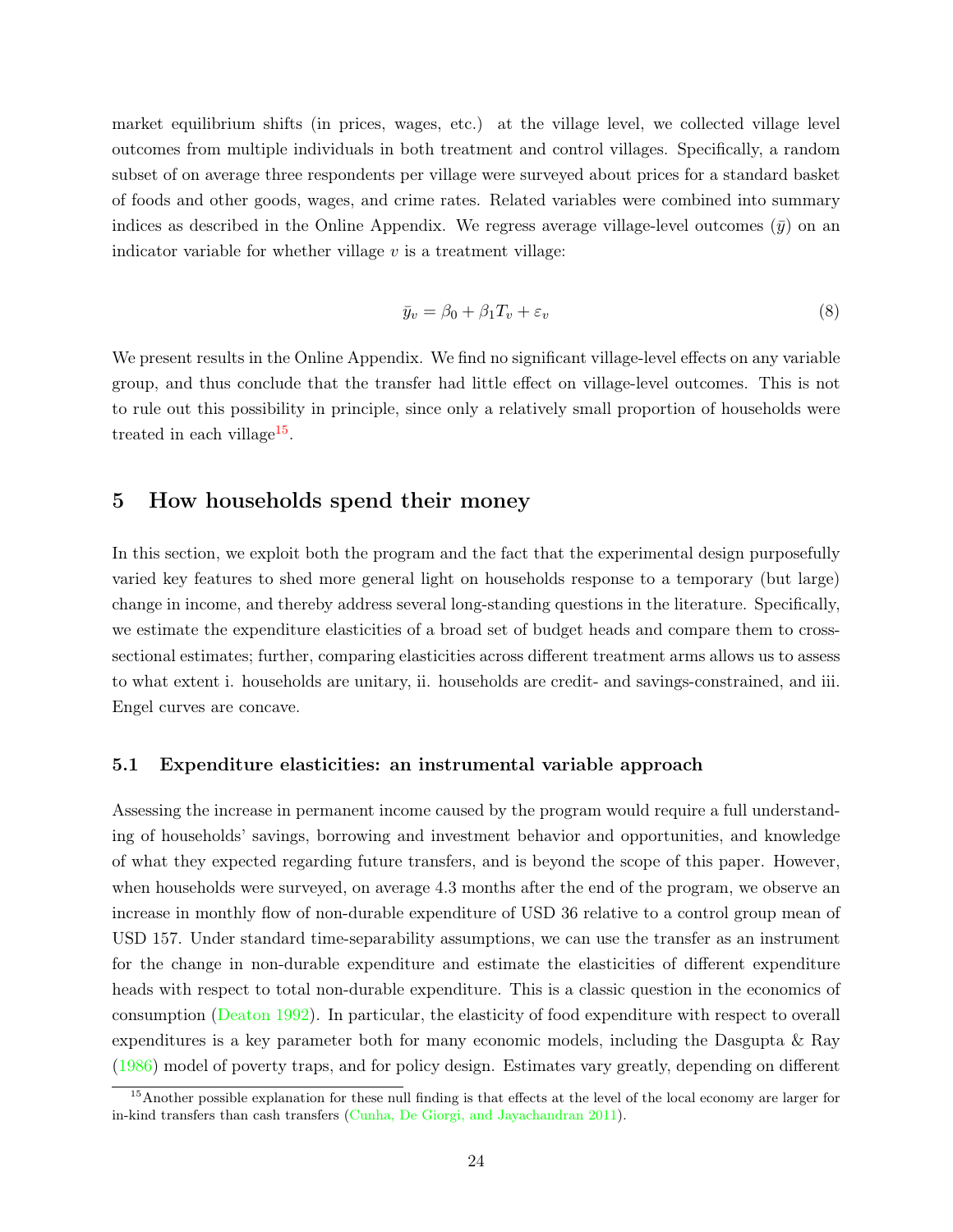market equilibrium shifts (in prices, wages, etc.) at the village level, we collected village level outcomes from multiple individuals in both treatment and control villages. Specifically, a random subset of on average three respondents per village were surveyed about prices for a standard basket of foods and other goods, wages, and crime rates. Related variables were combined into summary indices as described in the Online Appendix. We regress average village-level outcomes ($\bar{y}$) on an indicator variable for whether village $v$ is a treatment village:

$$\bar{y}_v = \beta_0 + \beta_1 T_v + \varepsilon_v \tag{8}$$

We present results in the Online Appendix. We find no significant village-level effects on any variable group, and thus conclude that the transfer had little effect on village-level outcomes. This is not to rule out this possibility in principle, since only a relatively small proportion of households were treated in each village[15].

## 5 How households spend their money

In this section, we exploit both the program and the fact that the experimental design purposefully varied key features to shed more general light on households response to a temporary (but large) change in income, and thereby address several long-standing questions in the literature. Specifically, we estimate the expenditure elasticities of a broad set of budget heads and compare them to cross-sectional estimates; further, comparing elasticities across different treatment arms allows us to assess to what extent i. households are unitary, ii. households are credit- and savings-constrained, and iii. Engel curves are concave.

### 5.1 Expenditure elasticities: an instrumental variable approach

Assessing the increase in permanent income caused by the program would require a full understanding of households' savings, borrowing and investment behavior and opportunities, and knowledge of what they expected regarding future transfers, and is beyond the scope of this paper. However, when households were surveyed, on average 4.3 months after the end of the program, we observe an increase in monthly flow of non-durable expenditure of USD 36 relative to a control group mean of USD 157. Under standard time-separability assumptions, we can use the transfer as an instrument for the change in non-durable expenditure and estimate the elasticities of different expenditure heads with respect to total non-durable expenditure. This is a classic question in the economics of consumption (Deaton 1992). In particular, the elasticity of food expenditure with respect to overall expenditures is a key parameter both for many economic models, including the Dasgupta & Ray (1986) model of poverty traps, and for policy design. Estimates vary greatly, depending on different

[15] Another possible explanation for these null finding is that effects at the level of the local economy are larger for in-kind transfers than cash transfers (Cunha, De Giorgi, and Jayachandran 2011).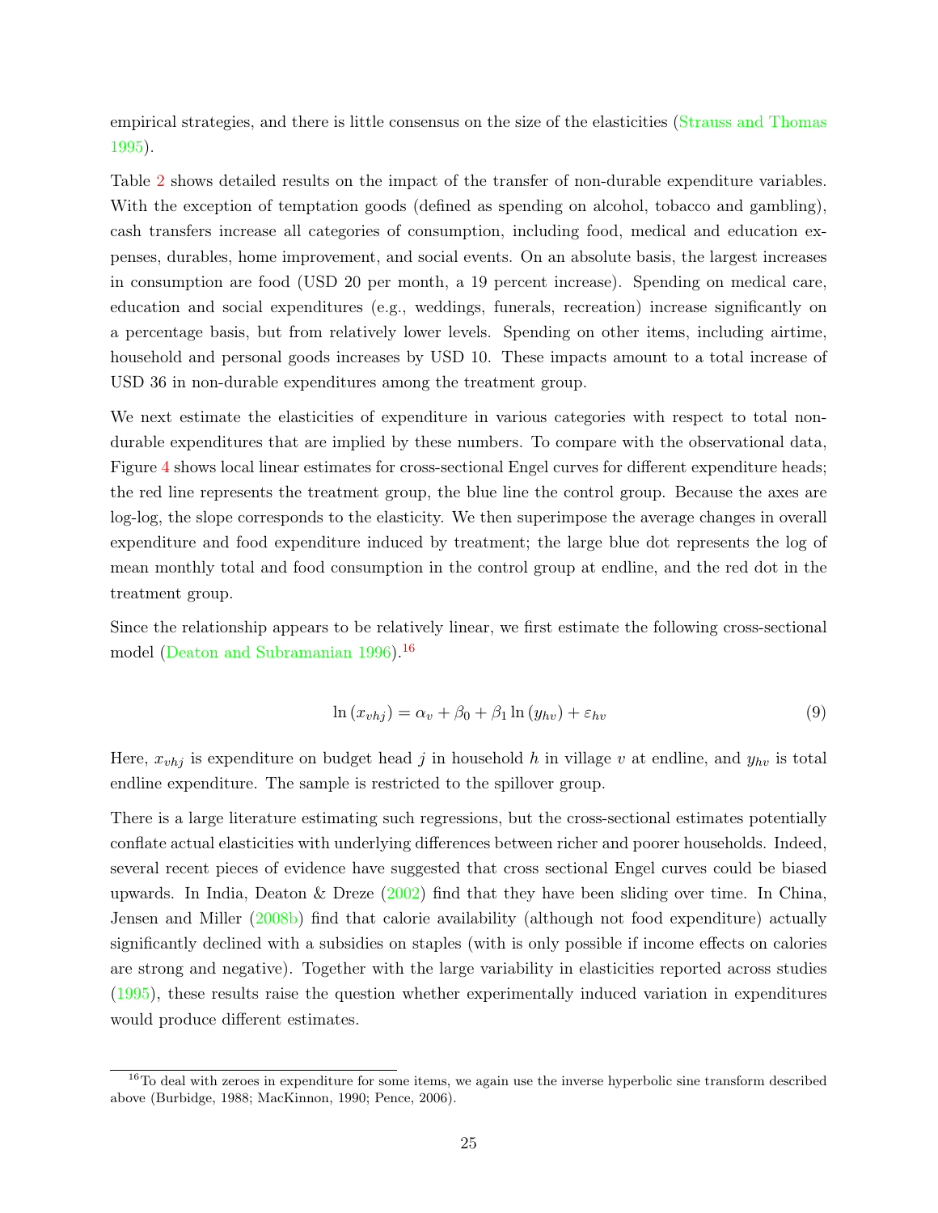empirical strategies, and there is little consensus on the size of the elasticities (Strauss and Thomas 1995).

Table 2 shows detailed results on the impact of the transfer of non-durable expenditure variables. With the exception of temptation goods (defined as spending on alcohol, tobacco and gambling), cash transfers increase all categories of consumption, including food, medical and education expenses, durables, home improvement, and social events. On an absolute basis, the largest increases in consumption are food (USD 20 per month, a 19 percent increase). Spending on medical care, education and social expenditures (e.g., weddings, funerals, recreation) increase significantly on a percentage basis, but from relatively lower levels. Spending on other items, including airtime, household and personal goods increases by USD 10. These impacts amount to a total increase of USD 36 in non-durable expenditures among the treatment group.

We next estimate the elasticities of expenditure in various categories with respect to total non-durable expenditures that are implied by these numbers. To compare with the observational data, Figure 4 shows local linear estimates for cross-sectional Engel curves for different expenditure heads; the red line represents the treatment group, the blue line the control group. Because the axes are log-log, the slope corresponds to the elasticity. We then superimpose the average changes in overall expenditure and food expenditure induced by treatment; the large blue dot represents the log of mean monthly total and food consumption in the control group at endline, and the red dot in the treatment group.

Since the relationship appears to be relatively linear, we first estimate the following cross-sectional model (Deaton and Subramanian 1996).[16]

$$\ln\left(x_{vhj}\right) = \alpha_v + \beta_0 + \beta_1 \ln\left(y_{hv}\right) + \varepsilon_{hv} \tag{9}$$

Here, $x_{vhj}$ is expenditure on budget head $j$ in household $h$ in village $v$ at endline, and $y_{hv}$ is total endline expenditure. The sample is restricted to the spillover group.

There is a large literature estimating such regressions, but the cross-sectional estimates potentially conflate actual elasticities with underlying differences between richer and poorer households. Indeed, several recent pieces of evidence have suggested that cross sectional Engel curves could be biased upwards. In India, Deaton & Dreze (2002) find that they have been sliding over time. In China, Jensen and Miller (2008b) find that calorie availability (although not food expenditure) actually significantly declined with a subsidies on staples (with is only possible if income effects on calories are strong and negative). Together with the large variability in elasticities reported across studies (1995), these results raise the question whether experimentally induced variation in expenditures would produce different estimates.

[16] To deal with zeroes in expenditure for some items, we again use the inverse hyperbolic sine transform described above (Burbidge, 1988; MacKinnon, 1990; Pence, 2006).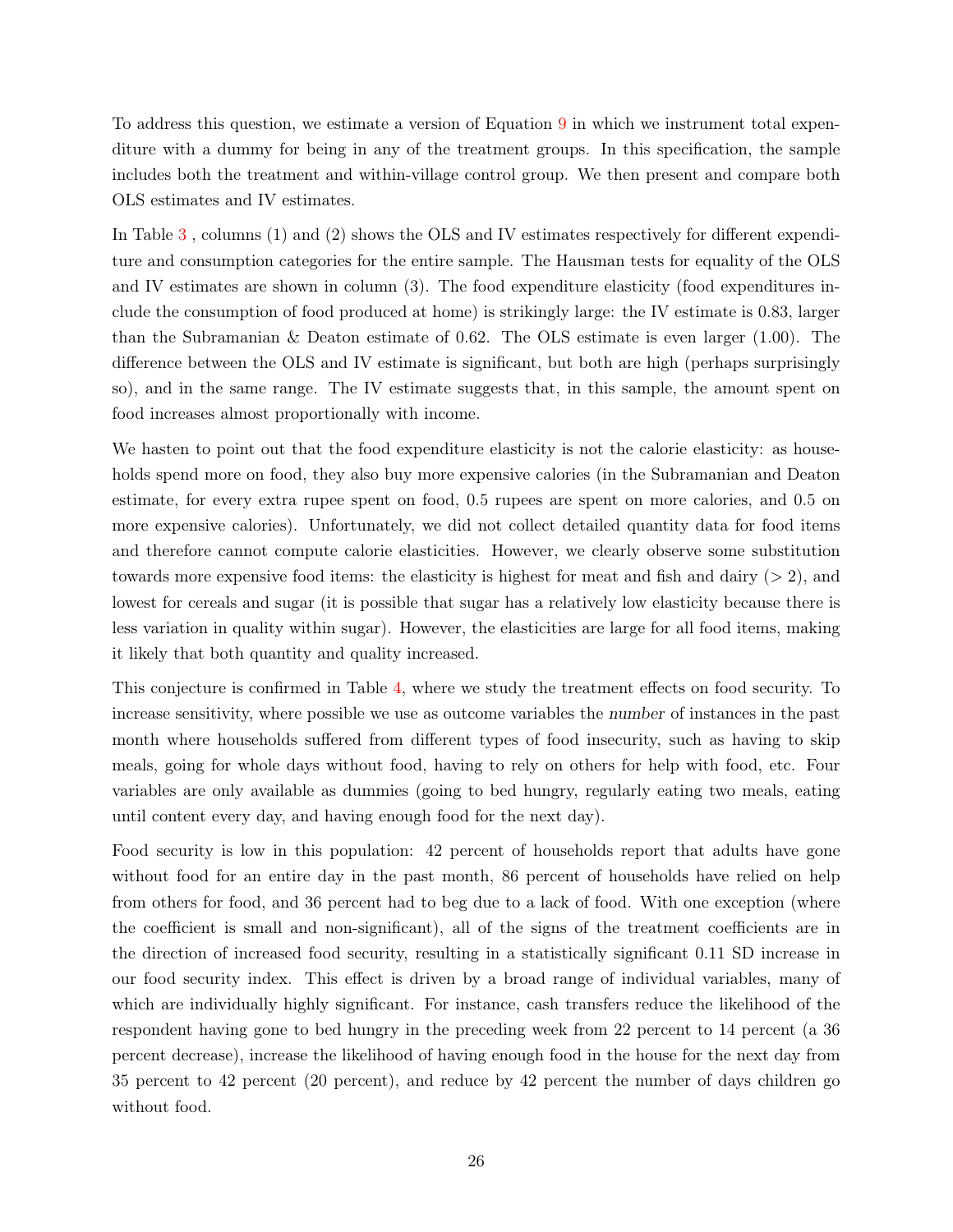To address this question, we estimate a version of Equation 9 in which we instrument total expenditure with a dummy for being in any of the treatment groups. In this specification, the sample includes both the treatment and within-village control group. We then present and compare both OLS estimates and IV estimates.

In Table 3 , columns (1) and (2) shows the OLS and IV estimates respectively for different expenditure and consumption categories for the entire sample. The Hausman tests for equality of the OLS and IV estimates are shown in column (3). The food expenditure elasticity (food expenditures include the consumption of food produced at home) is strikingly large: the IV estimate is 0.83, larger than the Subramanian & Deaton estimate of 0.62. The OLS estimate is even larger (1.00). The difference between the OLS and IV estimate is significant, but both are high (perhaps surprisingly so), and in the same range. The IV estimate suggests that, in this sample, the amount spent on food increases almost proportionally with income.

We hasten to point out that the food expenditure elasticity is not the calorie elasticity: as households spend more on food, they also buy more expensive calories (in the Subramanian and Deaton estimate, for every extra rupee spent on food, 0.5 rupees are spent on more calories, and 0.5 on more expensive calories). Unfortunately, we did not collect detailed quantity data for food items and therefore cannot compute calorie elasticities. However, we clearly observe some substitution towards more expensive food items: the elasticity is highest for meat and fish and dairy ($> 2$), and lowest for cereals and sugar (it is possible that sugar has a relatively low elasticity because there is less variation in quality within sugar). However, the elasticities are large for all food items, making it likely that both quantity and quality increased.

This conjecture is confirmed in Table 4, where we study the treatment effects on food security. To increase sensitivity, where possible we use as outcome variables the *number* of instances in the past month where households suffered from different types of food insecurity, such as having to skip meals, going for whole days without food, having to rely on others for help with food, etc. Four variables are only available as dummies (going to bed hungry, regularly eating two meals, eating until content every day, and having enough food for the next day).

Food security is low in this population: 42 percent of households report that adults have gone without food for an entire day in the past month, 86 percent of households have relied on help from others for food, and 36 percent had to beg due to a lack of food. With one exception (where the coefficient is small and non-significant), all of the signs of the treatment coefficients are in the direction of increased food security, resulting in a statistically significant 0.11 SD increase in our food security index. This effect is driven by a broad range of individual variables, many of which are individually highly significant. For instance, cash transfers reduce the likelihood of the respondent having gone to bed hungry in the preceding week from 22 percent to 14 percent (a 36 percent decrease), increase the likelihood of having enough food in the house for the next day from 35 percent to 42 percent (20 percent), and reduce by 42 percent the number of days children go without food.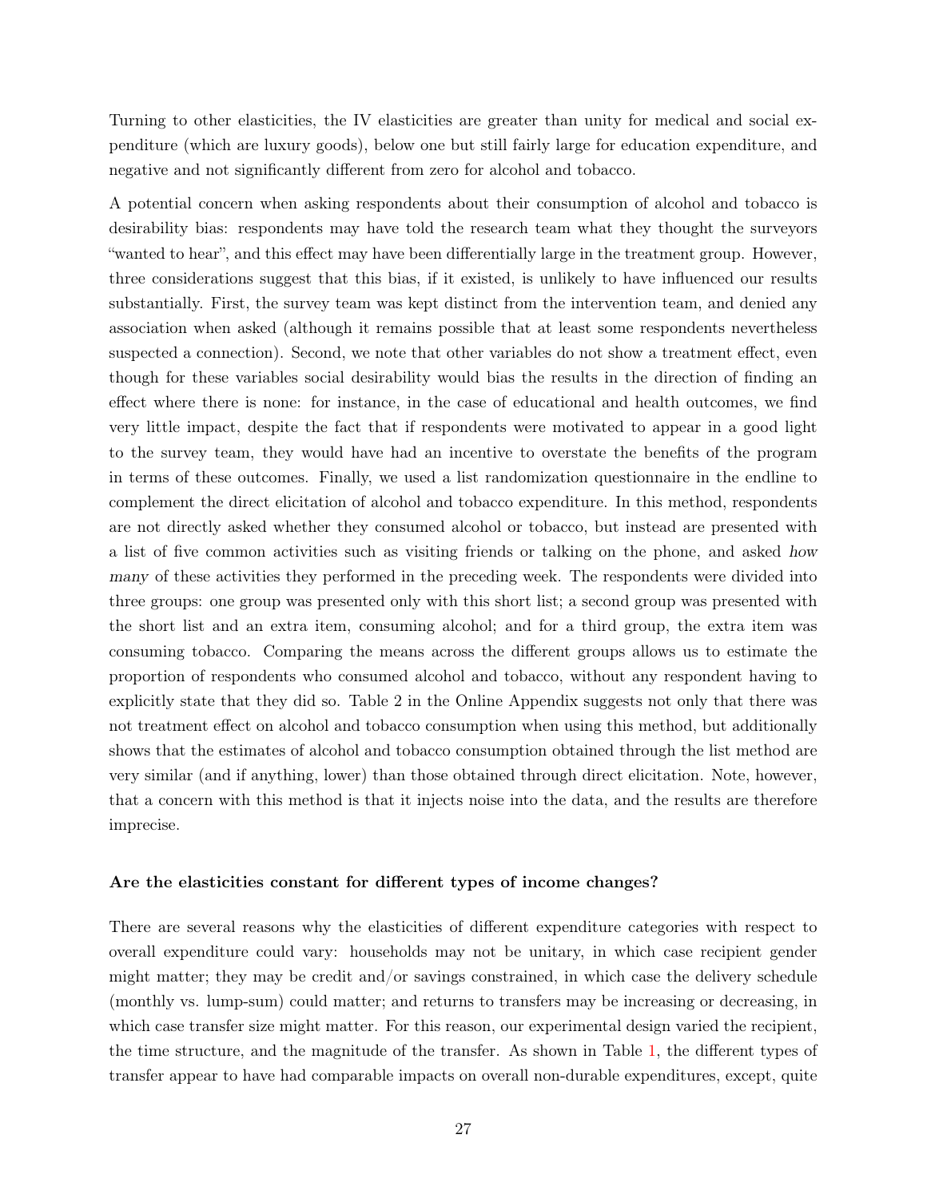Turning to other elasticities, the IV elasticities are greater than unity for medical and social expenditure (which are luxury goods), below one but still fairly large for education expenditure, and negative and not significantly different from zero for alcohol and tobacco.

A potential concern when asking respondents about their consumption of alcohol and tobacco is desirability bias: respondents may have told the research team what they thought the surveyors "wanted to hear", and this effect may have been differentially large in the treatment group. However, three considerations suggest that this bias, if it existed, is unlikely to have influenced our results substantially. First, the survey team was kept distinct from the intervention team, and denied any association when asked (although it remains possible that at least some respondents nevertheless suspected a connection). Second, we note that other variables do not show a treatment effect, even though for these variables social desirability would bias the results in the direction of finding an effect where there is none: for instance, in the case of educational and health outcomes, we find very little impact, despite the fact that if respondents were motivated to appear in a good light to the survey team, they would have had an incentive to overstate the benefits of the program in terms of these outcomes. Finally, we used a list randomization questionnaire in the endline to complement the direct elicitation of alcohol and tobacco expenditure. In this method, respondents are not directly asked whether they consumed alcohol or tobacco, but instead are presented with a list of five common activities such as visiting friends or talking on the phone, and asked *how many* of these activities they performed in the preceding week. The respondents were divided into three groups: one group was presented only with this short list; a second group was presented with the short list and an extra item, consuming alcohol; and for a third group, the extra item was consuming tobacco. Comparing the means across the different groups allows us to estimate the proportion of respondents who consumed alcohol and tobacco, without any respondent having to explicitly state that they did so. Table 2 in the Online Appendix suggests not only that there was not treatment effect on alcohol and tobacco consumption when using this method, but additionally shows that the estimates of alcohol and tobacco consumption obtained through the list method are very similar (and if anything, lower) than those obtained through direct elicitation. Note, however, that a concern with this method is that it injects noise into the data, and the results are therefore imprecise.

### Are the elasticities constant for different types of income changes?

There are several reasons why the elasticities of different expenditure categories with respect to overall expenditure could vary: households may not be unitary, in which case recipient gender might matter; they may be credit and/or savings constrained, in which case the delivery schedule (monthly vs. lump-sum) could matter; and returns to transfers may be increasing or decreasing, in which case transfer size might matter. For this reason, our experimental design varied the recipient, the time structure, and the magnitude of the transfer. As shown in Table 1, the different types of transfer appear to have had comparable impacts on overall non-durable expenditures, except, quite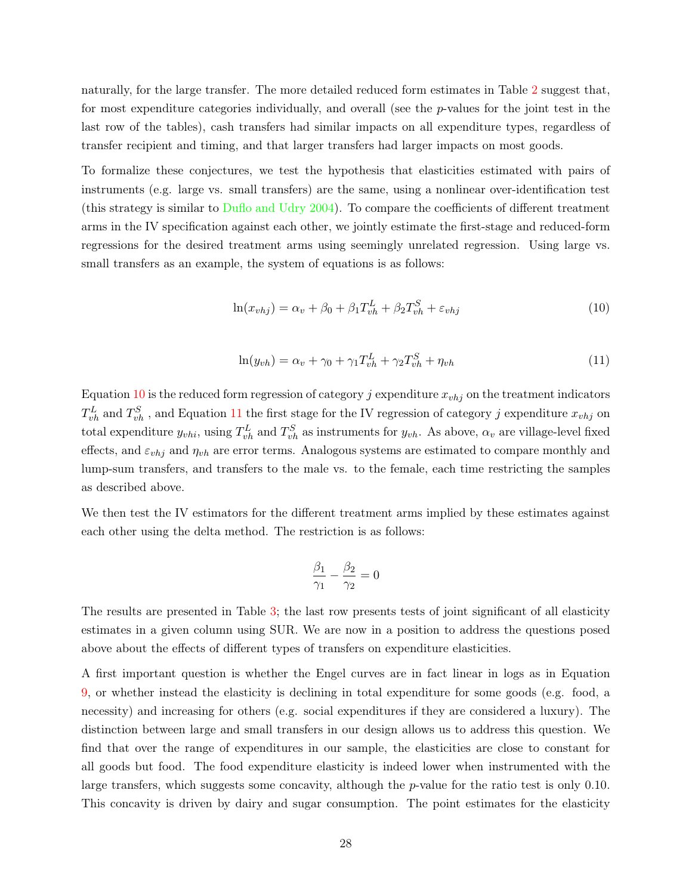naturally, for the large transfer. The more detailed reduced form estimates in Table 2 suggest that, for most expenditure categories individually, and overall (see the $p$-values for the joint test in the last row of the tables), cash transfers had similar impacts on all expenditure types, regardless of transfer recipient and timing, and that larger transfers had larger impacts on most goods.

To formalize these conjectures, we test the hypothesis that elasticities estimated with pairs of instruments (e.g. large vs. small transfers) are the same, using a nonlinear over-identification test (this strategy is similar to Duflo and Udry 2004). To compare the coefficients of different treatment arms in the IV specification against each other, we jointly estimate the first-stage and reduced-form regressions for the desired treatment arms using seemingly unrelated regression. Using large vs. small transfers as an example, the system of equations is as follows:

$$\ln(x_{vhj}) = \alpha_v + \beta_0 + \beta_1 T^L_{vh} + \beta_2 T^S_{vh} + \varepsilon_{vhj} \tag{10}$$

$$\ln(y_{vh}) = \alpha_v + \gamma_0 + \gamma_1 T^L_{vh} + \gamma_2 T^S_{vh} + \eta_{vh} \tag{11}$$

Equation 10 is the reduced form regression of category $j$ expenditure $x_{vhj}$ on the treatment indicators $T^L_{vh}$ and $T^S_{vh}$ , and Equation 11 the first stage for the IV regression of category $j$ expenditure $x_{vhj}$ on total expenditure $y_{vhi}$, using $T^L_{vh}$ and $T^S_{vh}$ as instruments for $y_{vh}$. As above, $\alpha_v$ are village-level fixed effects, and $\varepsilon_{vhj}$ and $\eta_{vh}$ are error terms. Analogous systems are estimated to compare monthly and lump-sum transfers, and transfers to the male vs. to the female, each time restricting the samples as described above.

We then test the IV estimators for the different treatment arms implied by these estimates against each other using the delta method. The restriction is as follows:

$$\frac{\beta_1}{\gamma_1} - \frac{\beta_2}{\gamma_2} = 0$$

The results are presented in Table 3; the last row presents tests of joint significant of all elasticity estimates in a given column using SUR. We are now in a position to address the questions posed above about the effects of different types of transfers on expenditure elasticities.

A first important question is whether the Engel curves are in fact linear in logs as in Equation 9, or whether instead the elasticity is declining in total expenditure for some goods (e.g. food, a necessity) and increasing for others (e.g. social expenditures if they are considered a luxury). The distinction between large and small transfers in our design allows us to address this question. We find that over the range of expenditures in our sample, the elasticities are close to constant for all goods but food. The food expenditure elasticity is indeed lower when instrumented with the large transfers, which suggests some concavity, although the $p$-value for the ratio test is only 0.10. This concavity is driven by dairy and sugar consumption. The point estimates for the elasticity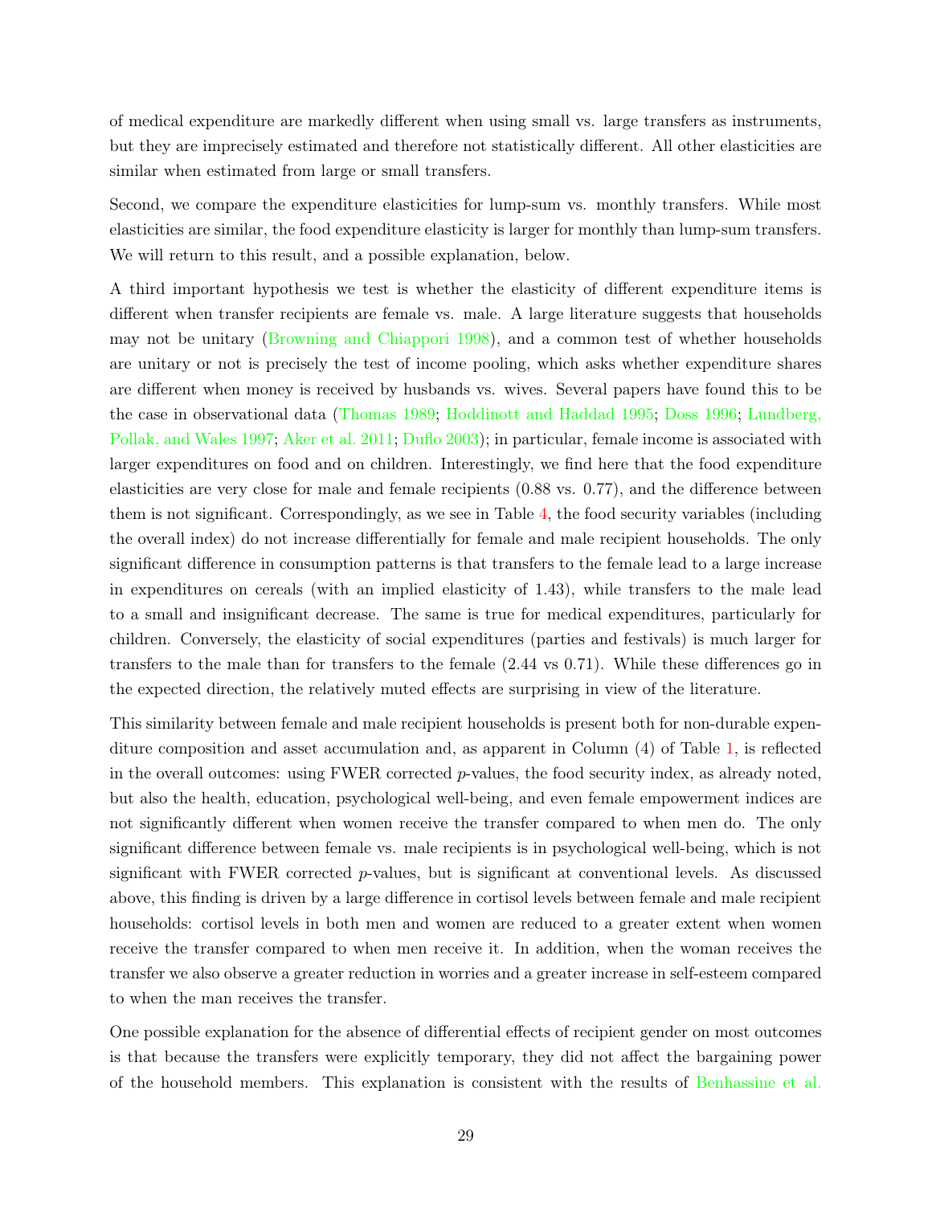of medical expenditure are markedly different when using small vs. large transfers as instruments, but they are imprecisely estimated and therefore not statistically different. All other elasticities are similar when estimated from large or small transfers.

Second, we compare the expenditure elasticities for lump-sum vs. monthly transfers. While most elasticities are similar, the food expenditure elasticity is larger for monthly than lump-sum transfers. We will return to this result, and a possible explanation, below.

A third important hypothesis we test is whether the elasticity of different expenditure items is different when transfer recipients are female vs. male. A large literature suggests that households may not be unitary (Browning and Chiappori 1998), and a common test of whether households are unitary or not is precisely the test of income pooling, which asks whether expenditure shares are different when money is received by husbands vs. wives. Several papers have found this to be the case in observational data (Thomas 1989; Hoddinott and Haddad 1995; Doss 1996; Lundberg, Pollak, and Wales 1997; Aker et al. 2011; Duflo 2003); in particular, female income is associated with larger expenditures on food and on children. Interestingly, we find here that the food expenditure elasticities are very close for male and female recipients (0.88 vs. 0.77), and the difference between them is not significant. Correspondingly, as we see in Table 4, the food security variables (including the overall index) do not increase differentially for female and male recipient households. The only significant difference in consumption patterns is that transfers to the female lead to a large increase in expenditures on cereals (with an implied elasticity of 1.43), while transfers to the male lead to a small and insignificant decrease. The same is true for medical expenditures, particularly for children. Conversely, the elasticity of social expenditures (parties and festivals) is much larger for transfers to the male than for transfers to the female (2.44 vs 0.71). While these differences go in the expected direction, the relatively muted effects are surprising in view of the literature.

This similarity between female and male recipient households is present both for non-durable expenditure composition and asset accumulation and, as apparent in Column (4) of Table 1, is reflected in the overall outcomes: using FWER corrected $p$-values, the food security index, as already noted, but also the health, education, psychological well-being, and even female empowerment indices are not significantly different when women receive the transfer compared to when men do. The only significant difference between female vs. male recipients is in psychological well-being, which is not significant with FWER corrected $p$-values, but is significant at conventional levels. As discussed above, this finding is driven by a large difference in cortisol levels between female and male recipient households: cortisol levels in both men and women are reduced to a greater extent when women receive the transfer compared to when men receive it. In addition, when the woman receives the transfer we also observe a greater reduction in worries and a greater increase in self-esteem compared to when the man receives the transfer.

One possible explanation for the absence of differential effects of recipient gender on most outcomes is that because the transfers were explicitly temporary, they did not affect the bargaining power of the household members. This explanation is consistent with the results of Benhassine et al.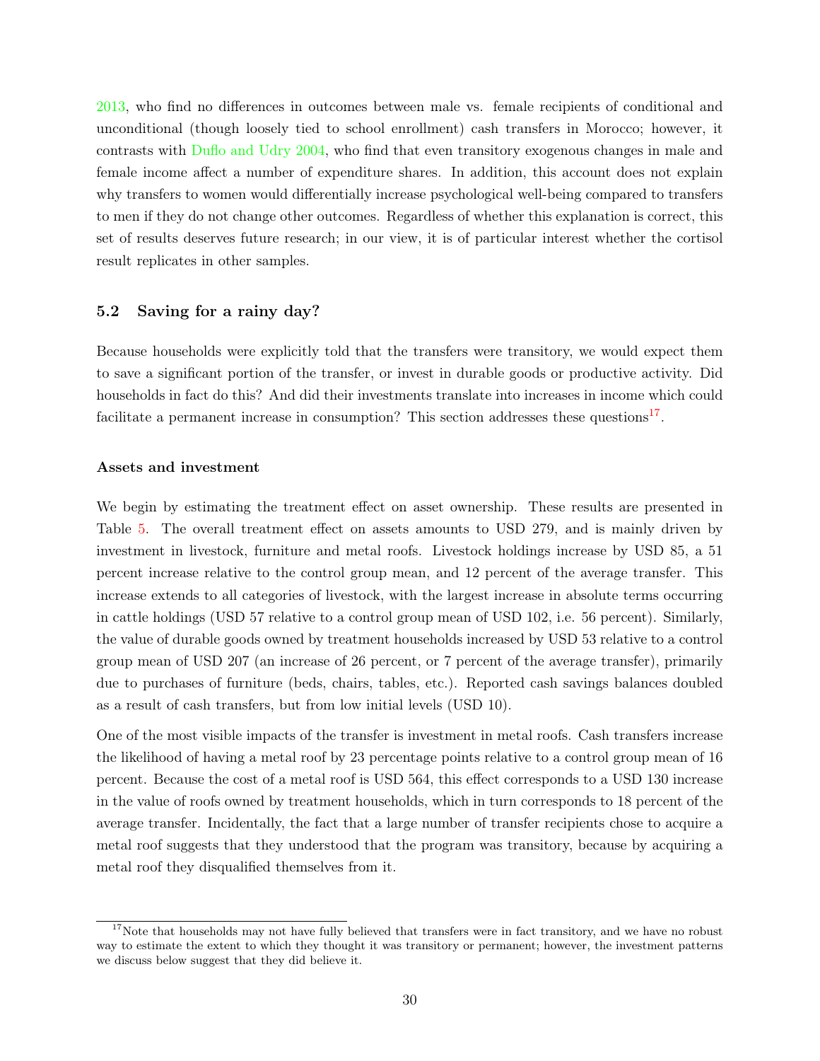2013, who find no differences in outcomes between male vs. female recipients of conditional and unconditional (though loosely tied to school enrollment) cash transfers in Morocco; however, it contrasts with Duflo and Udry 2004, who find that even transitory exogenous changes in male and female income affect a number of expenditure shares. In addition, this account does not explain why transfers to women would differentially increase psychological well-being compared to transfers to men if they do not change other outcomes. Regardless of whether this explanation is correct, this set of results deserves future research; in our view, it is of particular interest whether the cortisol result replicates in other samples.

### 5.2 Saving for a rainy day?

Because households were explicitly told that the transfers were transitory, we would expect them to save a significant portion of the transfer, or invest in durable goods or productive activity. Did households in fact do this? And did their investments translate into increases in income which could facilitate a permanent increase in consumption? This section addresses these questions[17].

#### Assets and investment

We begin by estimating the treatment effect on asset ownership. These results are presented in Table 5. The overall treatment effect on assets amounts to USD 279, and is mainly driven by investment in livestock, furniture and metal roofs. Livestock holdings increase by USD 85, a 51 percent increase relative to the control group mean, and 12 percent of the average transfer. This increase extends to all categories of livestock, with the largest increase in absolute terms occurring in cattle holdings (USD 57 relative to a control group mean of USD 102, i.e. 56 percent). Similarly, the value of durable goods owned by treatment households increased by USD 53 relative to a control group mean of USD 207 (an increase of 26 percent, or 7 percent of the average transfer), primarily due to purchases of furniture (beds, chairs, tables, etc.). Reported cash savings balances doubled as a result of cash transfers, but from low initial levels (USD 10).

One of the most visible impacts of the transfer is investment in metal roofs. Cash transfers increase the likelihood of having a metal roof by 23 percentage points relative to a control group mean of 16 percent. Because the cost of a metal roof is USD 564, this effect corresponds to a USD 130 increase in the value of roofs owned by treatment households, which in turn corresponds to 18 percent of the average transfer. Incidentally, the fact that a large number of transfer recipients chose to acquire a metal roof suggests that they understood that the program was transitory, because by acquiring a metal roof they disqualified themselves from it.

[17] Note that households may not have fully believed that transfers were in fact transitory, and we have no robust way to estimate the extent to which they thought it was transitory or permanent; however, the investment patterns we discuss below suggest that they did believe it.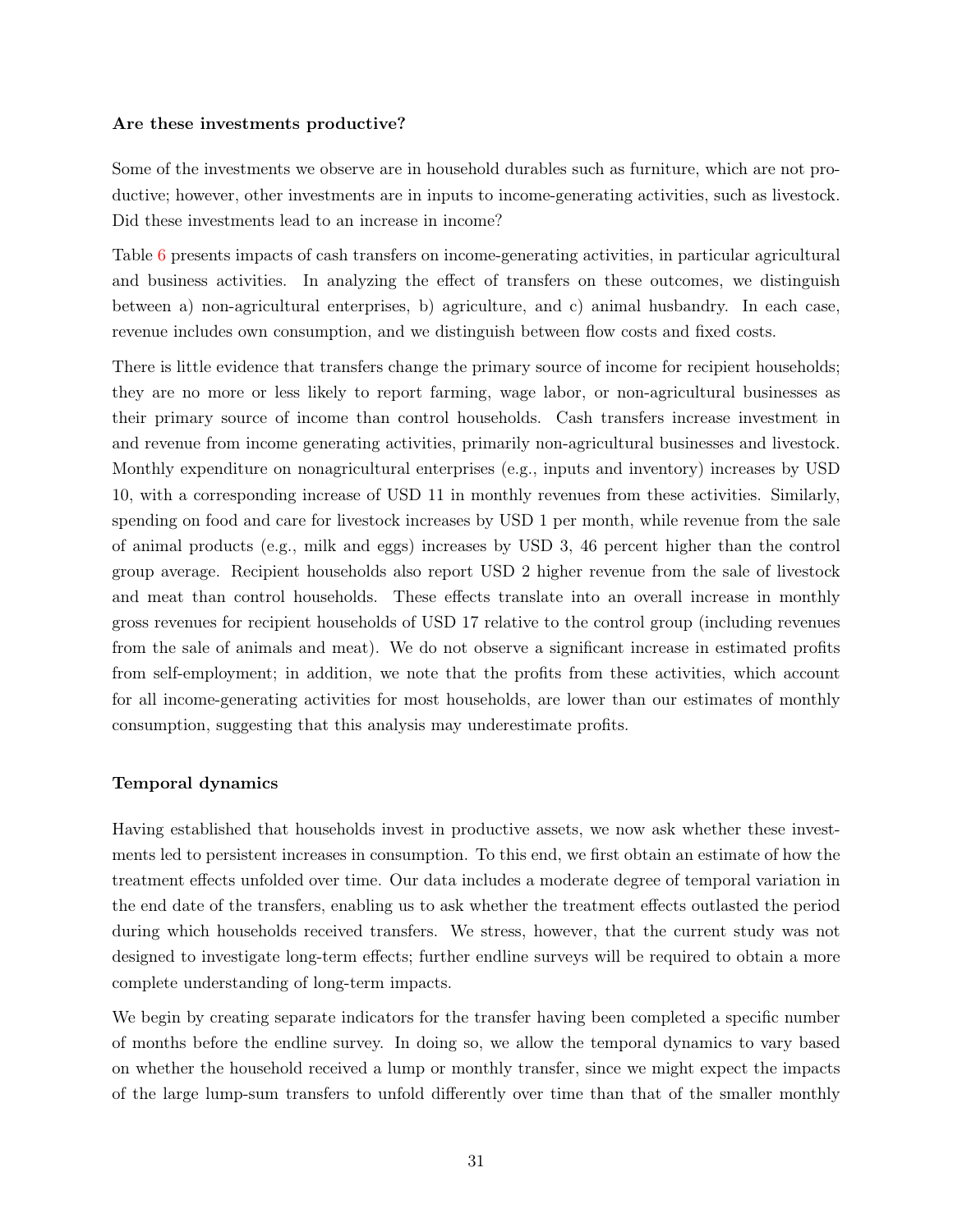**Are these investments productive?**

Some of the investments we observe are in household durables such as furniture, which are not productive; however, other investments are in inputs to income-generating activities, such as livestock. Did these investments lead to an increase in income?

Table 6 presents impacts of cash transfers on income-generating activities, in particular agricultural and business activities. In analyzing the effect of transfers on these outcomes, we distinguish between a) non-agricultural enterprises, b) agriculture, and c) animal husbandry. In each case, revenue includes own consumption, and we distinguish between flow costs and fixed costs.

There is little evidence that transfers change the primary source of income for recipient households; they are no more or less likely to report farming, wage labor, or non-agricultural businesses as their primary source of income than control households. Cash transfers increase investment in and revenue from income generating activities, primarily non-agricultural businesses and livestock. Monthly expenditure on nonagricultural enterprises (e.g., inputs and inventory) increases by USD 10, with a corresponding increase of USD 11 in monthly revenues from these activities. Similarly, spending on food and care for livestock increases by USD 1 per month, while revenue from the sale of animal products (e.g., milk and eggs) increases by USD 3, 46 percent higher than the control group average. Recipient households also report USD 2 higher revenue from the sale of livestock and meat than control households. These effects translate into an overall increase in monthly gross revenues for recipient households of USD 17 relative to the control group (including revenues from the sale of animals and meat). We do not observe a significant increase in estimated profits from self-employment; in addition, we note that the profits from these activities, which account for all income-generating activities for most households, are lower than our estimates of monthly consumption, suggesting that this analysis may underestimate profits.

**Temporal dynamics**

Having established that households invest in productive assets, we now ask whether these investments led to persistent increases in consumption. To this end, we first obtain an estimate of how the treatment effects unfolded over time. Our data includes a moderate degree of temporal variation in the end date of the transfers, enabling us to ask whether the treatment effects outlasted the period during which households received transfers. We stress, however, that the current study was not designed to investigate long-term effects; further endline surveys will be required to obtain a more complete understanding of long-term impacts.

We begin by creating separate indicators for the transfer having been completed a specific number of months before the endline survey. In doing so, we allow the temporal dynamics to vary based on whether the household received a lump or monthly transfer, since we might expect the impacts of the large lump-sum transfers to unfold differently over time than that of the smaller monthly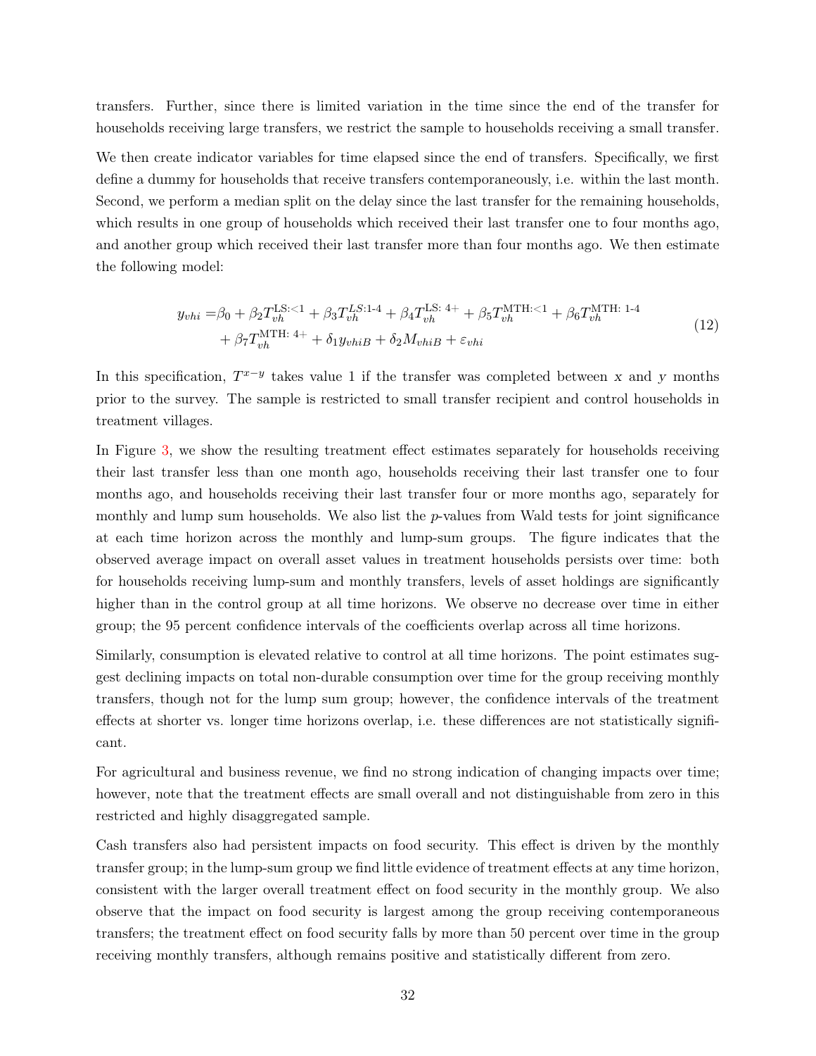transfers. Further, since there is limited variation in the time since the end of the transfer for households receiving large transfers, we restrict the sample to households receiving a small transfer.

We then create indicator variables for time elapsed since the end of transfers. Specifically, we first define a dummy for households that receive transfers contemporaneously, i.e. within the last month. Second, we perform a median split on the delay since the last transfer for the remaining households, which results in one group of households which received their last transfer one to four months ago, and another group which received their last transfer more than four months ago. We then estimate the following model:

$$
\begin{aligned}
y_{vhi} = & \beta_0 + \beta_2 T_{vh}^{\text{LS:}<1} + \beta_3 T_{vh}^{LS\text{:1-4}} + \beta_4 T_{vh}^{\text{LS: 4+}} + \beta_5 T_{vh}^{\text{MTH:}<1} + \beta_6 T_{vh}^{\text{MTH: 1-4}} \\
& + \beta_7 T_{vh}^{\text{MTH: 4+}} + \delta_1 y_{vhiB} + \delta_2 M_{vhiB} + \varepsilon_{vhi}
\end{aligned}
\tag{12}
$$

In this specification, $T^{x-y}$ takes value 1 if the transfer was completed between $x$ and $y$ months prior to the survey. The sample is restricted to small transfer recipient and control households in treatment villages.

In Figure 3, we show the resulting treatment effect estimates separately for households receiving their last transfer less than one month ago, households receiving their last transfer one to four months ago, and households receiving their last transfer four or more months ago, separately for monthly and lump sum households. We also list the $p$-values from Wald tests for joint significance at each time horizon across the monthly and lump-sum groups. The figure indicates that the observed average impact on overall asset values in treatment households persists over time: both for households receiving lump-sum and monthly transfers, levels of asset holdings are significantly higher than in the control group at all time horizons. We observe no decrease over time in either group; the 95 percent confidence intervals of the coefficients overlap across all time horizons.

Similarly, consumption is elevated relative to control at all time horizons. The point estimates suggest declining impacts on total non-durable consumption over time for the group receiving monthly transfers, though not for the lump sum group; however, the confidence intervals of the treatment effects at shorter vs. longer time horizons overlap, i.e. these differences are not statistically significant.

For agricultural and business revenue, we find no strong indication of changing impacts over time; however, note that the treatment effects are small overall and not distinguishable from zero in this restricted and highly disaggregated sample.

Cash transfers also had persistent impacts on food security. This effect is driven by the monthly transfer group; in the lump-sum group we find little evidence of treatment effects at any time horizon, consistent with the larger overall treatment effect on food security in the monthly group. We also observe that the impact on food security is largest among the group receiving contemporaneous transfers; the treatment effect on food security falls by more than 50 percent over time in the group receiving monthly transfers, although remains positive and statistically different from zero.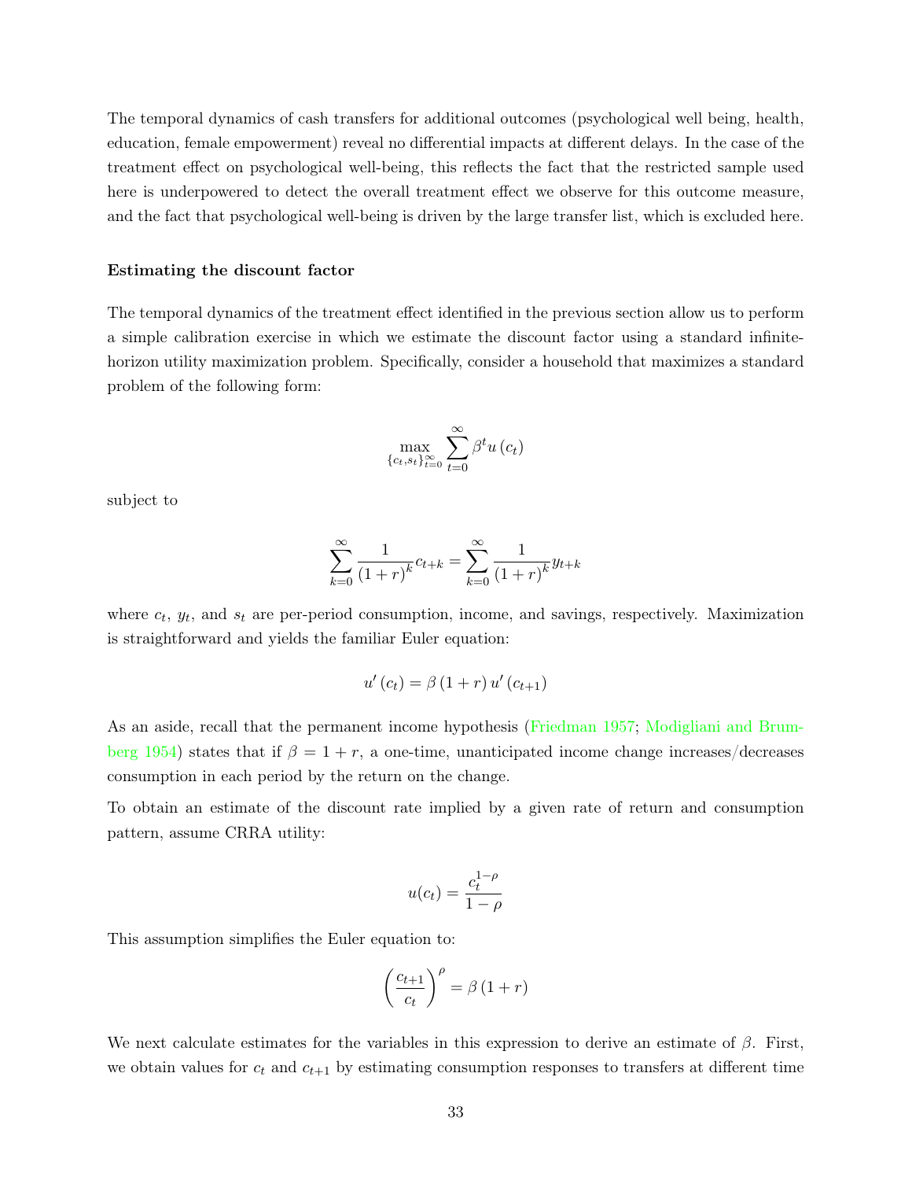The temporal dynamics of cash transfers for additional outcomes (psychological well being, health, education, female empowerment) reveal no differential impacts at different delays. In the case of the treatment effect on psychological well-being, this reflects the fact that the restricted sample used here is underpowered to detect the overall treatment effect we observe for this outcome measure, and the fact that psychological well-being is driven by the large transfer list, which is excluded here.

**Estimating the discount factor**

The temporal dynamics of the treatment effect identified in the previous section allow us to perform a simple calibration exercise in which we estimate the discount factor using a standard infinite-horizon utility maximization problem. Specifically, consider a household that maximizes a standard problem of the following form:

$$\max_{\{c_t, s_t\}_{t=0}^{\infty}} \sum_{t=0}^{\infty} \beta^t u(c_t)$$

subject to

$$\sum_{k=0}^{\infty} \frac{1}{(1+r)^k} c_{t+k} = \sum_{k=0}^{\infty} \frac{1}{(1+r)^k} y_{t+k}$$

where $c_t$, $y_t$, and $s_t$ are per-period consumption, income, and savings, respectively. Maximization is straightforward and yields the familiar Euler equation:

$$u'(c_t) = \beta(1+r)u'(c_{t+1})$$

As an aside, recall that the permanent income hypothesis (Friedman 1957; Modigliani and Brumberg 1954) states that if $\beta = 1 + r$, a one-time, unanticipated income change increases/decreases consumption in each period by the return on the change.

To obtain an estimate of the discount rate implied by a given rate of return and consumption pattern, assume CRRA utility:

$$u(c_t) = \frac{c_t^{1-\rho}}{1-\rho}$$

This assumption simplifies the Euler equation to:

$$\left(\frac{c_{t+1}}{c_t}\right)^{\rho} = \beta(1+r)$$

We next calculate estimates for the variables in this expression to derive an estimate of $\beta$. First, we obtain values for $c_t$ and $c_{t+1}$ by estimating consumption responses to transfers at different time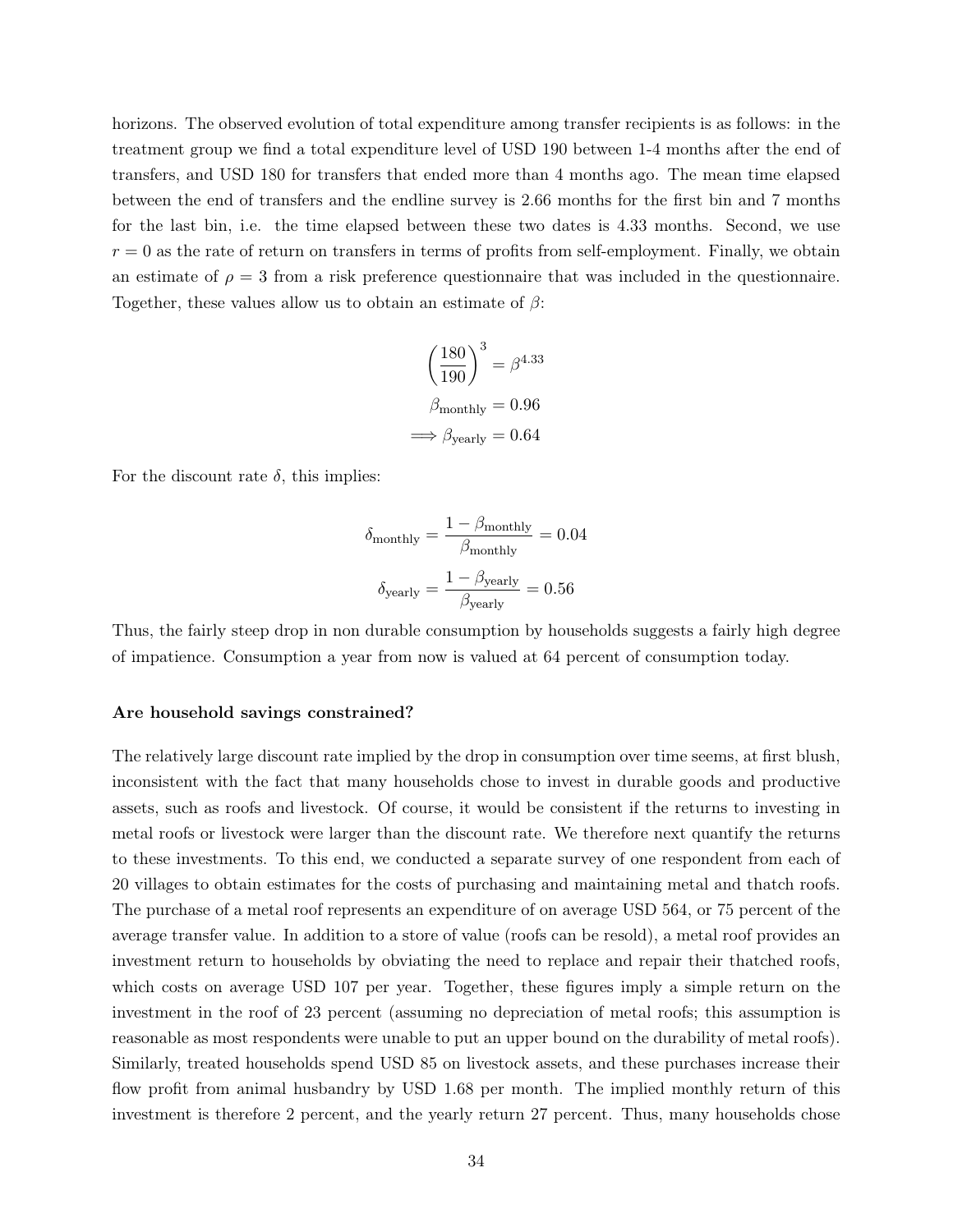horizons. The observed evolution of total expenditure among transfer recipients is as follows: in the treatment group we find a total expenditure level of USD 190 between 1-4 months after the end of transfers, and USD 180 for transfers that ended more than 4 months ago. The mean time elapsed between the end of transfers and the endline survey is 2.66 months for the first bin and 7 months for the last bin, i.e. the time elapsed between these two dates is 4.33 months. Second, we use $r = 0$ as the rate of return on transfers in terms of profits from self-employment. Finally, we obtain an estimate of $\rho = 3$ from a risk preference questionnaire that was included in the questionnaire. Together, these values allow us to obtain an estimate of $\beta$:

$$\left(\frac{180}{190}\right)^3 = \beta^{4.33}$$

$$\beta_{\text{monthly}} = 0.96$$

$$\implies \beta_{\text{yearly}} = 0.64$$

For the discount rate $\delta$, this implies:

$$\delta_{\text{monthly}} = \frac{1 - \beta_{\text{monthly}}}{\beta_{\text{monthly}}} = 0.04$$

$$\delta_{\text{yearly}} = \frac{1 - \beta_{\text{yearly}}}{\beta_{\text{yearly}}} = 0.56$$

Thus, the fairly steep drop in non durable consumption by households suggests a fairly high degree of impatience. Consumption a year from now is valued at 64 percent of consumption today.

**Are household savings constrained?**

The relatively large discount rate implied by the drop in consumption over time seems, at first blush, inconsistent with the fact that many households chose to invest in durable goods and productive assets, such as roofs and livestock. Of course, it would be consistent if the returns to investing in metal roofs or livestock were larger than the discount rate. We therefore next quantify the returns to these investments. To this end, we conducted a separate survey of one respondent from each of 20 villages to obtain estimates for the costs of purchasing and maintaining metal and thatch roofs. The purchase of a metal roof represents an expenditure of on average USD 564, or 75 percent of the average transfer value. In addition to a store of value (roofs can be resold), a metal roof provides an investment return to households by obviating the need to replace and repair their thatched roofs, which costs on average USD 107 per year. Together, these figures imply a simple return on the investment in the roof of 23 percent (assuming no depreciation of metal roofs; this assumption is reasonable as most respondents were unable to put an upper bound on the durability of metal roofs). Similarly, treated households spend USD 85 on livestock assets, and these purchases increase their flow profit from animal husbandry by USD 1.68 per month. The implied monthly return of this investment is therefore 2 percent, and the yearly return 27 percent. Thus, many households chose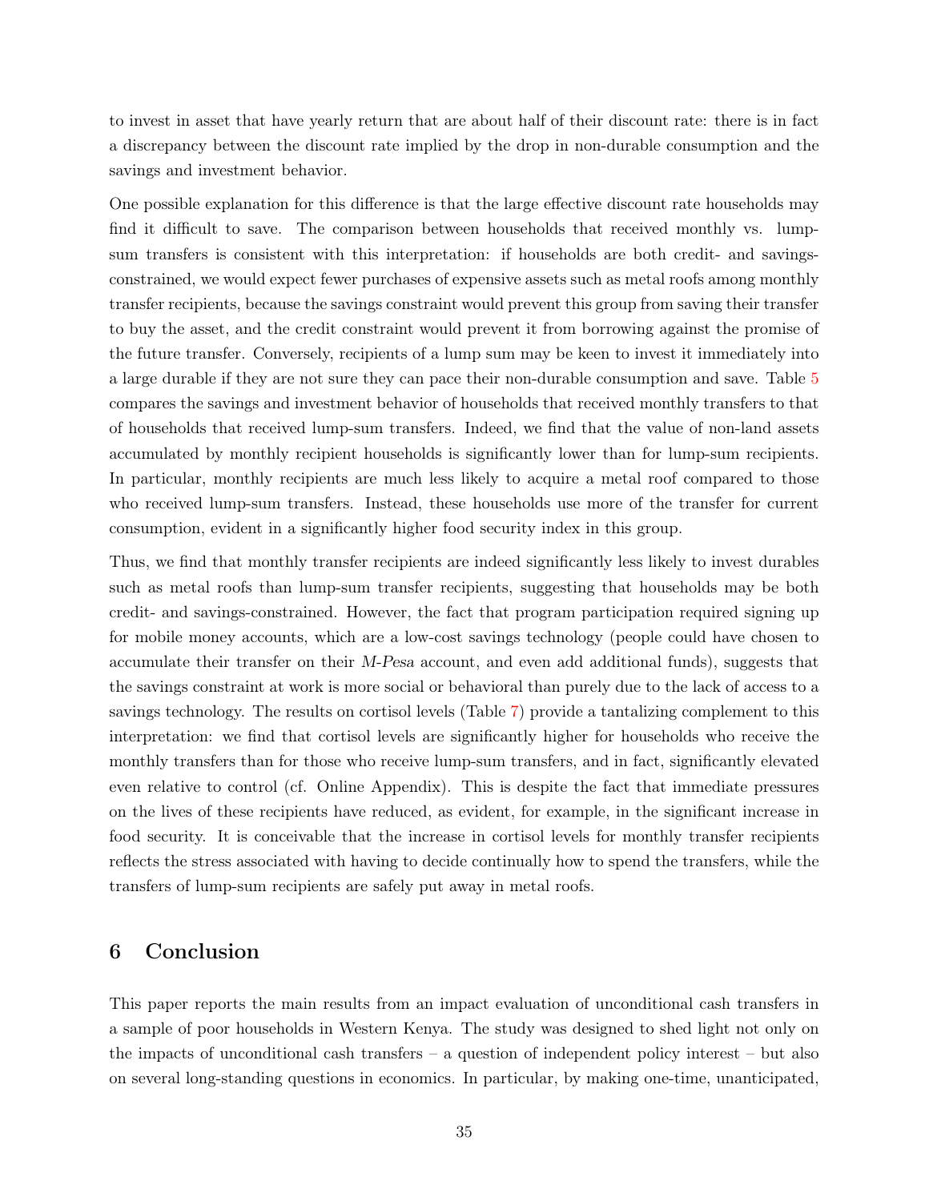to invest in asset that have yearly return that are about half of their discount rate: there is in fact a discrepancy between the discount rate implied by the drop in non-durable consumption and the savings and investment behavior.

One possible explanation for this difference is that the large effective discount rate households may find it difficult to save. The comparison between households that received monthly vs. lump-sum transfers is consistent with this interpretation: if households are both credit- and savings-constrained, we would expect fewer purchases of expensive assets such as metal roofs among monthly transfer recipients, because the savings constraint would prevent this group from saving their transfer to buy the asset, and the credit constraint would prevent it from borrowing against the promise of the future transfer. Conversely, recipients of a lump sum may be keen to invest it immediately into a large durable if they are not sure they can pace their non-durable consumption and save. Table 5 compares the savings and investment behavior of households that received monthly transfers to that of households that received lump-sum transfers. Indeed, we find that the value of non-land assets accumulated by monthly recipient households is significantly lower than for lump-sum recipients. In particular, monthly recipients are much less likely to acquire a metal roof compared to those who received lump-sum transfers. Instead, these households use more of the transfer for current consumption, evident in a significantly higher food security index in this group.

Thus, we find that monthly transfer recipients are indeed significantly less likely to invest durables such as metal roofs than lump-sum transfer recipients, suggesting that households may be both credit- and savings-constrained. However, the fact that program participation required signing up for mobile money accounts, which are a low-cost savings technology (people could have chosen to accumulate their transfer on their *M-Pesa* account, and even add additional funds), suggests that the savings constraint at work is more social or behavioral than purely due to the lack of access to a savings technology. The results on cortisol levels (Table 7) provide a tantalizing complement to this interpretation: we find that cortisol levels are significantly higher for households who receive the monthly transfers than for those who receive lump-sum transfers, and in fact, significantly elevated even relative to control (cf. Online Appendix). This is despite the fact that immediate pressures on the lives of these recipients have reduced, as evident, for example, in the significant increase in food security. It is conceivable that the increase in cortisol levels for monthly transfer recipients reflects the stress associated with having to decide continually how to spend the transfers, while the transfers of lump-sum recipients are safely put away in metal roofs.

## 6 Conclusion

This paper reports the main results from an impact evaluation of unconditional cash transfers in a sample of poor households in Western Kenya. The study was designed to shed light not only on the impacts of unconditional cash transfers – a question of independent policy interest – but also on several long-standing questions in economics. In particular, by making one-time, unanticipated,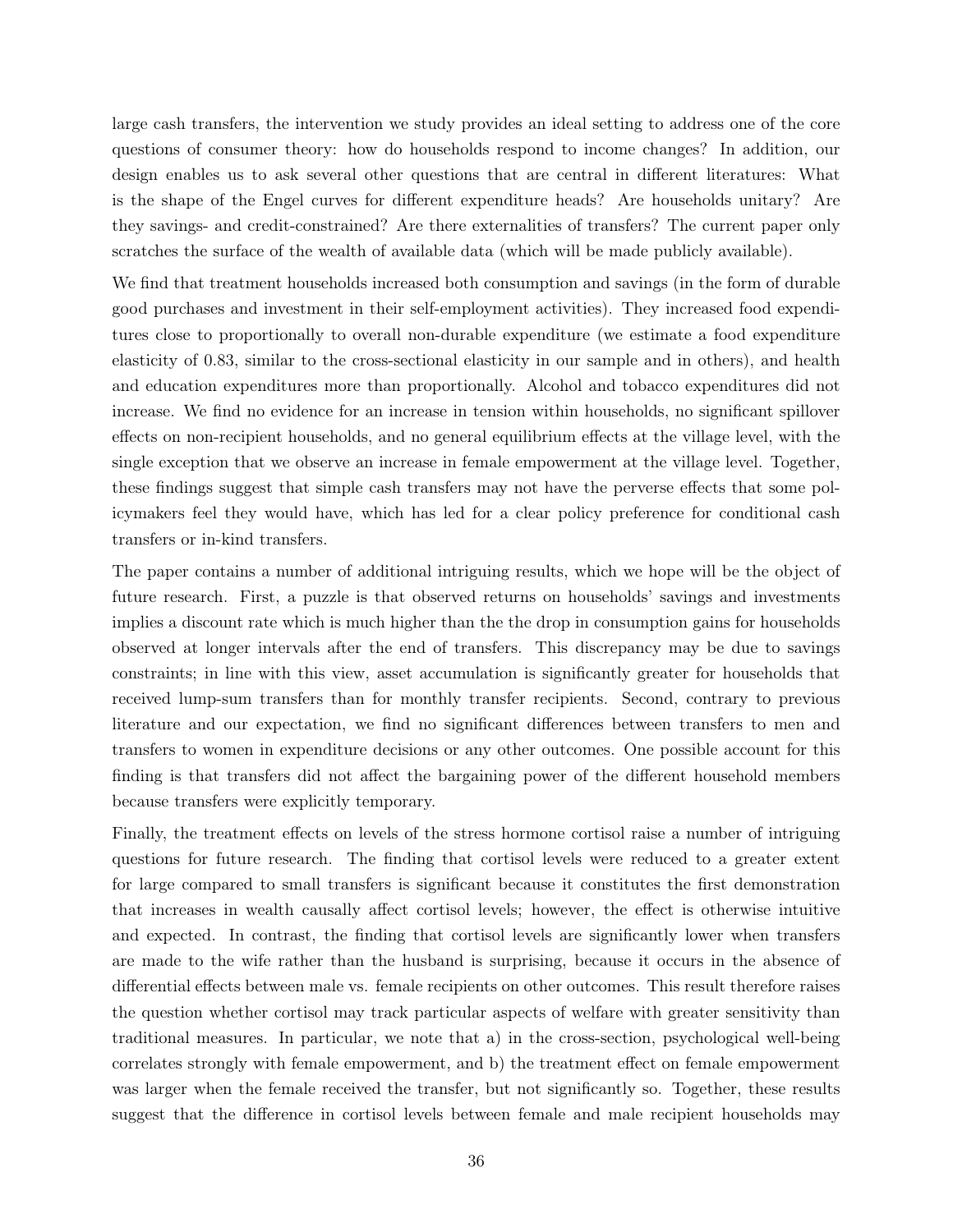large cash transfers, the intervention we study provides an ideal setting to address one of the core questions of consumer theory: how do households respond to income changes? In addition, our design enables us to ask several other questions that are central in different literatures: What is the shape of the Engel curves for different expenditure heads? Are households unitary? Are they savings- and credit-constrained? Are there externalities of transfers? The current paper only scratches the surface of the wealth of available data (which will be made publicly available).

We find that treatment households increased both consumption and savings (in the form of durable good purchases and investment in their self-employment activities). They increased food expenditures close to proportionally to overall non-durable expenditure (we estimate a food expenditure elasticity of 0.83, similar to the cross-sectional elasticity in our sample and in others), and health and education expenditures more than proportionally. Alcohol and tobacco expenditures did not increase. We find no evidence for an increase in tension within households, no significant spillover effects on non-recipient households, and no general equilibrium effects at the village level, with the single exception that we observe an increase in female empowerment at the village level. Together, these findings suggest that simple cash transfers may not have the perverse effects that some policymakers feel they would have, which has led for a clear policy preference for conditional cash transfers or in-kind transfers.

The paper contains a number of additional intriguing results, which we hope will be the object of future research. First, a puzzle is that observed returns on households' savings and investments implies a discount rate which is much higher than the the drop in consumption gains for households observed at longer intervals after the end of transfers. This discrepancy may be due to savings constraints; in line with this view, asset accumulation is significantly greater for households that received lump-sum transfers than for monthly transfer recipients. Second, contrary to previous literature and our expectation, we find no significant differences between transfers to men and transfers to women in expenditure decisions or any other outcomes. One possible account for this finding is that transfers did not affect the bargaining power of the different household members because transfers were explicitly temporary.

Finally, the treatment effects on levels of the stress hormone cortisol raise a number of intriguing questions for future research. The finding that cortisol levels were reduced to a greater extent for large compared to small transfers is significant because it constitutes the first demonstration that increases in wealth causally affect cortisol levels; however, the effect is otherwise intuitive and expected. In contrast, the finding that cortisol levels are significantly lower when transfers are made to the wife rather than the husband is surprising, because it occurs in the absence of differential effects between male vs. female recipients on other outcomes. This result therefore raises the question whether cortisol may track particular aspects of welfare with greater sensitivity than traditional measures. In particular, we note that a) in the cross-section, psychological well-being correlates strongly with female empowerment, and b) the treatment effect on female empowerment was larger when the female received the transfer, but not significantly so. Together, these results suggest that the difference in cortisol levels between female and male recipient households may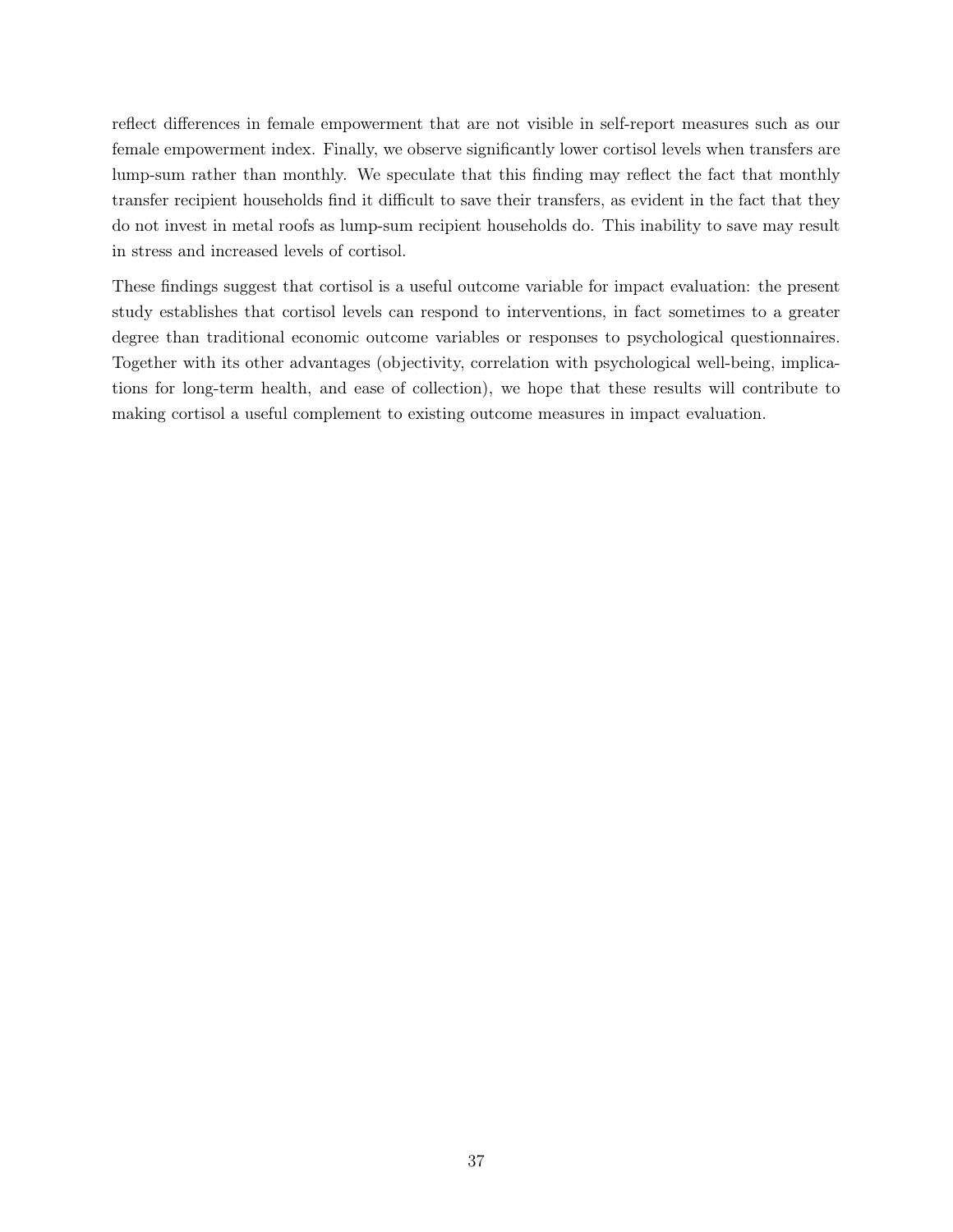reflect differences in female empowerment that are not visible in self-report measures such as our female empowerment index. Finally, we observe significantly lower cortisol levels when transfers are lump-sum rather than monthly. We speculate that this finding may reflect the fact that monthly transfer recipient households find it difficult to save their transfers, as evident in the fact that they do not invest in metal roofs as lump-sum recipient households do. This inability to save may result in stress and increased levels of cortisol.

These findings suggest that cortisol is a useful outcome variable for impact evaluation: the present study establishes that cortisol levels can respond to interventions, in fact sometimes to a greater degree than traditional economic outcome variables or responses to psychological questionnaires. Together with its other advantages (objectivity, correlation with psychological well-being, implications for long-term health, and ease of collection), we hope that these results will contribute to making cortisol a useful complement to existing outcome measures in impact evaluation.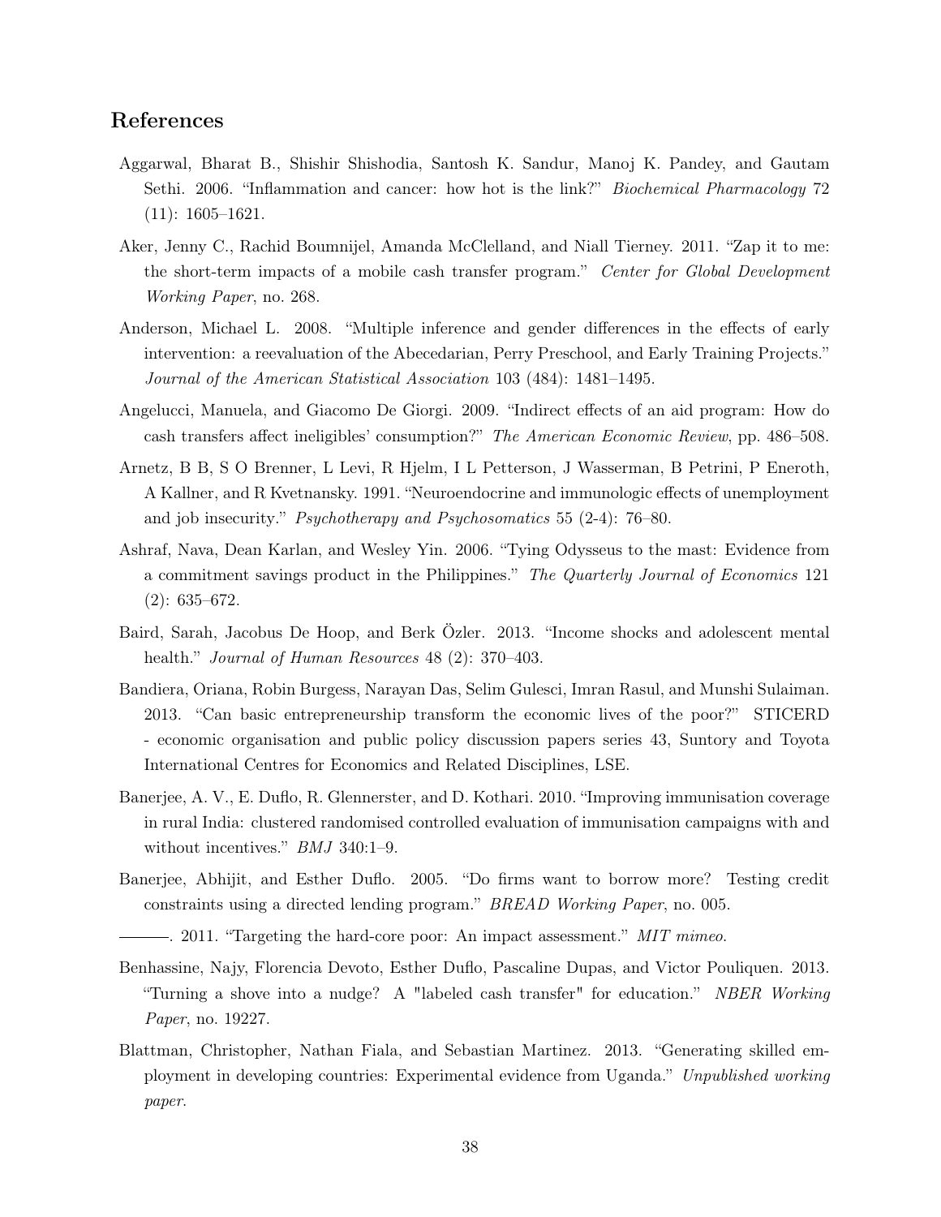## References

Aggarwal, Bharat B., Shishir Shishodia, Santosh K. Sandur, Manoj K. Pandey, and Gautam Sethi. 2006. "Inflammation and cancer: how hot is the link?" *Biochemical Pharmacology* 72 (11): 1605–1621.

Aker, Jenny C., Rachid Boumnijel, Amanda McClelland, and Niall Tierney. 2011. "Zap it to me: the short-term impacts of a mobile cash transfer program." *Center for Global Development Working Paper*, no. 268.

Anderson, Michael L. 2008. "Multiple inference and gender differences in the effects of early intervention: a reevaluation of the Abecedarian, Perry Preschool, and Early Training Projects." *Journal of the American Statistical Association* 103 (484): 1481–1495.

Angelucci, Manuela, and Giacomo De Giorgi. 2009. "Indirect effects of an aid program: How do cash transfers affect ineligibles' consumption?" *The American Economic Review*, pp. 486–508.

Arnetz, B B, S O Brenner, L Levi, R Hjelm, I L Petterson, J Wasserman, B Petrini, P Eneroth, A Kallner, and R Kvetnansky. 1991. "Neuroendocrine and immunologic effects of unemployment and job insecurity." *Psychotherapy and Psychosomatics* 55 (2-4): 76–80.

Ashraf, Nava, Dean Karlan, and Wesley Yin. 2006. "Tying Odysseus to the mast: Evidence from a commitment savings product in the Philippines." *The Quarterly Journal of Economics* 121 (2): 635–672.

Baird, Sarah, Jacobus De Hoop, and Berk Özler. 2013. "Income shocks and adolescent mental health." *Journal of Human Resources* 48 (2): 370–403.

Bandiera, Oriana, Robin Burgess, Narayan Das, Selim Gulesci, Imran Rasul, and Munshi Sulaiman. 2013. "Can basic entrepreneurship transform the economic lives of the poor?" STICERD - economic organisation and public policy discussion papers series 43, Suntory and Toyota International Centres for Economics and Related Disciplines, LSE.

Banerjee, A. V., E. Duflo, R. Glennerster, and D. Kothari. 2010. "Improving immunisation coverage in rural India: clustered randomised controlled evaluation of immunisation campaigns with and without incentives." *BMJ* 340:1–9.

Banerjee, Abhijit, and Esther Duflo. 2005. "Do firms want to borrow more? Testing credit constraints using a directed lending program." *BREAD Working Paper*, no. 005.

———. 2011. "Targeting the hard-core poor: An impact assessment." *MIT mimeo.*

Benhassine, Najy, Florencia Devoto, Esther Duflo, Pascaline Dupas, and Victor Pouliquen. 2013. "Turning a shove into a nudge? A "labeled cash transfer" for education." *NBER Working Paper*, no. 19227.

Blattman, Christopher, Nathan Fiala, and Sebastian Martinez. 2013. "Generating skilled employment in developing countries: Experimental evidence from Uganda." *Unpublished working paper.*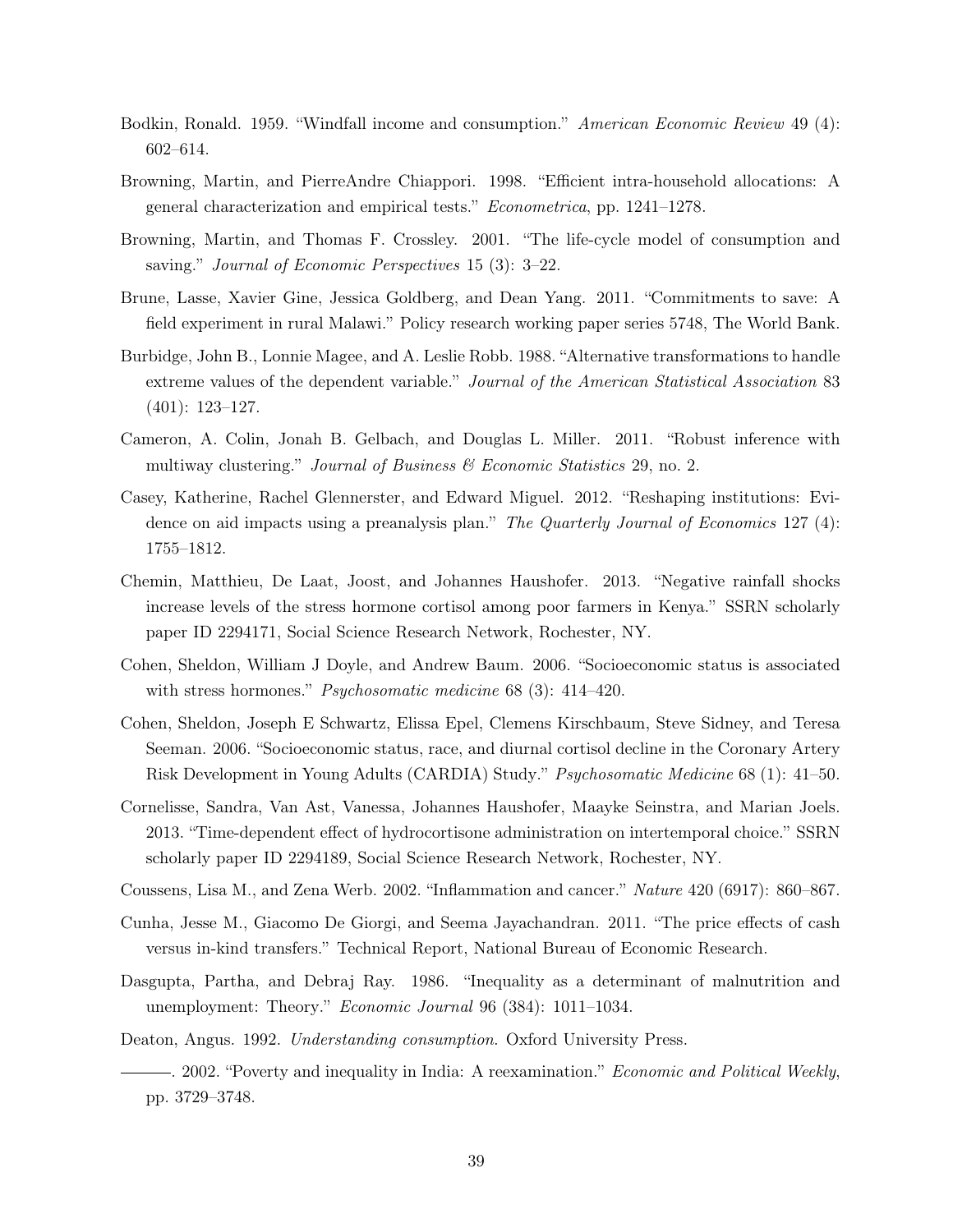Bodkin, Ronald. 1959. "Windfall income and consumption." *American Economic Review* 49 (4): 602–614.

Browning, Martin, and PierreAndre Chiappori. 1998. "Efficient intra-household allocations: A general characterization and empirical tests." *Econometrica*, pp. 1241–1278.

Browning, Martin, and Thomas F. Crossley. 2001. "The life-cycle model of consumption and saving." *Journal of Economic Perspectives* 15 (3): 3–22.

Brune, Lasse, Xavier Gine, Jessica Goldberg, and Dean Yang. 2011. "Commitments to save: A field experiment in rural Malawi." Policy research working paper series 5748, The World Bank.

Burbidge, John B., Lonnie Magee, and A. Leslie Robb. 1988. "Alternative transformations to handle extreme values of the dependent variable." *Journal of the American Statistical Association* 83 (401): 123–127.

Cameron, A. Colin, Jonah B. Gelbach, and Douglas L. Miller. 2011. "Robust inference with multiway clustering." *Journal of Business & Economic Statistics* 29, no. 2.

Casey, Katherine, Rachel Glennerster, and Edward Miguel. 2012. "Reshaping institutions: Evidence on aid impacts using a preanalysis plan." *The Quarterly Journal of Economics* 127 (4): 1755–1812.

Chemin, Matthieu, De Laat, Joost, and Johannes Haushofer. 2013. "Negative rainfall shocks increase levels of the stress hormone cortisol among poor farmers in Kenya." SSRN scholarly paper ID 2294171, Social Science Research Network, Rochester, NY.

Cohen, Sheldon, William J Doyle, and Andrew Baum. 2006. "Socioeconomic status is associated with stress hormones." *Psychosomatic medicine* 68 (3): 414–420.

Cohen, Sheldon, Joseph E Schwartz, Elissa Epel, Clemens Kirschbaum, Steve Sidney, and Teresa Seeman. 2006. "Socioeconomic status, race, and diurnal cortisol decline in the Coronary Artery Risk Development in Young Adults (CARDIA) Study." *Psychosomatic Medicine* 68 (1): 41–50.

Cornelisse, Sandra, Van Ast, Vanessa, Johannes Haushofer, Maayke Seinstra, and Marian Joels. 2013. "Time-dependent effect of hydrocortisone administration on intertemporal choice." SSRN scholarly paper ID 2294189, Social Science Research Network, Rochester, NY.

Coussens, Lisa M., and Zena Werb. 2002. "Inflammation and cancer." *Nature* 420 (6917): 860–867.

Cunha, Jesse M., Giacomo De Giorgi, and Seema Jayachandran. 2011. "The price effects of cash versus in-kind transfers." Technical Report, National Bureau of Economic Research.

Dasgupta, Partha, and Debraj Ray. 1986. "Inequality as a determinant of malnutrition and unemployment: Theory." *Economic Journal* 96 (384): 1011–1034.

Deaton, Angus. 1992. *Understanding consumption*. Oxford University Press.

———. 2002. "Poverty and inequality in India: A reexamination." *Economic and Political Weekly*, pp. 3729–3748.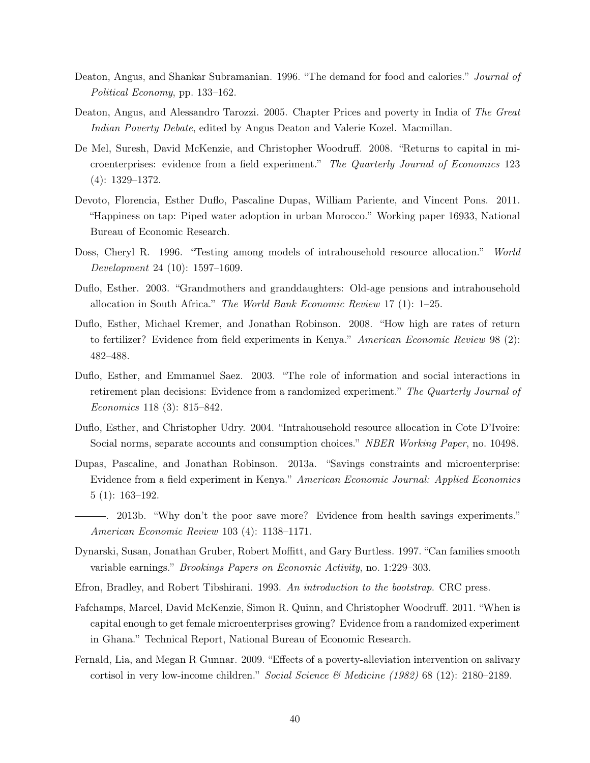Deaton, Angus, and Shankar Subramanian. 1996. "The demand for food and calories." *Journal of Political Economy*, pp. 133–162.

Deaton, Angus, and Alessandro Tarozzi. 2005. Chapter Prices and poverty in India of *The Great Indian Poverty Debate*, edited by Angus Deaton and Valerie Kozel. Macmillan.

De Mel, Suresh, David McKenzie, and Christopher Woodruff. 2008. "Returns to capital in microenterprises: evidence from a field experiment." *The Quarterly Journal of Economics* 123 (4): 1329–1372.

Devoto, Florencia, Esther Duflo, Pascaline Dupas, William Pariente, and Vincent Pons. 2011. "Happiness on tap: Piped water adoption in urban Morocco." Working paper 16933, National Bureau of Economic Research.

Doss, Cheryl R. 1996. "Testing among models of intrahousehold resource allocation." *World Development* 24 (10): 1597–1609.

Duflo, Esther. 2003. "Grandmothers and granddaughters: Old-age pensions and intrahousehold allocation in South Africa." *The World Bank Economic Review* 17 (1): 1–25.

Duflo, Esther, Michael Kremer, and Jonathan Robinson. 2008. "How high are rates of return to fertilizer? Evidence from field experiments in Kenya." *American Economic Review* 98 (2): 482–488.

Duflo, Esther, and Emmanuel Saez. 2003. "The role of information and social interactions in retirement plan decisions: Evidence from a randomized experiment." *The Quarterly Journal of Economics* 118 (3): 815–842.

Duflo, Esther, and Christopher Udry. 2004. "Intrahousehold resource allocation in Cote D'Ivoire: Social norms, separate accounts and consumption choices." *NBER Working Paper*, no. 10498.

Dupas, Pascaline, and Jonathan Robinson. 2013a. "Savings constraints and microenterprise: Evidence from a field experiment in Kenya." *American Economic Journal: Applied Economics* 5 (1): 163–192.

———. 2013b. "Why don't the poor save more? Evidence from health savings experiments." *American Economic Review* 103 (4): 1138–1171.

Dynarski, Susan, Jonathan Gruber, Robert Moffitt, and Gary Burtless. 1997. "Can families smooth variable earnings." *Brookings Papers on Economic Activity*, no. 1:229–303.

Efron, Bradley, and Robert Tibshirani. 1993. *An introduction to the bootstrap*. CRC press.

Fafchamps, Marcel, David McKenzie, Simon R. Quinn, and Christopher Woodruff. 2011. "When is capital enough to get female microenterprises growing? Evidence from a randomized experiment in Ghana." Technical Report, National Bureau of Economic Research.

Fernald, Lia, and Megan R Gunnar. 2009. "Effects of a poverty-alleviation intervention on salivary cortisol in very low-income children." *Social Science & Medicine (1982)* 68 (12): 2180–2189.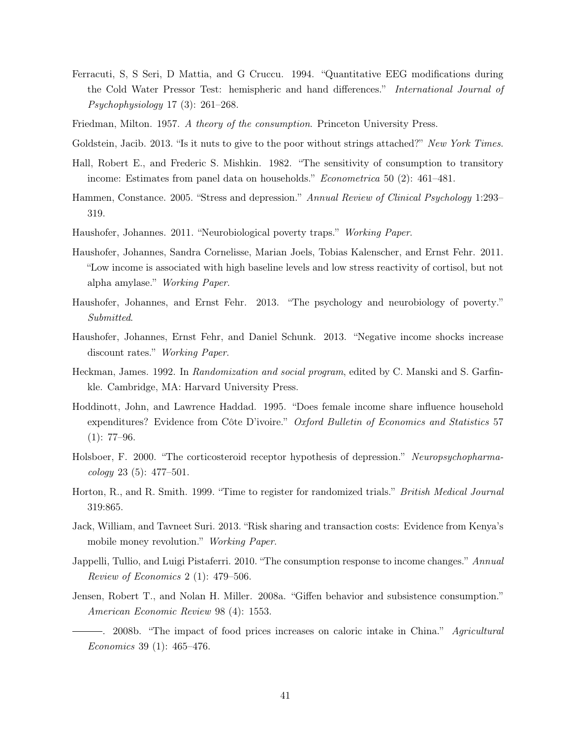Ferracuti, S, S Seri, D Mattia, and G Cruccu. 1994. "Quantitative EEG modifications during the Cold Water Pressor Test: hemispheric and hand differences." *International Journal of Psychophysiology* 17 (3): 261–268.

Friedman, Milton. 1957. *A theory of the consumption*. Princeton University Press.

Goldstein, Jacib. 2013. "Is it nuts to give to the poor without strings attached?" *New York Times*.

Hall, Robert E., and Frederic S. Mishkin. 1982. "The sensitivity of consumption to transitory income: Estimates from panel data on households." *Econometrica* 50 (2): 461–481.

Hammen, Constance. 2005. "Stress and depression." *Annual Review of Clinical Psychology* 1:293–319.

Haushofer, Johannes. 2011. "Neurobiological poverty traps." *Working Paper*.

Haushofer, Johannes, Sandra Cornelisse, Marian Joels, Tobias Kalenscher, and Ernst Fehr. 2011. "Low income is associated with high baseline levels and low stress reactivity of cortisol, but not alpha amylase." *Working Paper*.

Haushofer, Johannes, and Ernst Fehr. 2013. "The psychology and neurobiology of poverty." *Submitted*.

Haushofer, Johannes, Ernst Fehr, and Daniel Schunk. 2013. "Negative income shocks increase discount rates." *Working Paper*.

Heckman, James. 1992. In *Randomization and social program*, edited by C. Manski and S. Garfinkle. Cambridge, MA: Harvard University Press.

Hoddinott, John, and Lawrence Haddad. 1995. "Does female income share influence household expenditures? Evidence from Côte D'ivoire." *Oxford Bulletin of Economics and Statistics* 57 (1): 77–96.

Holsboer, F. 2000. "The corticosteroid receptor hypothesis of depression." *Neuropsychopharmacology* 23 (5): 477–501.

Horton, R., and R. Smith. 1999. "Time to register for randomized trials." *British Medical Journal* 319:865.

Jack, William, and Tavneet Suri. 2013. "Risk sharing and transaction costs: Evidence from Kenya's mobile money revolution." *Working Paper*.

Jappelli, Tullio, and Luigi Pistaferri. 2010. "The consumption response to income changes." *Annual Review of Economics* 2 (1): 479–506.

Jensen, Robert T., and Nolan H. Miller. 2008a. "Giffen behavior and subsistence consumption." *American Economic Review* 98 (4): 1553.

———. 2008b. "The impact of food prices increases on caloric intake in China." *Agricultural Economics* 39 (1): 465–476.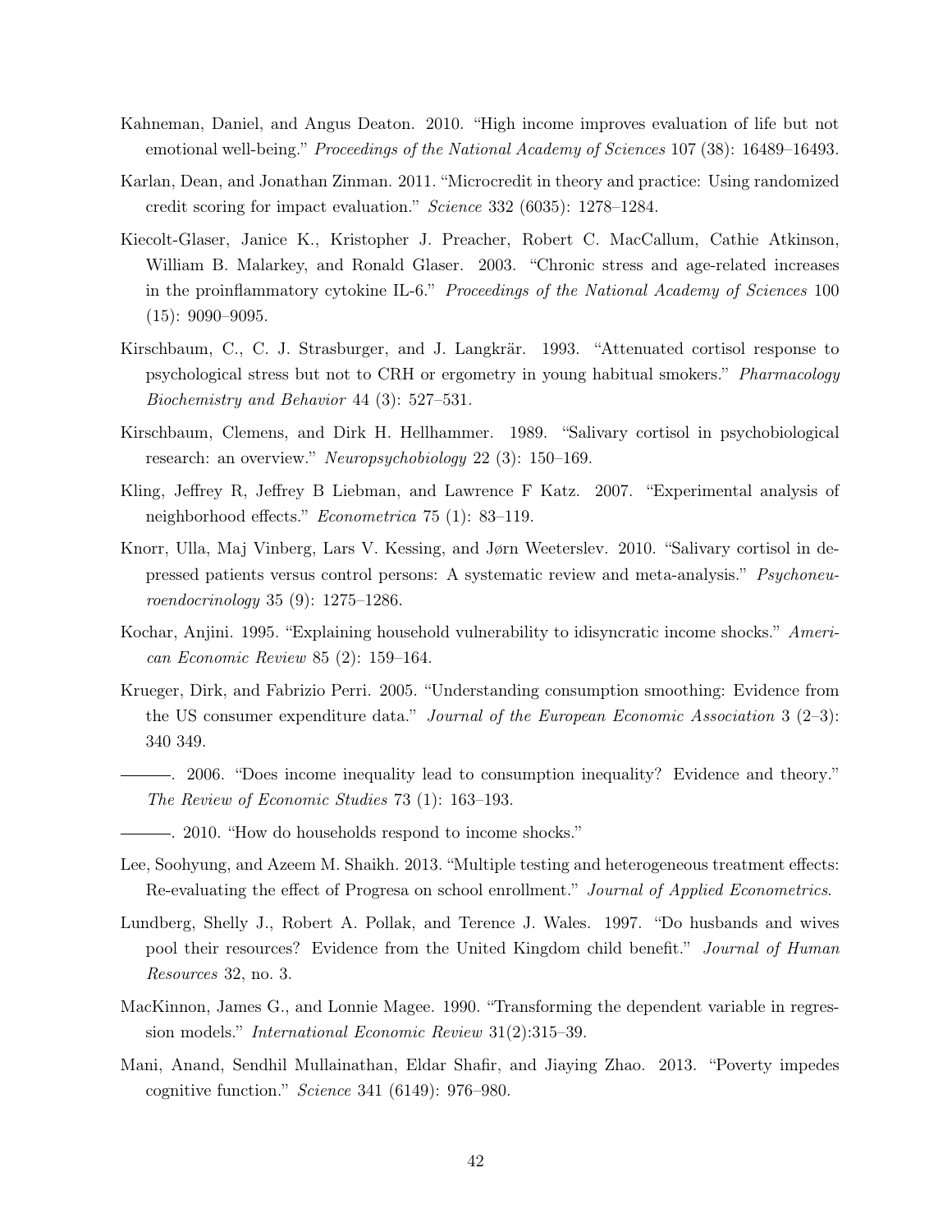Kahneman, Daniel, and Angus Deaton. 2010. "High income improves evaluation of life but not emotional well-being." *Proceedings of the National Academy of Sciences* 107 (38): 16489–16493.

Karlan, Dean, and Jonathan Zinman. 2011. "Microcredit in theory and practice: Using randomized credit scoring for impact evaluation." *Science* 332 (6035): 1278–1284.

Kiecolt-Glaser, Janice K., Kristopher J. Preacher, Robert C. MacCallum, Cathie Atkinson, William B. Malarkey, and Ronald Glaser. 2003. "Chronic stress and age-related increases in the proinflammatory cytokine IL-6." *Proceedings of the National Academy of Sciences* 100 (15): 9090–9095.

Kirschbaum, C., C. J. Strasburger, and J. Langkrär. 1993. "Attenuated cortisol response to psychological stress but not to CRH or ergometry in young habitual smokers." *Pharmacology Biochemistry and Behavior* 44 (3): 527–531.

Kirschbaum, Clemens, and Dirk H. Hellhammer. 1989. "Salivary cortisol in psychobiological research: an overview." *Neuropsychobiology* 22 (3): 150–169.

Kling, Jeffrey R, Jeffrey B Liebman, and Lawrence F Katz. 2007. "Experimental analysis of neighborhood effects." *Econometrica* 75 (1): 83–119.

Knorr, Ulla, Maj Vinberg, Lars V. Kessing, and Jørn Weeterslev. 2010. "Salivary cortisol in depressed patients versus control persons: A systematic review and meta-analysis." *Psychoneuroendocrinology* 35 (9): 1275–1286.

Kochar, Anjini. 1995. "Explaining household vulnerability to idisyncratic income shocks." *American Economic Review* 85 (2): 159–164.

Krueger, Dirk, and Fabrizio Perri. 2005. "Understanding consumption smoothing: Evidence from the US consumer expenditure data." *Journal of the European Economic Association* 3 (2–3): 340 349.

———. 2006. "Does income inequality lead to consumption inequality? Evidence and theory." *The Review of Economic Studies* 73 (1): 163–193.

———. 2010. "How do households respond to income shocks."

Lee, Soohyung, and Azeem M. Shaikh. 2013. "Multiple testing and heterogeneous treatment effects: Re-evaluating the effect of Progresa on school enrollment." *Journal of Applied Econometrics*.

Lundberg, Shelly J., Robert A. Pollak, and Terence J. Wales. 1997. "Do husbands and wives pool their resources? Evidence from the United Kingdom child benefit." *Journal of Human Resources* 32, no. 3.

MacKinnon, James G., and Lonnie Magee. 1990. "Transforming the dependent variable in regression models." *International Economic Review* 31(2):315–39.

Mani, Anand, Sendhil Mullainathan, Eldar Shafir, and Jiaying Zhao. 2013. "Poverty impedes cognitive function." *Science* 341 (6149): 976–980.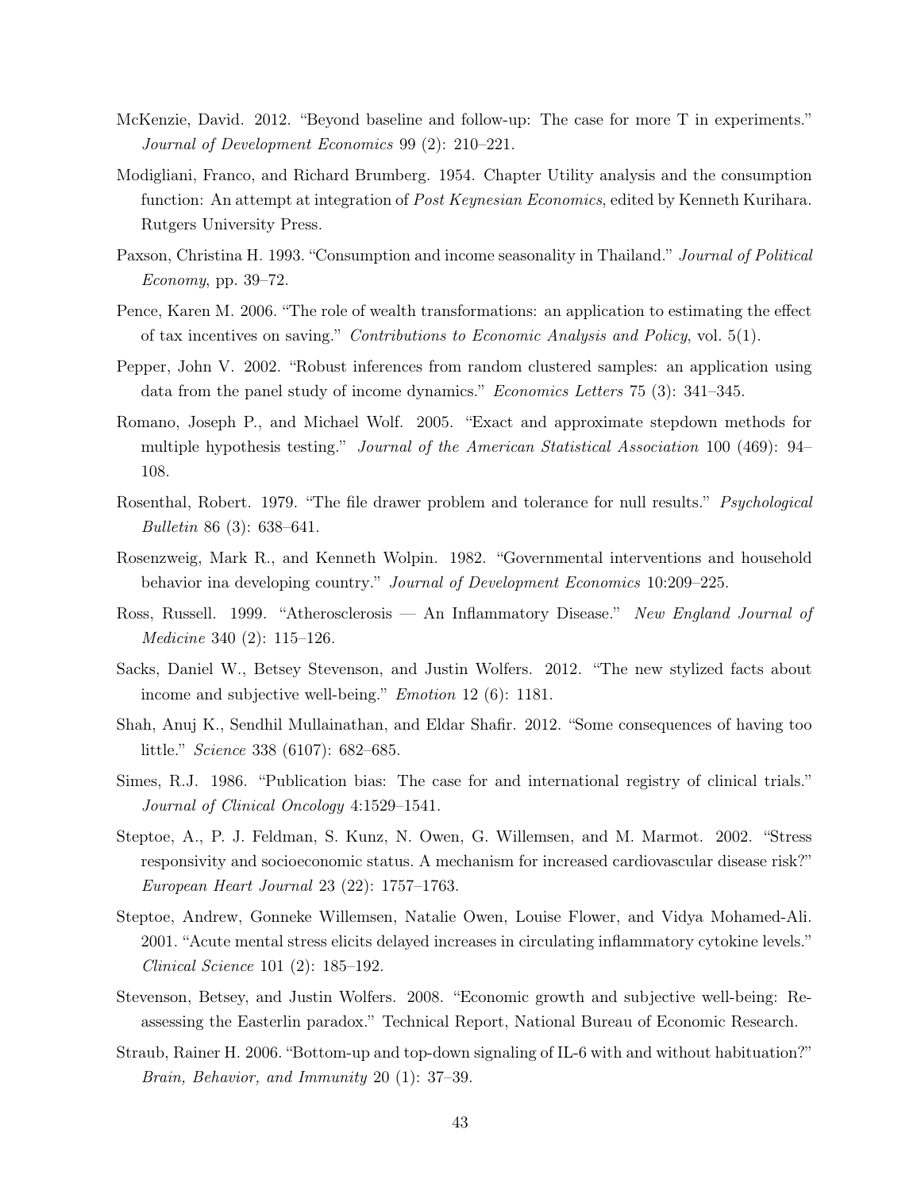McKenzie, David. 2012. "Beyond baseline and follow-up: The case for more T in experiments." *Journal of Development Economics* 99 (2): 210–221.

Modigliani, Franco, and Richard Brumberg. 1954. Chapter Utility analysis and the consumption function: An attempt at integration of *Post Keynesian Economics*, edited by Kenneth Kurihara. Rutgers University Press.

Paxson, Christina H. 1993. "Consumption and income seasonality in Thailand." *Journal of Political Economy*, pp. 39–72.

Pence, Karen M. 2006. "The role of wealth transformations: an application to estimating the effect of tax incentives on saving." *Contributions to Economic Analysis and Policy*, vol. 5(1).

Pepper, John V. 2002. "Robust inferences from random clustered samples: an application using data from the panel study of income dynamics." *Economics Letters* 75 (3): 341–345.

Romano, Joseph P., and Michael Wolf. 2005. "Exact and approximate stepdown methods for multiple hypothesis testing." *Journal of the American Statistical Association* 100 (469): 94–108.

Rosenthal, Robert. 1979. "The file drawer problem and tolerance for null results." *Psychological Bulletin* 86 (3): 638–641.

Rosenzweig, Mark R., and Kenneth Wolpin. 1982. "Governmental interventions and household behavior ina developing country." *Journal of Development Economics* 10:209–225.

Ross, Russell. 1999. "Atherosclerosis — An Inflammatory Disease." *New England Journal of Medicine* 340 (2): 115–126.

Sacks, Daniel W., Betsey Stevenson, and Justin Wolfers. 2012. "The new stylized facts about income and subjective well-being." *Emotion* 12 (6): 1181.

Shah, Anuj K., Sendhil Mullainathan, and Eldar Shafir. 2012. "Some consequences of having too little." *Science* 338 (6107): 682–685.

Simes, R.J. 1986. "Publication bias: The case for and international registry of clinical trials." *Journal of Clinical Oncology* 4:1529–1541.

Steptoe, A., P. J. Feldman, S. Kunz, N. Owen, G. Willemsen, and M. Marmot. 2002. "Stress responsivity and socioeconomic status. A mechanism for increased cardiovascular disease risk?" *European Heart Journal* 23 (22): 1757–1763.

Steptoe, Andrew, Gonneke Willemsen, Natalie Owen, Louise Flower, and Vidya Mohamed-Ali. 2001. "Acute mental stress elicits delayed increases in circulating inflammatory cytokine levels." *Clinical Science* 101 (2): 185–192.

Stevenson, Betsey, and Justin Wolfers. 2008. "Economic growth and subjective well-being: Reassessing the Easterlin paradox." Technical Report, National Bureau of Economic Research.

Straub, Rainer H. 2006. "Bottom-up and top-down signaling of IL-6 with and without habituation?" *Brain, Behavior, and Immunity* 20 (1): 37–39.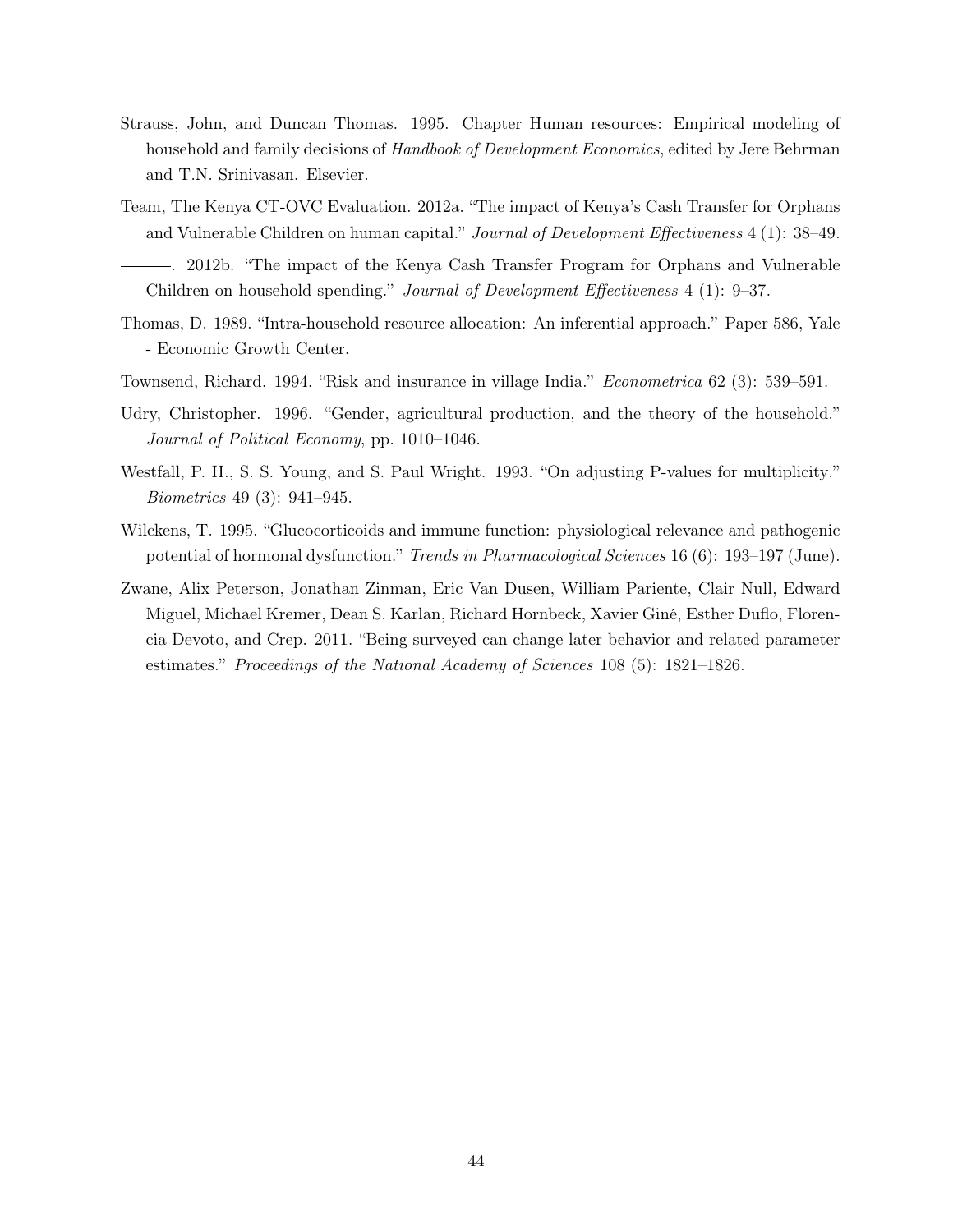Strauss, John, and Duncan Thomas. 1995. Chapter Human resources: Empirical modeling of household and family decisions of *Handbook of Development Economics*, edited by Jere Behrman and T.N. Srinivasan. Elsevier.

Team, The Kenya CT-OVC Evaluation. 2012a. "The impact of Kenya's Cash Transfer for Orphans and Vulnerable Children on human capital." *Journal of Development Effectiveness* 4 (1): 38–49.

———. 2012b. "The impact of the Kenya Cash Transfer Program for Orphans and Vulnerable Children on household spending." *Journal of Development Effectiveness* 4 (1): 9–37.

Thomas, D. 1989. "Intra-household resource allocation: An inferential approach." Paper 586, Yale - Economic Growth Center.

Townsend, Richard. 1994. "Risk and insurance in village India." *Econometrica* 62 (3): 539–591.

Udry, Christopher. 1996. "Gender, agricultural production, and the theory of the household." *Journal of Political Economy*, pp. 1010–1046.

Westfall, P. H., S. S. Young, and S. Paul Wright. 1993. "On adjusting P-values for multiplicity." *Biometrics* 49 (3): 941–945.

Wilckens, T. 1995. "Glucocorticoids and immune function: physiological relevance and pathogenic potential of hormonal dysfunction." *Trends in Pharmacological Sciences* 16 (6): 193–197 (June).

Zwane, Alix Peterson, Jonathan Zinman, Eric Van Dusen, William Pariente, Clair Null, Edward Miguel, Michael Kremer, Dean S. Karlan, Richard Hornbeck, Xavier Giné, Esther Duflo, Florencia Devoto, and Crep. 2011. "Being surveyed can change later behavior and related parameter estimates." *Proceedings of the National Academy of Sciences* 108 (5): 1821–1826.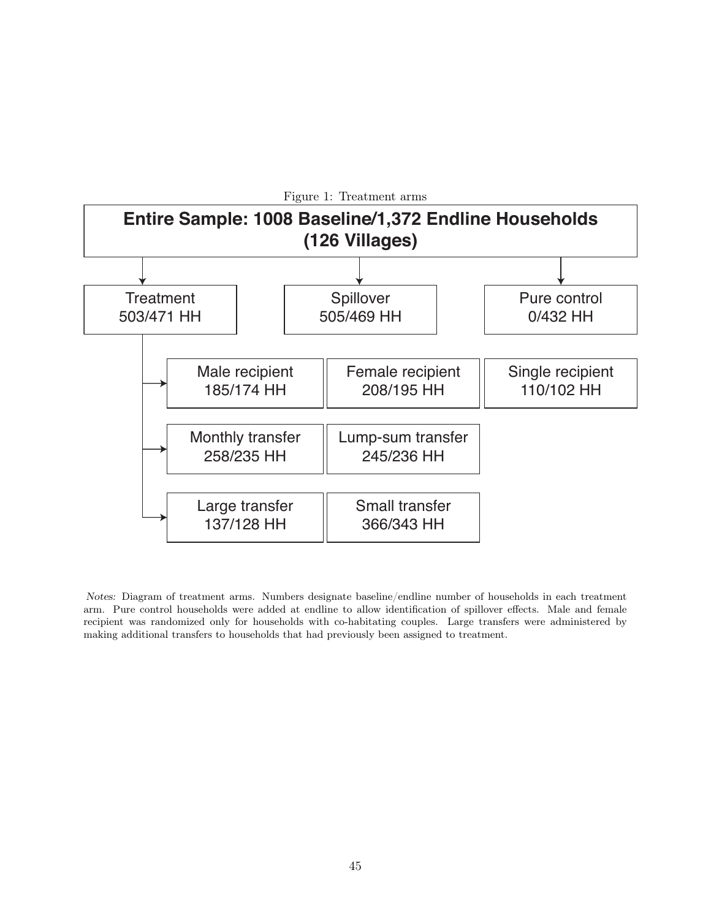Figure 1: Treatment arms

**Entire Sample: 1008 Baseline/1,372 Endline Households (126 Villages)**

- Treatment 503/471 HH
  - Male recipient 185/174 HH
  - Female recipient 208/195 HH
  - Single recipient 110/102 HH
  - Monthly transfer 258/235 HH
  - Lump-sum transfer 245/236 HH
  - Large transfer 137/128 HH
  - Small transfer 366/343 HH
- Spillover 505/469 HH
- Pure control 0/432 HH

*Notes:* Diagram of treatment arms. Numbers designate baseline/endline number of households in each treatment arm. Pure control households were added at endline to allow identification of spillover effects. Male and female recipient was randomized only for households with co-habitating couples. Large transfers were administered by making additional transfers to households that had previously been assigned to treatment.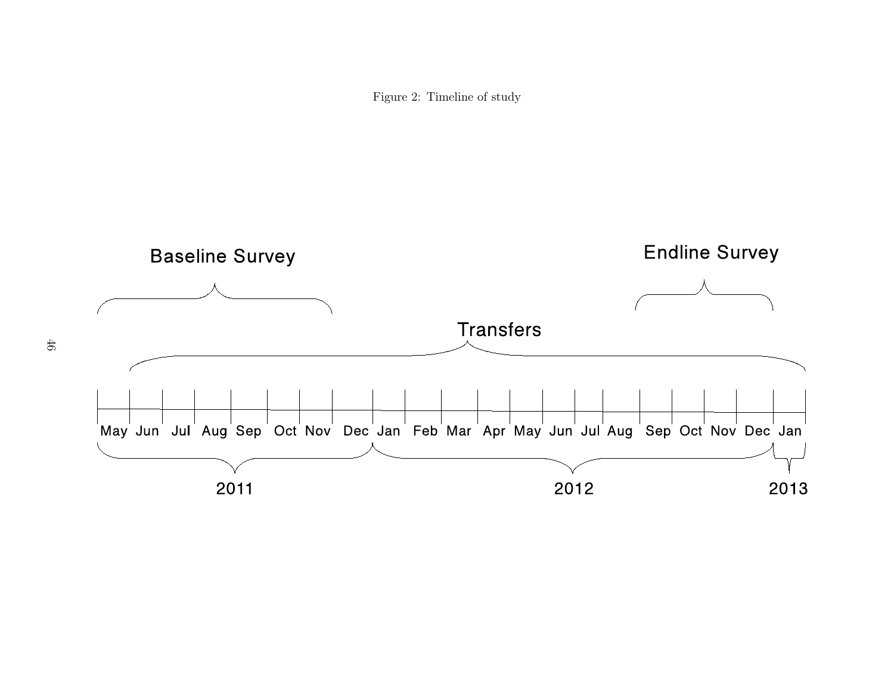Figure 2: Timeline of study

Baseline Survey

Endline Survey

Transfers

May Jun Jul Aug Sep Oct Nov Dec Jan Feb Mar Apr May Jun Jul Aug Sep Oct Nov Dec Jan

2011

2012

2013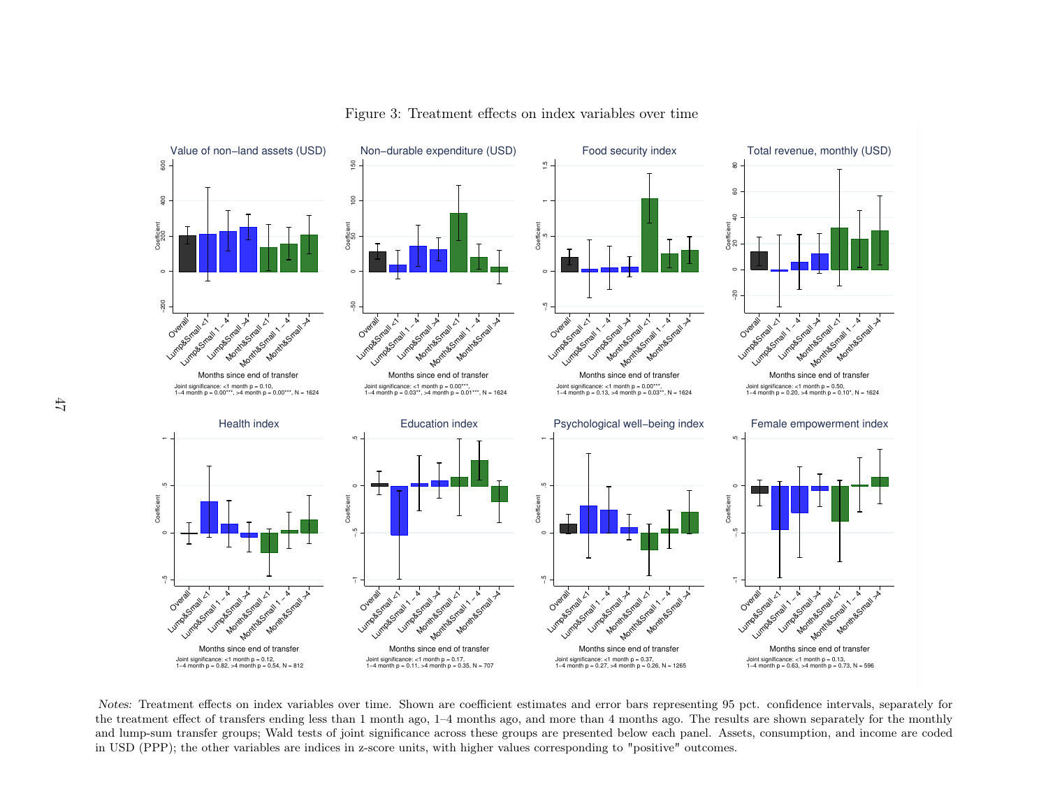Figure 3: Treatment effects on index variables over time

*Notes:* Treatment effects on index variables over time. Shown are coefficient estimates and error bars representing 95 pct. confidence intervals, separately for the treatment effect of transfers ending less than 1 month ago, 1–4 months ago, and more than 4 months ago. The results are shown separately for the monthly and lump-sum transfer groups; Wald tests of joint significance across these groups are presented below each panel. Assets, consumption, and income are coded in USD (PPP); the other variables are indices in z-score units, with higher values corresponding to "positive" outcomes.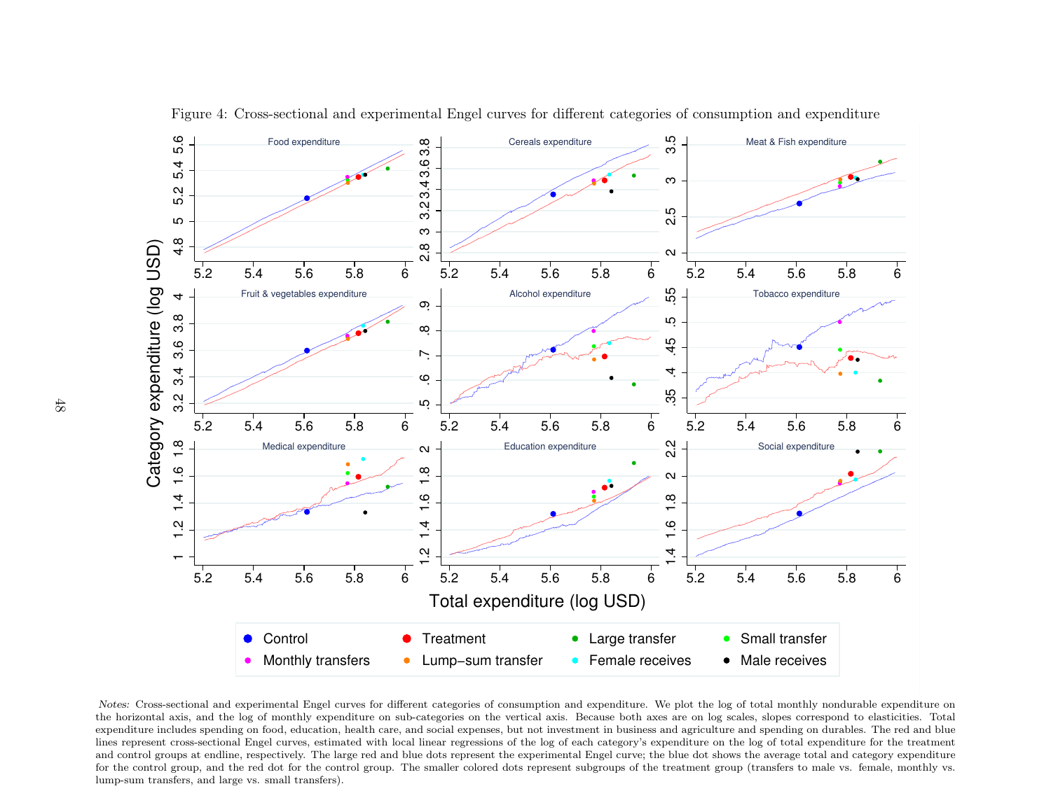Figure 4: Cross-sectional and experimental Engel curves for different categories of consumption and expenditure

*Notes:* Cross-sectional and experimental Engel curves for different categories of consumption and expenditure. We plot the log of total monthly nondurable expenditure on the horizontal axis, and the log of monthly expenditure on sub-categories on the vertical axis. Because both axes are on log scales, slopes correspond to elasticities. Total expenditure includes spending on food, education, health care, and social expenses, but not investment in business and agriculture and spending on durables. The red and blue lines represent cross-sectional Engel curves, estimated with local linear regressions of the log of each category's expenditure on the log of total expenditure for the treatment and control groups at endline, respectively. The large red and blue dots represent the experimental Engel curve; the blue dot shows the average total and category expenditure for the control group, and the red dot for the control group. The smaller colored dots represent subgroups of the treatment group (transfers to male vs. female, monthly vs. lump-sum transfers, and large vs. small transfers).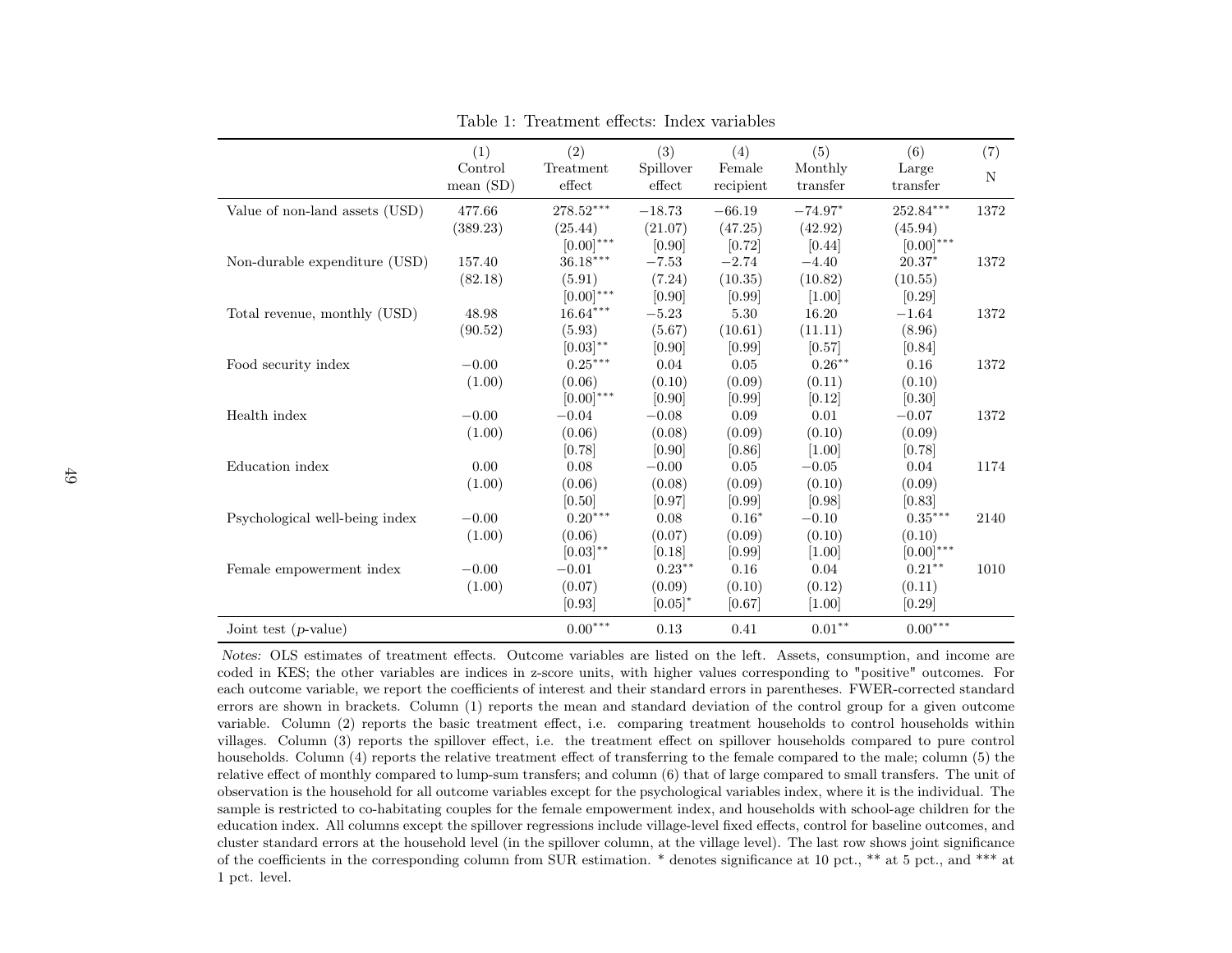Table 1: Treatment effects: Index variables

| | (1) Control mean (SD) | (2) Treatment effect | (3) Spillover effect | (4) Female recipient | (5) Monthly transfer | (6) Large transfer | (7) N |
|---|---|---|---|---|---|---|---|
| Value of non-land assets (USD) | 477.66 | 278.52*** | −18.73 | −66.19 | −74.97* | 252.84*** | 1372 |
| | (389.23) | (25.44) | (21.07) | (47.25) | (42.92) | (45.94) | |
| | | [0.00]*** | [0.90] | [0.72] | [0.44] | [0.00]*** | |
| Non-durable expenditure (USD) | 157.40 | 36.18*** | −7.53 | −2.74 | −4.40 | 20.37* | 1372 |
| | (82.18) | (5.91) | (7.24) | (10.35) | (10.82) | (10.55) | |
| | | [0.00]*** | [0.90] | [0.99] | [1.00] | [0.29] | |
| Total revenue, monthly (USD) | 48.98 | 16.64*** | −5.23 | 5.30 | 16.20 | −1.64 | 1372 |
| | (90.52) | (5.93) | (5.67) | (10.61) | (11.11) | (8.96) | |
| | | [0.03]** | [0.90] | [0.99] | [0.57] | [0.84] | |
| Food security index | −0.00 | 0.25*** | 0.04 | 0.05 | 0.26** | 0.16 | 1372 |
| | (1.00) | (0.06) | (0.10) | (0.09) | (0.11) | (0.10) | |
| | | [0.00]*** | [0.90] | [0.99] | [0.12] | [0.30] | |
| Health index | −0.00 | −0.04 | −0.08 | 0.09 | 0.01 | −0.07 | 1372 |
| | (1.00) | (0.06) | (0.08) | (0.09) | (0.10) | (0.09) | |
| | | [0.78] | [0.90] | [0.86] | [1.00] | [0.78] | |
| Education index | 0.00 | 0.08 | −0.00 | 0.05 | −0.05 | 0.04 | 1174 |
| | (1.00) | (0.06) | (0.08) | (0.09) | (0.10) | (0.09) | |
| | | [0.50] | [0.97] | [0.99] | [0.98] | [0.83] | |
| Psychological well-being index | −0.00 | 0.20*** | 0.08 | 0.16* | −0.10 | 0.35*** | 2140 |
| | (1.00) | (0.06) | (0.07) | (0.09) | (0.10) | (0.10) | |
| | | [0.03]** | [0.18] | [0.99] | [1.00] | [0.00]*** | |
| Female empowerment index | −0.00 | −0.01 | 0.23** | 0.16 | 0.04 | 0.21** | 1010 |
| | (1.00) | (0.07) | (0.09) | (0.10) | (0.12) | (0.11) | |
| | | [0.93] | [0.05]* | [0.67] | [1.00] | [0.29] | |
| Joint test ($p$-value) | | 0.00*** | 0.13 | 0.41 | 0.01** | 0.00*** | |

*Notes:* OLS estimates of treatment effects. Outcome variables are listed on the left. Assets, consumption, and income are coded in KES; the other variables are indices in z-score units, with higher values corresponding to "positive" outcomes. For each outcome variable, we report the coefficients of interest and their standard errors in parentheses. FWER-corrected standard errors are shown in brackets. Column (1) reports the mean and standard deviation of the control group for a given outcome variable. Column (2) reports the basic treatment effect, i.e. comparing treatment households to control households within villages. Column (3) reports the spillover effect, i.e. the treatment effect on spillover households compared to pure control households. Column (4) reports the relative treatment effect of transferring to the female compared to the male; column (5) the relative effect of monthly compared to lump-sum transfers; and column (6) that of large compared to small transfers. The unit of observation is the household for all outcome variables except for the psychological variables index, where it is the individual. The sample is restricted to co-habitating couples for the female empowerment index, and households with school-age children for the education index. All columns except the spillover regressions include village-level fixed effects, control for baseline outcomes, and cluster standard errors at the household level (in the spillover column, at the village level). The last row shows joint significance of the coefficients in the corresponding column from SUR estimation. * denotes significance at 10 pct., ** at 5 pct., and *** at 1 pct. level.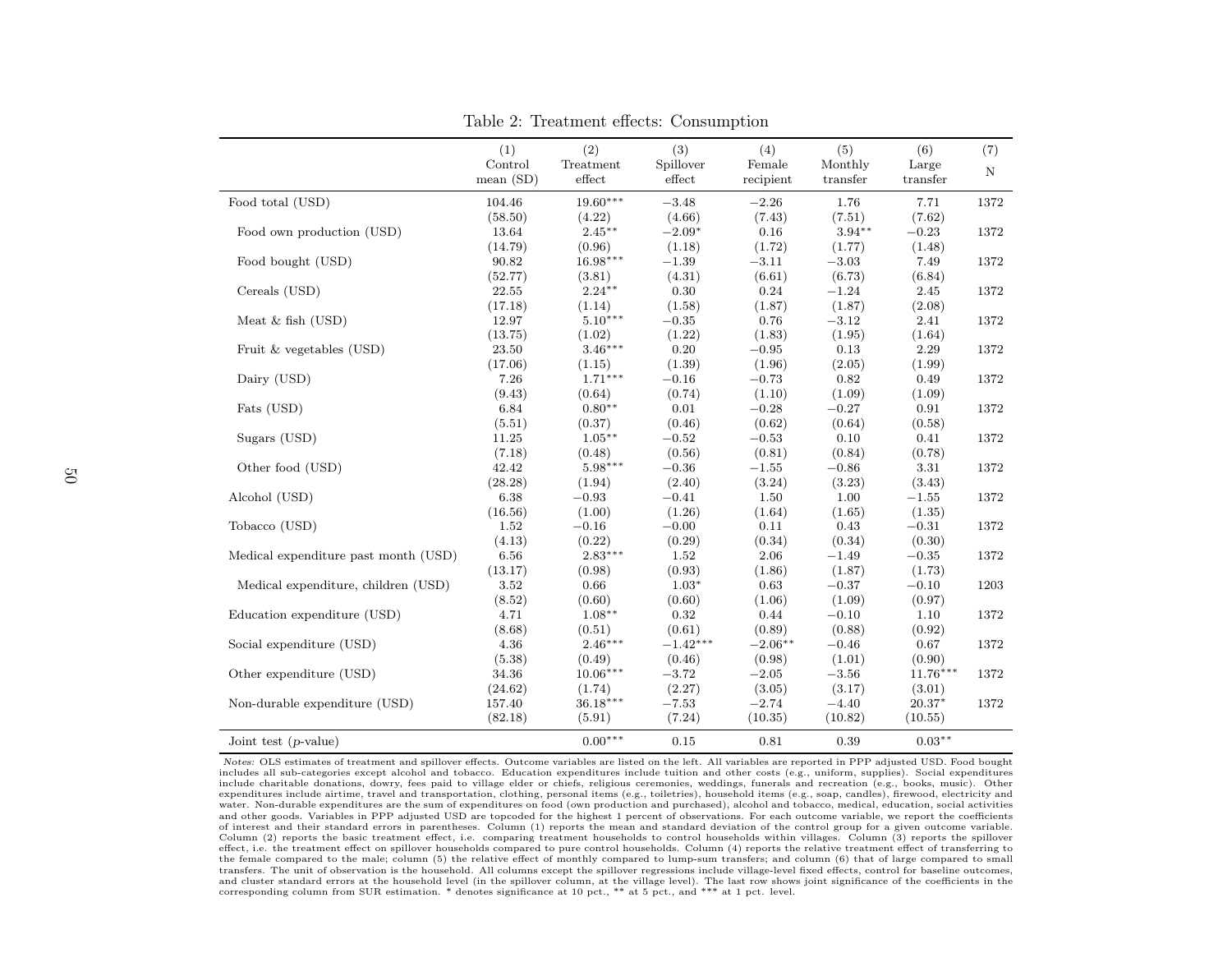Table 2: Treatment effects: Consumption

| | (1) Control mean (SD) | (2) Treatment effect | (3) Spillover effect | (4) Female recipient | (5) Monthly transfer | (6) Large transfer | (7) N |
|---|---|---|---|---|---|---|---|
| Food total (USD) | 104.46 | 19.60*** | −3.48 | −2.26 | 1.76 | 7.71 | 1372 |
| | (58.50) | (4.22) | (4.66) | (7.43) | (7.51) | (7.62) | |
| Food own production (USD) | 13.64 | 2.45** | −2.09* | 0.16 | 3.94** | −0.23 | 1372 |
| | (14.79) | (0.96) | (1.18) | (1.72) | (1.77) | (1.48) | |
| Food bought (USD) | 90.82 | 16.98*** | −1.39 | −3.11 | −3.03 | 7.49 | 1372 |
| | (52.77) | (3.81) | (4.31) | (6.61) | (6.73) | (6.84) | |
| Cereals (USD) | 22.55 | 2.24** | 0.30 | 0.24 | −1.24 | 2.45 | 1372 |
| | (17.18) | (1.14) | (1.58) | (1.87) | (1.87) | (2.08) | |
| Meat & fish (USD) | 12.97 | 5.10*** | −0.35 | 0.76 | −3.12 | 2.41 | 1372 |
| | (13.75) | (1.02) | (1.22) | (1.83) | (1.95) | (1.64) | |
| Fruit & vegetables (USD) | 23.50 | 3.46*** | 0.20 | −0.95 | 0.13 | 2.29 | 1372 |
| | (17.06) | (1.15) | (1.39) | (1.96) | (2.05) | (1.99) | |
| Dairy (USD) | 7.26 | 1.71*** | −0.16 | −0.73 | 0.82 | 0.49 | 1372 |
| | (9.43) | (0.64) | (0.74) | (1.10) | (1.09) | (1.09) | |
| Fats (USD) | 6.84 | 0.80** | 0.01 | −0.28 | −0.27 | 0.91 | 1372 |
| | (5.51) | (0.37) | (0.46) | (0.62) | (0.64) | (0.58) | |
| Sugars (USD) | 11.25 | 1.05** | −0.52 | −0.53 | 0.10 | 0.41 | 1372 |
| | (7.18) | (0.48) | (0.56) | (0.81) | (0.84) | (0.78) | |
| Other food (USD) | 42.42 | 5.98*** | −0.36 | −1.55 | −0.86 | 3.31 | 1372 |
| | (28.28) | (1.94) | (2.40) | (3.24) | (3.23) | (3.43) | |
| Alcohol (USD) | 6.38 | −0.93 | −0.41 | 1.50 | 1.00 | −1.55 | 1372 |
| | (16.56) | (1.00) | (1.26) | (1.64) | (1.65) | (1.35) | |
| Tobacco (USD) | 1.52 | −0.16 | −0.00 | 0.11 | 0.43 | −0.31 | 1372 |
| | (4.13) | (0.22) | (0.29) | (0.34) | (0.34) | (0.30) | |
| Medical expenditure past month (USD) | 6.56 | 2.83*** | 1.52 | 2.06 | −1.49 | −0.35 | 1372 |
| | (13.17) | (0.98) | (0.93) | (1.86) | (1.87) | (1.73) | |
| Medical expenditure, children (USD) | 3.52 | 0.66 | 1.03* | 0.63 | −0.37 | −0.10 | 1203 |
| | (8.52) | (0.60) | (0.60) | (1.06) | (1.09) | (0.97) | |
| Education expenditure (USD) | 4.71 | 1.08** | 0.32 | 0.44 | −0.10 | 1.10 | 1372 |
| | (8.68) | (0.51) | (0.61) | (0.89) | (0.88) | (0.92) | |
| Social expenditure (USD) | 4.36 | 2.46*** | −1.42*** | −2.06** | −0.46 | 0.67 | 1372 |
| | (5.38) | (0.49) | (0.46) | (0.98) | (1.01) | (0.90) | |
| Other expenditure (USD) | 34.36 | 10.06*** | −3.72 | −2.05 | −3.56 | 11.76*** | 1372 |
| | (24.62) | (1.74) | (2.27) | (3.05) | (3.17) | (3.01) | |
| Non-durable expenditure (USD) | 157.40 | 36.18*** | −7.53 | −2.74 | −4.40 | 20.37* | 1372 |
| | (82.18) | (5.91) | (7.24) | (10.35) | (10.82) | (10.55) | |
| Joint test ($p$-value) | | 0.00*** | 0.15 | 0.81 | 0.39 | 0.03** | |

*Notes:* OLS estimates of treatment and spillover effects. Outcome variables are listed on the left. All variables are reported in PPP adjusted USD. Food bought includes all sub-categories except alcohol and tobacco. Education expenditures include tuition and other costs (e.g., uniform, supplies). Social expenditures include charitable donations, dowry, fees paid to village elder or chiefs, religious ceremonies, weddings, funerals and recreation (e.g., books, music). Other expenditures include airtime, travel and transportation, clothing, personal items (e.g., toiletries), household items (e.g., soap, candles), firewood, electricity and water. Non-durable expenditures are the sum of expenditures on food (own production and purchased), alcohol and tobacco, medical, education, social activities and other goods. Variables in PPP adjusted USD are topcoded for the highest 1 percent of observations. For each outcome variable, we report the coefficients of interest and their standard errors in parentheses. Column (1) reports the mean and standard deviation of the control group for a given outcome variable. Column (2) reports the basic treatment effect, i.e. comparing treatment households to control households within villages. Column (3) reports the spillover effect, i.e. the treatment effect on spillover households compared to pure control households. Column (4) reports the relative treatment effect of transferring to the female compared to the male; column (5) the relative effect of monthly compared to lump-sum transfers; and column (6) that of large compared to small transfers. The unit of observation is the household. All columns except the spillover regressions include village-level fixed effects, control for baseline outcomes, and cluster standard errors at the household level (in the spillover column, at the village level). The last row shows joint significance of the coefficients in the corresponding column from SUR estimation. * denotes significance at 10 pct., ** at 5 pct., and *** at 1 pct. level.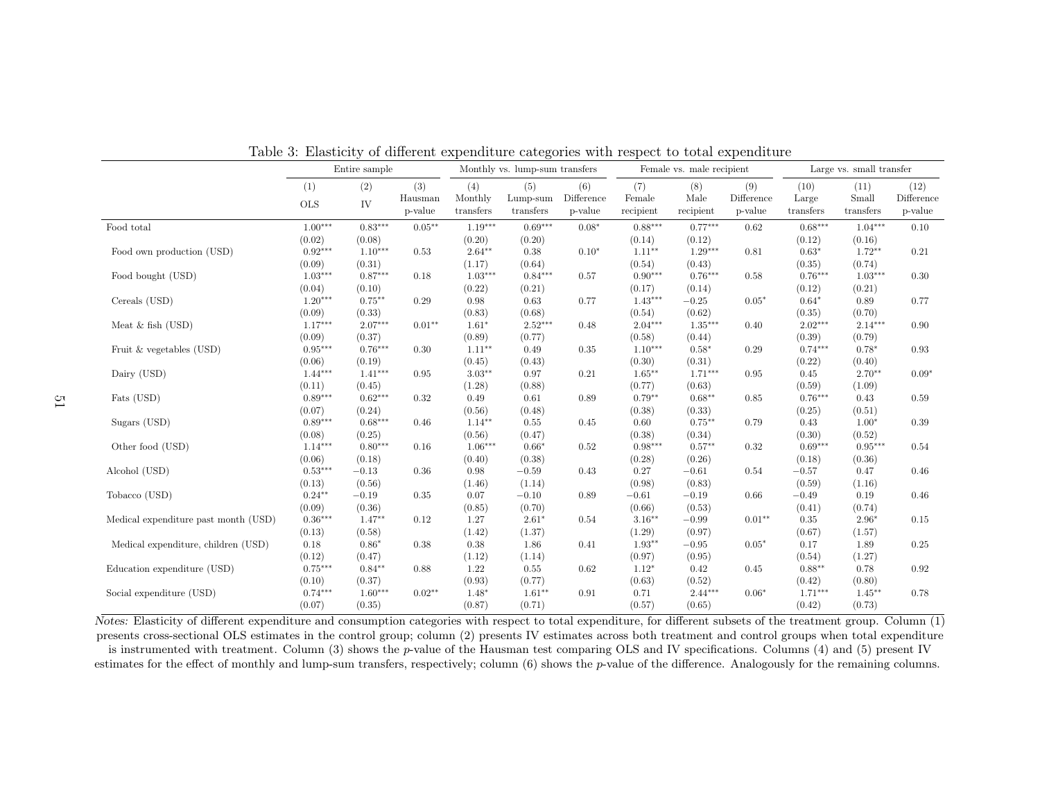Table 3: Elasticity of different expenditure categories with respect to total expenditure

| | Entire sample | | | Monthly vs. lump-sum transfers | | | Female vs. male recipient | | | Large vs. small transfer | | |
|---|---|---|---|---|---|---|---|---|---|---|---|---|
| | (1) OLS | (2) IV | (3) Hausman p-value | (4) Monthly transfers | (5) Lump-sum transfers | (6) Difference p-value | (7) Female recipient | (8) Male recipient | (9) Difference p-value | (10) Large transfers | (11) Small transfers | (12) Difference p-value |
| Food total | 1.00*** | 0.83*** | 0.05** | 1.19*** | 0.69*** | 0.08* | 0.88*** | 0.77*** | 0.62 | 0.68*** | 1.04*** | 0.10 |
| | (0.02) | (0.08) | | (0.20) | (0.20) | | (0.14) | (0.12) | | (0.12) | (0.16) | |
| Food own production (USD) | 0.92*** | 1.10*** | 0.53 | 2.64** | 0.38 | 0.10* | 1.11** | 1.29*** | 0.81 | 0.63* | 1.72** | 0.21 |
| | (0.09) | (0.31) | | (1.17) | (0.64) | | (0.54) | (0.43) | | (0.35) | (0.74) | |
| Food bought (USD) | 1.03*** | 0.87*** | 0.18 | 1.03*** | 0.84*** | 0.57 | 0.90*** | 0.76*** | 0.58 | 0.76*** | 1.03*** | 0.30 |
| | (0.04) | (0.10) | | (0.22) | (0.21) | | (0.17) | (0.14) | | (0.12) | (0.21) | |
| Cereals (USD) | 1.20*** | 0.75** | 0.29 | 0.98 | 0.63 | 0.77 | 1.43*** | −0.25 | 0.05* | 0.64* | 0.89 | 0.77 |
| | (0.09) | (0.33) | | (0.83) | (0.68) | | (0.54) | (0.62) | | (0.35) | (0.70) | |
| Meat & fish (USD) | 1.17*** | 2.07*** | 0.01** | 1.61* | 2.52*** | 0.48 | 2.04*** | 1.35*** | 0.40 | 2.02*** | 2.14*** | 0.90 |
| | (0.09) | (0.37) | | (0.89) | (0.77) | | (0.58) | (0.44) | | (0.39) | (0.79) | |
| Fruit & vegetables (USD) | 0.95*** | 0.76*** | 0.30 | 1.11** | 0.49 | 0.35 | 1.10*** | 0.58* | 0.29 | 0.74*** | 0.78* | 0.93 |
| | (0.06) | (0.19) | | (0.45) | (0.43) | | (0.30) | (0.31) | | (0.22) | (0.40) | |
| Dairy (USD) | 1.44*** | 1.41*** | 0.95 | 3.03** | 0.97 | 0.21 | 1.65** | 1.71*** | 0.95 | 0.45 | 2.70** | 0.09* |
| | (0.11) | (0.45) | | (1.28) | (0.88) | | (0.77) | (0.63) | | (0.59) | (1.09) | |
| Fats (USD) | 0.89*** | 0.62*** | 0.32 | 0.49 | 0.61 | 0.89 | 0.79** | 0.68** | 0.85 | 0.76*** | 0.43 | 0.59 |
| | (0.07) | (0.24) | | (0.56) | (0.48) | | (0.38) | (0.33) | | (0.25) | (0.51) | |
| Sugars (USD) | 0.89*** | 0.68*** | 0.46 | 1.14** | 0.55 | 0.45 | 0.60 | 0.75** | 0.79 | 0.43 | 1.00* | 0.39 |
| | (0.08) | (0.25) | | (0.56) | (0.47) | | (0.38) | (0.34) | | (0.30) | (0.52) | |
| Other food (USD) | 1.14*** | 0.80*** | 0.16 | 1.06*** | 0.66* | 0.52 | 0.98*** | 0.57** | 0.32 | 0.69*** | 0.95*** | 0.54 |
| | (0.06) | (0.18) | | (0.40) | (0.38) | | (0.28) | (0.26) | | (0.18) | (0.36) | |
| Alcohol (USD) | 0.53*** | −0.13 | 0.36 | 0.98 | −0.59 | 0.43 | 0.27 | −0.61 | 0.54 | −0.57 | 0.47 | 0.46 |
| | (0.13) | (0.56) | | (1.46) | (1.14) | | (0.98) | (0.83) | | (0.59) | (1.16) | |
| Tobacco (USD) | 0.24** | −0.19 | 0.35 | 0.07 | −0.10 | 0.89 | −0.61 | −0.19 | 0.66 | −0.49 | 0.19 | 0.46 |
| | (0.09) | (0.36) | | (0.85) | (0.70) | | (0.66) | (0.53) | | (0.41) | (0.74) | |
| Medical expenditure past month (USD) | 0.36*** | 1.47** | 0.12 | 1.27 | 2.61* | 0.54 | 3.16** | −0.99 | 0.01** | 0.35 | 2.96* | 0.15 |
| | (0.13) | (0.58) | | (1.42) | (1.37) | | (1.29) | (0.97) | | (0.67) | (1.57) | |
| Medical expenditure, children (USD) | 0.18 | 0.86* | 0.38 | 0.38 | 1.86 | 0.41 | 1.93** | −0.95 | 0.05* | 0.17 | 1.89 | 0.25 |
| | (0.12) | (0.47) | | (1.12) | (1.14) | | (0.97) | (0.95) | | (0.54) | (1.27) | |
| Education expenditure (USD) | 0.75*** | 0.84** | 0.88 | 1.22 | 0.55 | 0.62 | 1.12* | 0.42 | 0.45 | 0.88** | 0.78 | 0.92 |
| | (0.10) | (0.37) | | (0.93) | (0.77) | | (0.63) | (0.52) | | (0.42) | (0.80) | |
| Social expenditure (USD) | 0.74*** | 1.60*** | 0.02** | 1.48* | 1.61** | 0.91 | 0.71 | 2.44*** | 0.06* | 1.71*** | 1.45** | 0.78 |
| | (0.07) | (0.35) | | (0.87) | (0.71) | | (0.57) | (0.65) | | (0.42) | (0.73) | |

*Notes:* Elasticity of different expenditure and consumption categories with respect to total expenditure, for different subsets of the treatment group. Column (1) presents cross-sectional OLS estimates in the control group; column (2) presents IV estimates across both treatment and control groups when total expenditure is instrumented with treatment. Column (3) shows the $p$-value of the Hausman test comparing OLS and IV specifications. Columns (4) and (5) present IV estimates for the effect of monthly and lump-sum transfers, respectively; column (6) shows the $p$-value of the difference. Analogously for the remaining columns.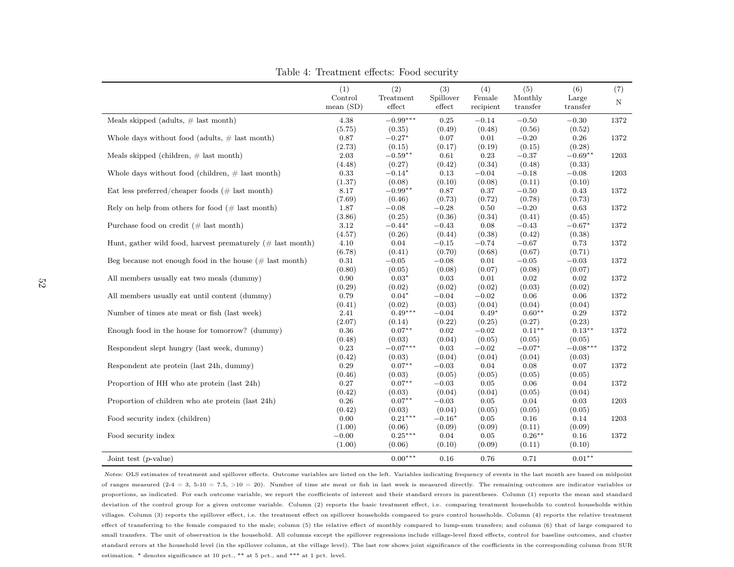Table 4: Treatment effects: Food security

| | (1) Control mean (SD) | (2) Treatment effect | (3) Spillover effect | (4) Female recipient | (5) Monthly transfer | (6) Large transfer | (7) N |
|---|---|---|---|---|---|---|---|
| Meals skipped (adults, # last month) | 4.38 | $-0.99^{***}$ | 0.25 | $-0.14$ | $-0.50$ | $-0.30$ | 1372 |
| | (5.75) | (0.35) | (0.49) | (0.48) | (0.56) | (0.52) | |
| Whole days without food (adults, # last month) | 0.87 | $-0.27^{*}$ | 0.07 | 0.01 | $-0.20$ | 0.26 | 1372 |
| | (2.73) | (0.15) | (0.17) | (0.19) | (0.15) | (0.28) | |
| Meals skipped (children, # last month) | 2.03 | $-0.59^{**}$ | 0.61 | 0.23 | $-0.37$ | $-0.69^{**}$ | 1203 |
| | (4.48) | (0.27) | (0.42) | (0.34) | (0.48) | (0.33) | |
| Whole days without food (children, # last month) | 0.33 | $-0.14^{*}$ | 0.13 | $-0.04$ | $-0.18$ | $-0.08$ | 1203 |
| | (1.37) | (0.08) | (0.10) | (0.08) | (0.11) | (0.10) | |
| Eat less preferred/cheaper foods (# last month) | 8.17 | $-0.99^{**}$ | 0.87 | 0.37 | $-0.50$ | 0.43 | 1372 |
| | (7.69) | (0.46) | (0.73) | (0.72) | (0.78) | (0.73) | |
| Rely on help from others for food (# last month) | 1.87 | $-0.08$ | $-0.28$ | 0.50 | $-0.20$ | 0.63 | 1372 |
| | (3.86) | (0.25) | (0.36) | (0.34) | (0.41) | (0.45) | |
| Purchase food on credit (# last month) | 3.12 | $-0.44^{*}$ | $-0.43$ | 0.08 | $-0.43$ | $-0.67^{*}$ | 1372 |
| | (4.57) | (0.26) | (0.44) | (0.38) | (0.42) | (0.38) | |
| Hunt, gather wild food, harvest prematurely (# last month) | 4.10 | 0.04 | $-0.15$ | $-0.74$ | $-0.67$ | 0.73 | 1372 |
| | (6.78) | (0.41) | (0.70) | (0.68) | (0.67) | (0.71) | |
| Beg because not enough food in the house (# last month) | 0.31 | $-0.05$ | $-0.08$ | 0.01 | $-0.05$ | $-0.03$ | 1372 |
| | (0.80) | (0.05) | (0.08) | (0.07) | (0.08) | (0.07) | |
| All members usually eat two meals (dummy) | 0.90 | $0.03^{*}$ | 0.03 | 0.01 | 0.02 | 0.02 | 1372 |
| | (0.29) | (0.02) | (0.02) | (0.02) | (0.03) | (0.02) | |
| All members usually eat until content (dummy) | 0.79 | $0.04^{*}$ | $-0.04$ | $-0.02$ | 0.06 | 0.06 | 1372 |
| | (0.41) | (0.02) | (0.03) | (0.04) | (0.04) | (0.04) | |
| Number of times ate meat or fish (last week) | 2.41 | $0.49^{***}$ | $-0.04$ | $0.49^{*}$ | $0.60^{**}$ | 0.29 | 1372 |
| | (2.07) | (0.14) | (0.22) | (0.25) | (0.27) | (0.23) | |
| Enough food in the house for tomorrow? (dummy) | 0.36 | $0.07^{**}$ | 0.02 | $-0.02$ | $0.11^{**}$ | $0.13^{**}$ | 1372 |
| | (0.48) | (0.03) | (0.04) | (0.05) | (0.05) | (0.05) | |
| Respondent slept hungry (last week, dummy) | 0.23 | $-0.07^{***}$ | 0.03 | $-0.02$ | $-0.07^{*}$ | $-0.08^{***}$ | 1372 |
| | (0.42) | (0.03) | (0.04) | (0.04) | (0.04) | (0.03) | |
| Respondent ate protein (last 24h, dummy) | 0.29 | $0.07^{**}$ | $-0.03$ | 0.04 | 0.08 | 0.07 | 1372 |
| | (0.46) | (0.03) | (0.05) | (0.05) | (0.05) | (0.05) | |
| Proportion of HH who ate protein (last 24h) | 0.27 | $0.07^{**}$ | $-0.03$ | 0.05 | 0.06 | 0.04 | 1372 |
| | (0.42) | (0.03) | (0.04) | (0.04) | (0.05) | (0.04) | |
| Proportion of children who ate protein (last 24h) | 0.26 | $0.07^{**}$ | $-0.03$ | 0.05 | 0.04 | 0.03 | 1203 |
| | (0.42) | (0.03) | (0.04) | (0.05) | (0.05) | (0.05) | |
| Food security index (children) | 0.00 | $0.21^{***}$ | $-0.16^{*}$ | 0.05 | 0.16 | 0.14 | 1203 |
| | (1.00) | (0.06) | (0.09) | (0.09) | (0.11) | (0.09) | |
| Food security index | $-0.00$ | $0.25^{***}$ | 0.04 | 0.05 | $0.26^{**}$ | 0.16 | 1372 |
| | (1.00) | (0.06) | (0.10) | (0.09) | (0.11) | (0.10) | |
| Joint test ($p$-value) | | $0.00^{***}$ | 0.16 | 0.76 | 0.71 | $0.01^{**}$ | |

*Notes:* OLS estimates of treatment and spillover effects. Outcome variables are listed on the left. Variables indicating frequency of events in the last month are based on midpoint of ranges measured (2-4 = 3, 5-10 = 7.5, >10 = 20). Number of time ate meat or fish in last week is measured directly. The remaining outcomes are indicator variables or proportions, as indicated. For each outcome variable, we report the coefficients of interest and their standard errors in parentheses. Column (1) reports the mean and standard deviation of the control group for a given outcome variable. Column (2) reports the basic treatment effect, i.e. comparing treatment households to control households within villages. Column (3) reports the spillover effect, i.e. the treatment effect on spillover households compared to pure control households. Column (4) reports the relative treatment effect of transferring to the female compared to the male; column (5) the relative effect of monthly compared to lump-sum transfers; and column (6) that of large compared to small transfers. The unit of observation is the household. All columns except the spillover regressions include village-level fixed effects, control for baseline outcomes, and cluster standard errors at the household level (in the spillover column, at the village level). The last row shows joint significance of the coefficients in the corresponding column from SUR estimation. * denotes significance at 10 pct., ** at 5 pct., and *** at 1 pct. level.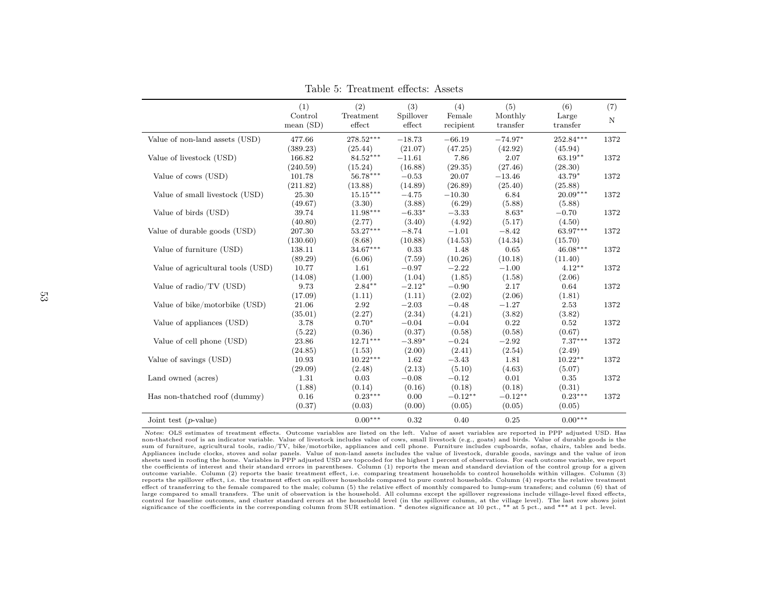Table 5: Treatment effects: Assets

| | (1) Control mean (SD) | (2) Treatment effect | (3) Spillover effect | (4) Female recipient | (5) Monthly transfer | (6) Large transfer | (7) N |
|---|---|---|---|---|---|---|---|
| Value of non-land assets (USD) | 477.66 | 278.52*** | −18.73 | −66.19 | −74.97* | 252.84*** | 1372 |
| | (389.23) | (25.44) | (21.07) | (47.25) | (42.92) | (45.94) | |
| Value of livestock (USD) | 166.82 | 84.52*** | −11.61 | 7.86 | 2.07 | 63.19** | 1372 |
| | (240.59) | (15.24) | (16.88) | (29.35) | (27.46) | (28.30) | |
| Value of cows (USD) | 101.78 | 56.78*** | −0.53 | 20.07 | −13.46 | 43.79* | 1372 |
| | (211.82) | (13.88) | (14.89) | (26.89) | (25.40) | (25.88) | |
| Value of small livestock (USD) | 25.30 | 15.15*** | −4.75 | −10.30 | 6.84 | 20.09*** | 1372 |
| | (49.67) | (3.30) | (3.88) | (6.29) | (5.88) | (5.88) | |
| Value of birds (USD) | 39.74 | 11.98*** | −6.33* | −3.33 | 8.63* | −0.70 | 1372 |
| | (40.80) | (2.77) | (3.40) | (4.92) | (5.17) | (4.50) | |
| Value of durable goods (USD) | 207.30 | 53.27*** | −8.74 | −1.01 | −8.42 | 63.97*** | 1372 |
| | (130.60) | (8.68) | (10.88) | (14.53) | (14.34) | (15.70) | |
| Value of furniture (USD) | 138.11 | 34.67*** | 0.33 | 1.48 | 0.65 | 46.08*** | 1372 |
| | (89.29) | (6.06) | (7.59) | (10.26) | (10.18) | (11.40) | |
| Value of agricultural tools (USD) | 10.77 | 1.61 | −0.97 | −2.22 | −1.00 | 4.12** | 1372 |
| | (14.08) | (1.00) | (1.04) | (1.85) | (1.58) | (2.06) | |
| Value of radio/TV (USD) | 9.73 | 2.84** | −2.12* | −0.90 | 2.17 | 0.64 | 1372 |
| | (17.09) | (1.11) | (1.11) | (2.02) | (2.06) | (1.81) | |
| Value of bike/motorbike (USD) | 21.06 | 2.92 | −2.03 | −0.48 | −1.27 | 2.53 | 1372 |
| | (35.01) | (2.27) | (2.34) | (4.21) | (3.82) | (3.82) | |
| Value of appliances (USD) | 3.78 | 0.70* | −0.04 | −0.04 | 0.22 | 0.52 | 1372 |
| | (5.22) | (0.36) | (0.37) | (0.58) | (0.58) | (0.67) | |
| Value of cell phone (USD) | 23.86 | 12.71*** | −3.89* | −0.24 | −2.92 | 7.37*** | 1372 |
| | (24.85) | (1.53) | (2.00) | (2.41) | (2.54) | (2.49) | |
| Value of savings (USD) | 10.93 | 10.22*** | 1.62 | −3.43 | 1.81 | 10.22** | 1372 |
| | (29.09) | (2.48) | (2.13) | (5.10) | (4.63) | (5.07) | |
| Land owned (acres) | 1.31 | 0.03 | −0.08 | −0.12 | 0.01 | 0.35 | 1372 |
| | (1.88) | (0.14) | (0.16) | (0.18) | (0.18) | (0.31) | |
| Has non-thatched roof (dummy) | 0.16 | 0.23*** | 0.00 | −0.12** | −0.12** | 0.23*** | 1372 |
| | (0.37) | (0.03) | (0.00) | (0.05) | (0.05) | (0.05) | |
| Joint test (*p*-value) | | 0.00*** | 0.32 | 0.40 | 0.25 | 0.00*** | |

*Notes:* OLS estimates of treatment effects. Outcome variables are listed on the left. Value of asset variables are reported in PPP adjusted USD. Has non-thatched roof is an indicator variable. Value of livestock includes value of cows, small livestock (e.g., goats) and birds. Value of durable goods is the sum of furniture, agricultural tools, radio/TV, bike/motorbike, appliances and cell phone. Furniture includes cupboards, sofas, chairs, tables and beds. Appliances include clocks, stoves and solar panels. Value of non-land assets includes the value of livestock, durable goods, savings and the value of iron sheets used in roofing the home. Variables in PPP adjusted USD are topcoded for the highest 1 percent of observations. For each outcome variable, we report the coefficients of interest and their standard errors in parentheses. Column (1) reports the mean and standard deviation of the control group for a given outcome variable. Column (2) reports the basic treatment effect, i.e. comparing treatment households to control households within villages. Column (3) reports the spillover effect, i.e. the treatment effect on spillover households compared to pure control households. Column (4) reports the relative treatment effect of transferring to the female compared to the male; column (5) the relative effect of monthly compared to lump-sum transfers; and column (6) that of large compared to small transfers. The unit of observation is the household. All columns except the spillover regressions include village-level fixed effects, control for baseline outcomes, and cluster standard errors at the household level (in the spillover column, at the village level). The last row shows joint significance of the coefficients in the corresponding column from SUR estimation. * denotes significance at 10 pct., ** at 5 pct., and *** at 1 pct. level.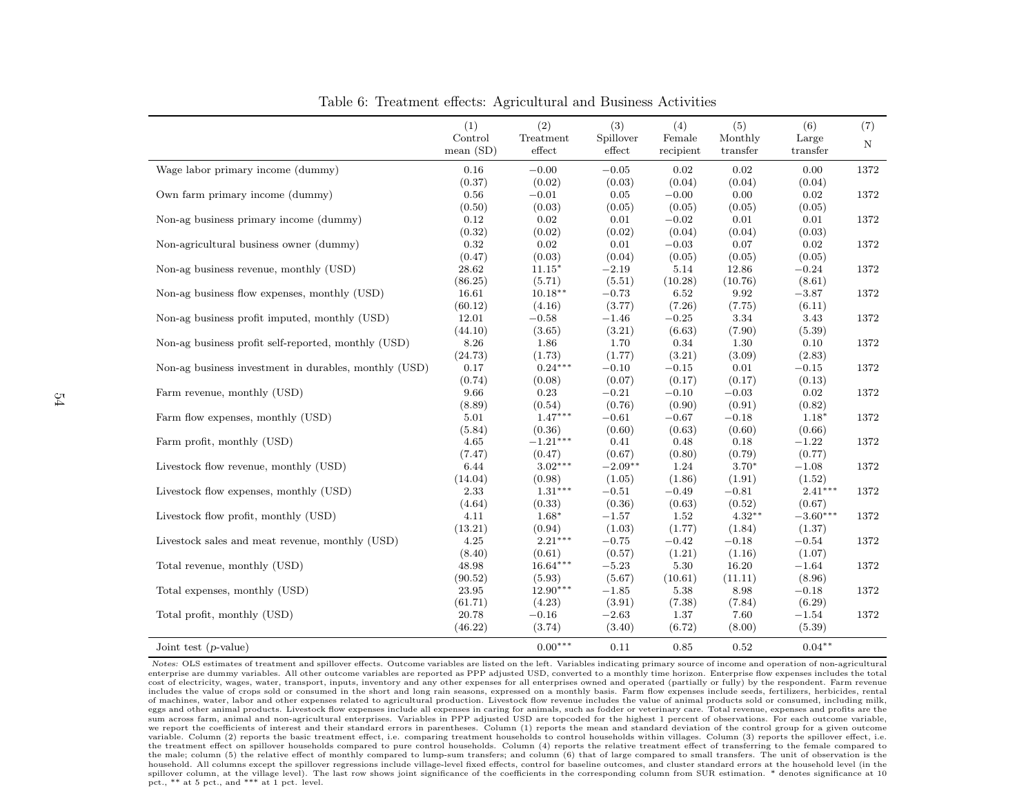Table 6: Treatment effects: Agricultural and Business Activities

| | (1) Control mean (SD) | (2) Treatment effect | (3) Spillover effect | (4) Female recipient | (5) Monthly transfer | (6) Large transfer | (7) N |
|---|---|---|---|---|---|---|---|
| Wage labor primary income (dummy) | 0.16 | −0.00 | −0.05 | 0.02 | 0.02 | 0.00 | 1372 |
| | (0.37) | (0.02) | (0.03) | (0.04) | (0.04) | (0.04) | |
| Own farm primary income (dummy) | 0.56 | −0.01 | 0.05 | −0.00 | 0.00 | 0.02 | 1372 |
| | (0.50) | (0.03) | (0.05) | (0.05) | (0.05) | (0.05) | |
| Non-ag business primary income (dummy) | 0.12 | 0.02 | 0.01 | −0.02 | 0.01 | 0.01 | 1372 |
| | (0.32) | (0.02) | (0.02) | (0.04) | (0.04) | (0.03) | |
| Non-agricultural business owner (dummy) | 0.32 | 0.02 | 0.01 | −0.03 | 0.07 | 0.02 | 1372 |
| | (0.47) | (0.03) | (0.04) | (0.05) | (0.05) | (0.05) | |
| Non-ag business revenue, monthly (USD) | 28.62 | 11.15* | −2.19 | 5.14 | 12.86 | −0.24 | 1372 |
| | (86.25) | (5.71) | (5.51) | (10.28) | (10.76) | (8.61) | |
| Non-ag business flow expenses, monthly (USD) | 16.61 | 10.18** | −0.73 | 6.52 | 9.92 | −3.87 | 1372 |
| | (60.12) | (4.16) | (3.77) | (7.26) | (7.75) | (6.11) | |
| Non-ag business profit imputed, monthly (USD) | 12.01 | −0.58 | −1.46 | −0.25 | 3.34 | 3.43 | 1372 |
| | (44.10) | (3.65) | (3.21) | (6.63) | (7.90) | (5.39) | |
| Non-ag business profit self-reported, monthly (USD) | 8.26 | 1.86 | 1.70 | 0.34 | 1.30 | 0.10 | 1372 |
| | (24.73) | (1.73) | (1.77) | (3.21) | (3.09) | (2.83) | |
| Non-ag business investment in durables, monthly (USD) | 0.17 | 0.24*** | −0.10 | −0.15 | 0.01 | −0.15 | 1372 |
| | (0.74) | (0.08) | (0.07) | (0.17) | (0.17) | (0.13) | |
| Farm revenue, monthly (USD) | 9.66 | 0.23 | −0.21 | −0.10 | −0.03 | 0.02 | 1372 |
| | (8.89) | (0.54) | (0.76) | (0.90) | (0.91) | (0.82) | |
| Farm flow expenses, monthly (USD) | 5.01 | 1.47*** | −0.61 | −0.67 | −0.18 | 1.18* | 1372 |
| | (5.84) | (0.36) | (0.60) | (0.63) | (0.60) | (0.66) | |
| Farm profit, monthly (USD) | 4.65 | −1.21*** | 0.41 | 0.48 | 0.18 | −1.22 | 1372 |
| | (7.47) | (0.47) | (0.67) | (0.80) | (0.79) | (0.77) | |
| Livestock flow revenue, monthly (USD) | 6.44 | 3.02*** | −2.09** | 1.24 | 3.70* | −1.08 | 1372 |
| | (14.04) | (0.98) | (1.05) | (1.86) | (1.91) | (1.52) | |
| Livestock flow expenses, monthly (USD) | 2.33 | 1.31*** | −0.51 | −0.49 | −0.81 | 2.41*** | 1372 |
| | (4.64) | (0.33) | (0.36) | (0.63) | (0.52) | (0.67) | |
| Livestock flow profit, monthly (USD) | 4.11 | 1.68* | −1.57 | 1.52 | 4.32** | −3.60*** | 1372 |
| | (13.21) | (0.94) | (1.03) | (1.77) | (1.84) | (1.37) | |
| Livestock sales and meat revenue, monthly (USD) | 4.25 | 2.21*** | −0.75 | −0.42 | −0.18 | −0.54 | 1372 |
| | (8.40) | (0.61) | (0.57) | (1.21) | (1.16) | (1.07) | |
| Total revenue, monthly (USD) | 48.98 | 16.64*** | −5.23 | 5.30 | 16.20 | −1.64 | 1372 |
| | (90.52) | (5.93) | (5.67) | (10.61) | (11.11) | (8.96) | |
| Total expenses, monthly (USD) | 23.95 | 12.90*** | −1.85 | 5.38 | 8.98 | −0.18 | 1372 |
| | (61.71) | (4.23) | (3.91) | (7.38) | (7.84) | (6.29) | |
| Total profit, monthly (USD) | 20.78 | −0.16 | −2.63 | 1.37 | 7.60 | −1.54 | 1372 |
| | (46.22) | (3.74) | (3.40) | (6.72) | (8.00) | (5.39) | |
| Joint test (*p*-value) | | 0.00*** | 0.11 | 0.85 | 0.52 | 0.04** | |

*Notes:* OLS estimates of treatment and spillover effects. Outcome variables are listed on the left. Variables indicating primary source of income and operation of non-agricultural enterprise are dummy variables. All other outcome variables are reported as PPP adjusted USD, converted to a monthly time horizon. Enterprise flow expenses includes the total cost of electricity, wages, water, transport, inputs, inventory and any other expenses for all enterprises owned and operated (partially or fully) by the respondent. Farm revenue includes the value of crops sold or consumed in the short and long rain seasons, expressed on a monthly basis. Farm flow expenses include seeds, fertilizers, herbicides, rental of machines, water, labor and other expenses related to agricultural production. Livestock flow revenue includes the value of animal products sold or consumed, including milk, eggs and other animal products. Livestock flow expenses include all expenses in caring for animals, such as fodder or veterinary care. Total revenue, expenses and profits are the sum across farm, animal and non-agricultural enterprises. Variables in PPP adjusted USD are topcoded for the highest 1 percent of observations. For each outcome variable, we report the coefficients of interest and their standard errors in parentheses. Column (1) reports the mean and standard deviation of the control group for a given outcome variable. Column (2) reports the basic treatment effect, i.e. comparing treatment households to control households within villages. Column (3) reports the spillover effect, i.e. the treatment effect on spillover households compared to pure control households. Column (4) reports the relative treatment effect of transferring to the female compared to the male; column (5) the relative effect of monthly compared to lump-sum transfers; and column (6) that of large compared to small transfers. The unit of observation is the household. All columns except the spillover regressions include village-level fixed effects, control for baseline outcomes, and cluster standard errors at the household level (in the spillover column, at the village level). The last row shows joint significance of the coefficients in the corresponding column from SUR estimation. * denotes significance at 10 pct., ** at 5 pct., and *** at 1 pct. level.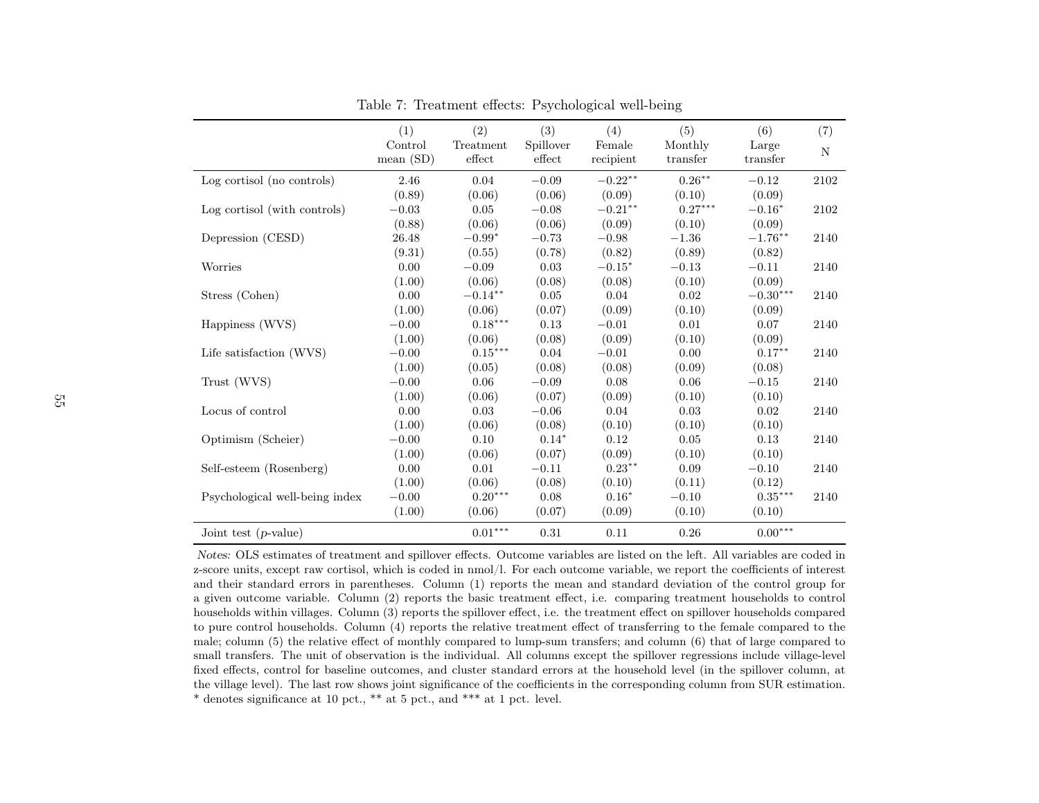Table 7: Treatment effects: Psychological well-being

| | (1) Control mean (SD) | (2) Treatment effect | (3) Spillover effect | (4) Female recipient | (5) Monthly transfer | (6) Large transfer | (7) N |
|---|---|---|---|---|---|---|---|
| Log cortisol (no controls) | 2.46 | 0.04 | −0.09 | −0.22** | 0.26** | −0.12 | 2102 |
| | (0.89) | (0.06) | (0.06) | (0.09) | (0.10) | (0.09) | |
| Log cortisol (with controls) | −0.03 | 0.05 | −0.08 | −0.21** | 0.27*** | −0.16* | 2102 |
| | (0.88) | (0.06) | (0.06) | (0.09) | (0.10) | (0.09) | |
| Depression (CESD) | 26.48 | −0.99* | −0.73 | −0.98 | −1.36 | −1.76** | 2140 |
| | (9.31) | (0.55) | (0.78) | (0.82) | (0.89) | (0.82) | |
| Worries | 0.00 | −0.09 | 0.03 | −0.15* | −0.13 | −0.11 | 2140 |
| | (1.00) | (0.06) | (0.08) | (0.08) | (0.10) | (0.09) | |
| Stress (Cohen) | 0.00 | −0.14** | 0.05 | 0.04 | 0.02 | −0.30*** | 2140 |
| | (1.00) | (0.06) | (0.07) | (0.09) | (0.10) | (0.09) | |
| Happiness (WVS) | −0.00 | 0.18*** | 0.13 | −0.01 | 0.01 | 0.07 | 2140 |
| | (1.00) | (0.06) | (0.08) | (0.09) | (0.10) | (0.09) | |
| Life satisfaction (WVS) | −0.00 | 0.15*** | 0.04 | −0.01 | 0.00 | 0.17** | 2140 |
| | (1.00) | (0.05) | (0.08) | (0.08) | (0.09) | (0.08) | |
| Trust (WVS) | −0.00 | 0.06 | −0.09 | 0.08 | 0.06 | −0.15 | 2140 |
| | (1.00) | (0.06) | (0.07) | (0.09) | (0.10) | (0.10) | |
| Locus of control | 0.00 | 0.03 | −0.06 | 0.04 | 0.03 | 0.02 | 2140 |
| | (1.00) | (0.06) | (0.08) | (0.10) | (0.10) | (0.10) | |
| Optimism (Scheier) | −0.00 | 0.10 | 0.14* | 0.12 | 0.05 | 0.13 | 2140 |
| | (1.00) | (0.06) | (0.07) | (0.09) | (0.10) | (0.10) | |
| Self-esteem (Rosenberg) | 0.00 | 0.01 | −0.11 | 0.23** | 0.09 | −0.10 | 2140 |
| | (1.00) | (0.06) | (0.08) | (0.10) | (0.11) | (0.12) | |
| Psychological well-being index | −0.00 | 0.20*** | 0.08 | 0.16* | −0.10 | 0.35*** | 2140 |
| | (1.00) | (0.06) | (0.07) | (0.09) | (0.10) | (0.10) | |
| Joint test ($p$-value) | | 0.01*** | 0.31 | 0.11 | 0.26 | 0.00*** | |

*Notes:* OLS estimates of treatment and spillover effects. Outcome variables are listed on the left. All variables are coded in z-score units, except raw cortisol, which is coded in nmol/l. For each outcome variable, we report the coefficients of interest and their standard errors in parentheses. Column (1) reports the mean and standard deviation of the control group for a given outcome variable. Column (2) reports the basic treatment effect, i.e. comparing treatment households to control households within villages. Column (3) reports the spillover effect, i.e. the treatment effect on spillover households compared to pure control households. Column (4) reports the relative treatment effect of transferring to the female compared to the male; column (5) the relative effect of monthly compared to lump-sum transfers; and column (6) that of large compared to small transfers. The unit of observation is the individual. All columns except the spillover regressions include village-level fixed effects, control for baseline outcomes, and cluster standard errors at the household level (in the spillover column, at the village level). The last row shows joint significance of the coefficients in the corresponding column from SUR estimation. * denotes significance at 10 pct., ** at 5 pct., and *** at 1 pct. level.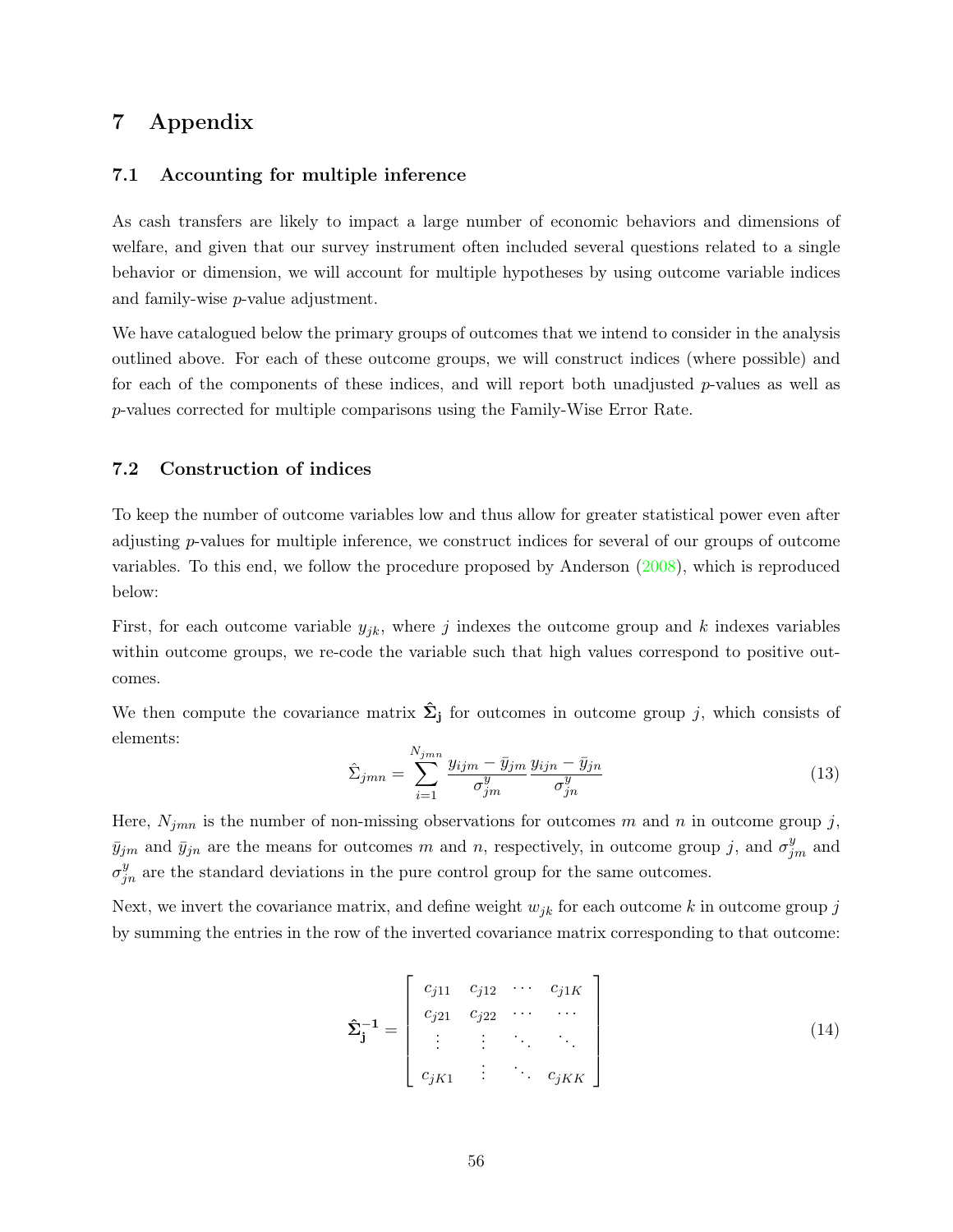# 7 Appendix

## 7.1 Accounting for multiple inference

As cash transfers are likely to impact a large number of economic behaviors and dimensions of welfare, and given that our survey instrument often included several questions related to a single behavior or dimension, we will account for multiple hypotheses by using outcome variable indices and family-wise $p$-value adjustment.

We have catalogued below the primary groups of outcomes that we intend to consider in the analysis outlined above. For each of these outcome groups, we will construct indices (where possible) and for each of the components of these indices, and will report both unadjusted $p$-values as well as $p$-values corrected for multiple comparisons using the Family-Wise Error Rate.

## 7.2 Construction of indices

To keep the number of outcome variables low and thus allow for greater statistical power even after adjusting $p$-values for multiple inference, we construct indices for several of our groups of outcome variables. To this end, we follow the procedure proposed by Anderson (2008), which is reproduced below:

First, for each outcome variable $y_{jk}$, where $j$ indexes the outcome group and $k$ indexes variables within outcome groups, we re-code the variable such that high values correspond to positive outcomes.

We then compute the covariance matrix $\mathbf{\hat{\Sigma}_j}$ for outcomes in outcome group $j$, which consists of elements:

$$\hat{\Sigma}_{jmn} = \sum_{i=1}^{N_{jmn}} \frac{y_{ijm} - \bar{y}_{jm}}{\sigma^y_{jm}} \frac{y_{ijn} - \bar{y}_{jn}}{\sigma^y_{jn}} \tag{13}$$

Here, $N_{jmn}$ is the number of non-missing observations for outcomes $m$ and $n$ in outcome group $j$, $\bar{y}_{jm}$ and $\bar{y}_{jn}$ are the means for outcomes $m$ and $n$, respectively, in outcome group $j$, and $\sigma^y_{jm}$ and $\sigma^y_{jn}$ are the standard deviations in the pure control group for the same outcomes.

Next, we invert the covariance matrix, and define weight $w_{jk}$ for each outcome $k$ in outcome group $j$ by summing the entries in the row of the inverted covariance matrix corresponding to that outcome:

$$\mathbf{\hat{\Sigma}_j^{-1}} = \begin{bmatrix} c_{j11} & c_{j12} & \cdots & c_{j1K} \\ c_{j21} & c_{j22} & \cdots & \cdots \\ \vdots & \vdots & \ddots & \ddots \\ c_{jK1} & \vdots & \ddots & c_{jKK} \end{bmatrix} \tag{14}$$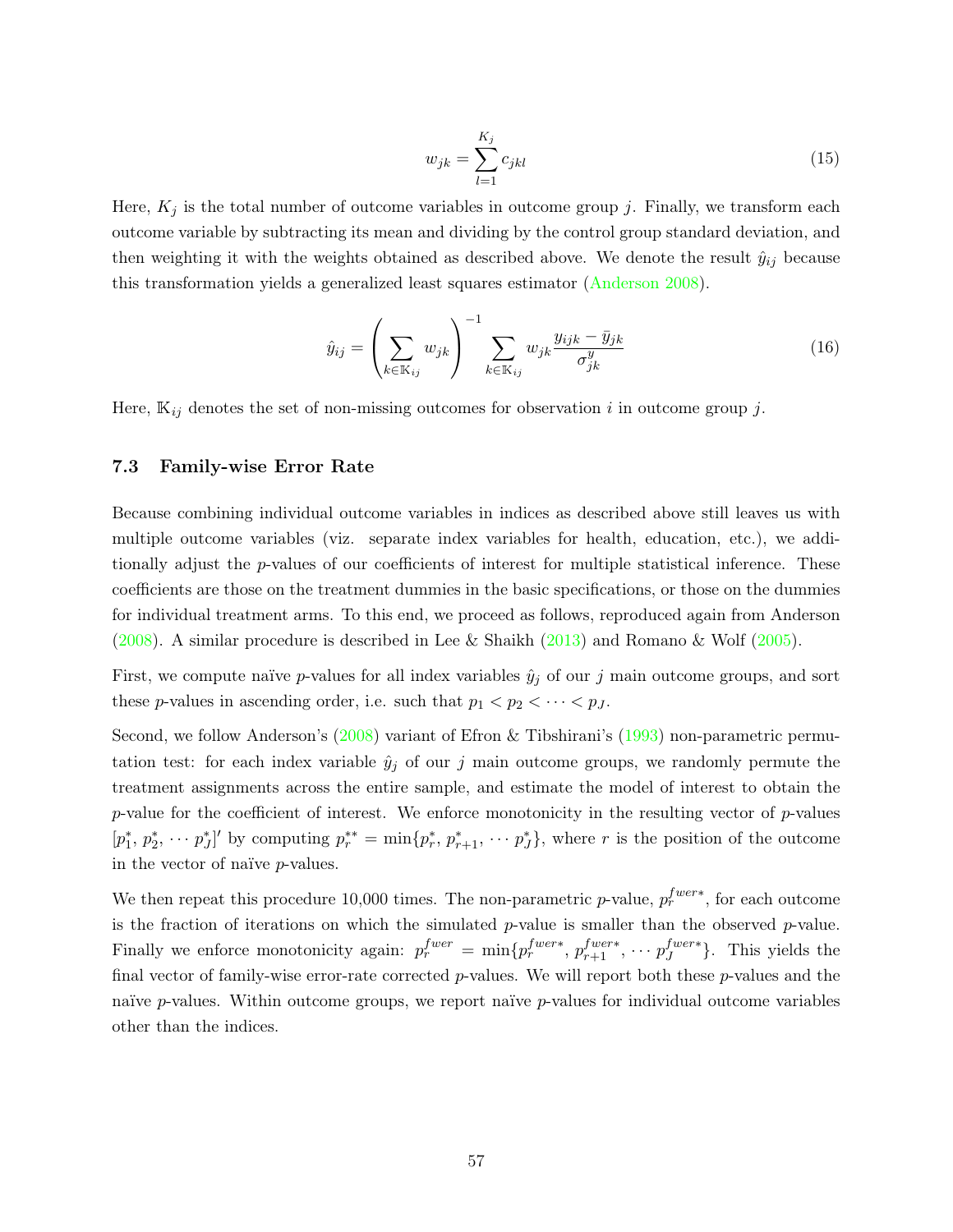$$w_{jk} = \sum_{l=1}^{K_j} c_{jkl} \tag{15}$$

Here, $K_j$ is the total number of outcome variables in outcome group $j$. Finally, we transform each outcome variable by subtracting its mean and dividing by the control group standard deviation, and then weighting it with the weights obtained as described above. We denote the result $\hat{y}_{ij}$ because this transformation yields a generalized least squares estimator (Anderson 2008).

$$\hat{y}_{ij} = \left( \sum_{k \in \mathbb{K}_{ij}} w_{jk} \right)^{-1} \sum_{k \in \mathbb{K}_{ij}} w_{jk} \frac{y_{ijk} - \bar{y}_{jk}}{\sigma^y_{jk}} \tag{16}$$

Here, $\mathbb{K}_{ij}$ denotes the set of non-missing outcomes for observation $i$ in outcome group $j$.

### 7.3 Family-wise Error Rate

Because combining individual outcome variables in indices as described above still leaves us with multiple outcome variables (viz. separate index variables for health, education, etc.), we additionally adjust the $p$-values of our coefficients of interest for multiple statistical inference. These coefficients are those on the treatment dummies in the basic specifications, or those on the dummies for individual treatment arms. To this end, we proceed as follows, reproduced again from Anderson (2008). A similar procedure is described in Lee & Shaikh (2013) and Romano & Wolf (2005).

First, we compute naïve $p$-values for all index variables $\hat{y}_j$ of our $j$ main outcome groups, and sort these $p$-values in ascending order, i.e. such that $p_1 < p_2 < \cdots < p_J$.

Second, we follow Anderson's (2008) variant of Efron & Tibshirani's (1993) non-parametric permutation test: for each index variable $\hat{y}_j$ of our $j$ main outcome groups, we randomly permute the treatment assignments across the entire sample, and estimate the model of interest to obtain the $p$-value for the coefficient of interest. We enforce monotonicity in the resulting vector of $p$-values $[p_1^*, p_2^*, \cdots p_J^*]'$ by computing $p_r^{**} = \min\{p_r^*, p_{r+1}^*, \cdots p_J^*\}$, where $r$ is the position of the outcome in the vector of naïve $p$-values.

We then repeat this procedure 10,000 times. The non-parametric $p$-value, $p_r^{fwer*}$, for each outcome is the fraction of iterations on which the simulated $p$-value is smaller than the observed $p$-value. Finally we enforce monotonicity again: $p_r^{fwer} = \min\{p_r^{fwer*}, p_{r+1}^{fwer*}, \cdots p_J^{fwer*}\}$. This yields the final vector of family-wise error-rate corrected $p$-values. We will report both these $p$-values and the naïve $p$-values. Within outcome groups, we report naïve $p$-values for individual outcome variables other than the indices.